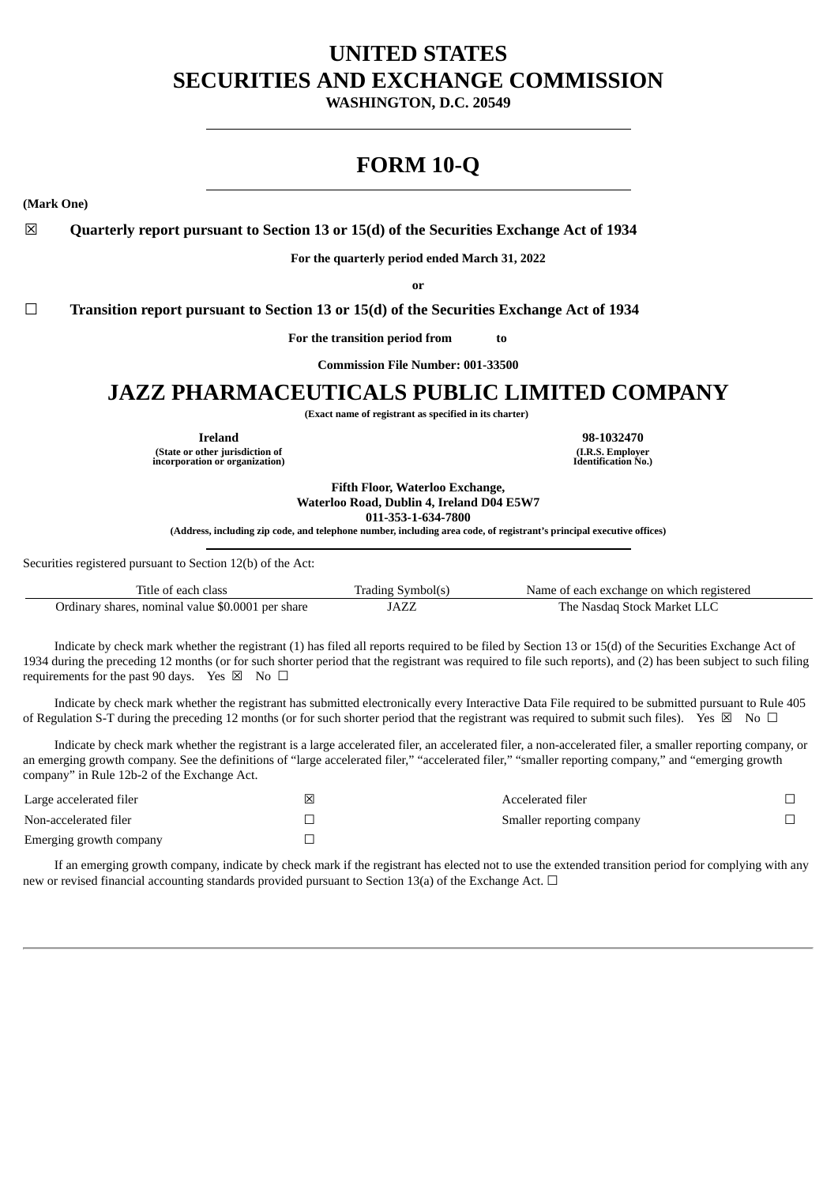# UNITED STATES
# SECURITIES AND EXCHANGE COMMISSION

**WASHINGTON, D.C. 20549**

---

# FORM 10-Q

---

**(Mark One)**

☒ **Quarterly report pursuant to Section 13 or 15(d) of the Securities Exchange Act of 1934**

**For the quarterly period ended March 31, 2022**

**or**

☐ **Transition report pursuant to Section 13 or 15(d) of the Securities Exchange Act of 1934**

**For the transition period from to**

**Commission File Number: 001-33500**

# JAZZ PHARMACEUTICALS PUBLIC LIMITED COMPANY

**(Exact name of registrant as specified in its charter)**

| **Ireland** | **98-1032470** |
|---|---|
| **(State or other jurisdiction of incorporation or organization)** | **(I.R.S. Employer Identification No.)** |

**Fifth Floor, Waterloo Exchange,**
**Waterloo Road, Dublin 4, Ireland D04 E5W7**
**011-353-1-634-7800**
**(Address, including zip code, and telephone number, including area code, of registrant's principal executive offices)**

---

Securities registered pursuant to Section 12(b) of the Act:

| Title of each class | Trading Symbol(s) | Name of each exchange on which registered |
|---|---|---|
| Ordinary shares, nominal value $0.0001 per share | JAZZ | The Nasdaq Stock Market LLC |

Indicate by check mark whether the registrant (1) has filed all reports required to be filed by Section 13 or 15(d) of the Securities Exchange Act of 1934 during the preceding 12 months (or for such shorter period that the registrant was required to file such reports), and (2) has been subject to such filing requirements for the past 90 days. Yes ☒ No ☐

Indicate by check mark whether the registrant has submitted electronically every Interactive Data File required to be submitted pursuant to Rule 405 of Regulation S-T during the preceding 12 months (or for such shorter period that the registrant was required to submit such files). Yes ☒ No ☐

Indicate by check mark whether the registrant is a large accelerated filer, an accelerated filer, a non-accelerated filer, a smaller reporting company, or an emerging growth company. See the definitions of "large accelerated filer," "accelerated filer," "smaller reporting company," and "emerging growth company" in Rule 12b-2 of the Exchange Act.

| | | | |
|---|---|---|---|
| Large accelerated filer | ☒ | Accelerated filer | ☐ |
| Non-accelerated filer | ☐ | Smaller reporting company | ☐ |
| Emerging growth company | ☐ | | |

If an emerging growth company, indicate by check mark if the registrant has elected not to use the extended transition period for complying with any new or revised financial accounting standards provided pursuant to Section 13(a) of the Exchange Act. ☐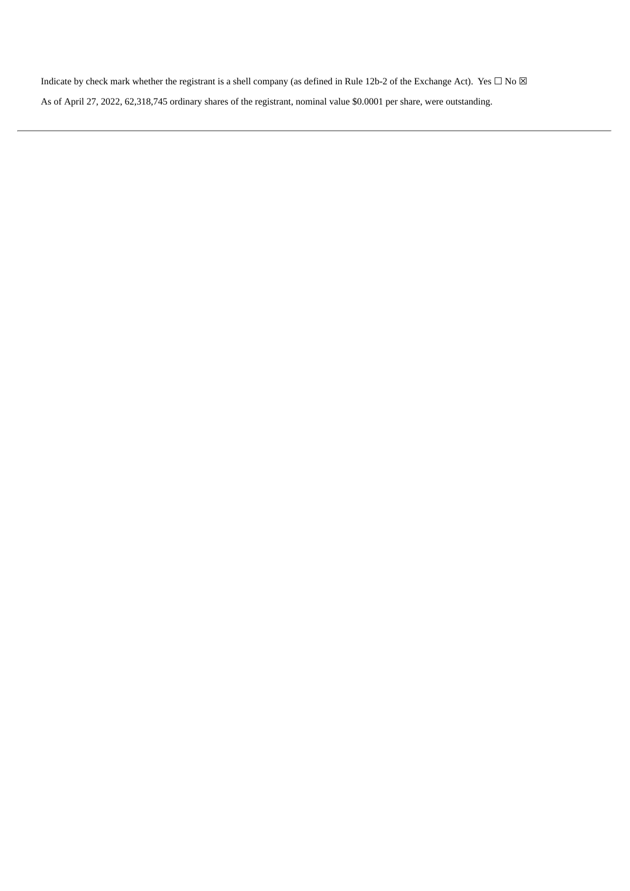Indicate by check mark whether the registrant is a shell company (as defined in Rule 12b-2 of the Exchange Act). Yes ☐ No ☒

As of April 27, 2022, 62,318,745 ordinary shares of the registrant, nominal value $0.0001 per share, were outstanding.

---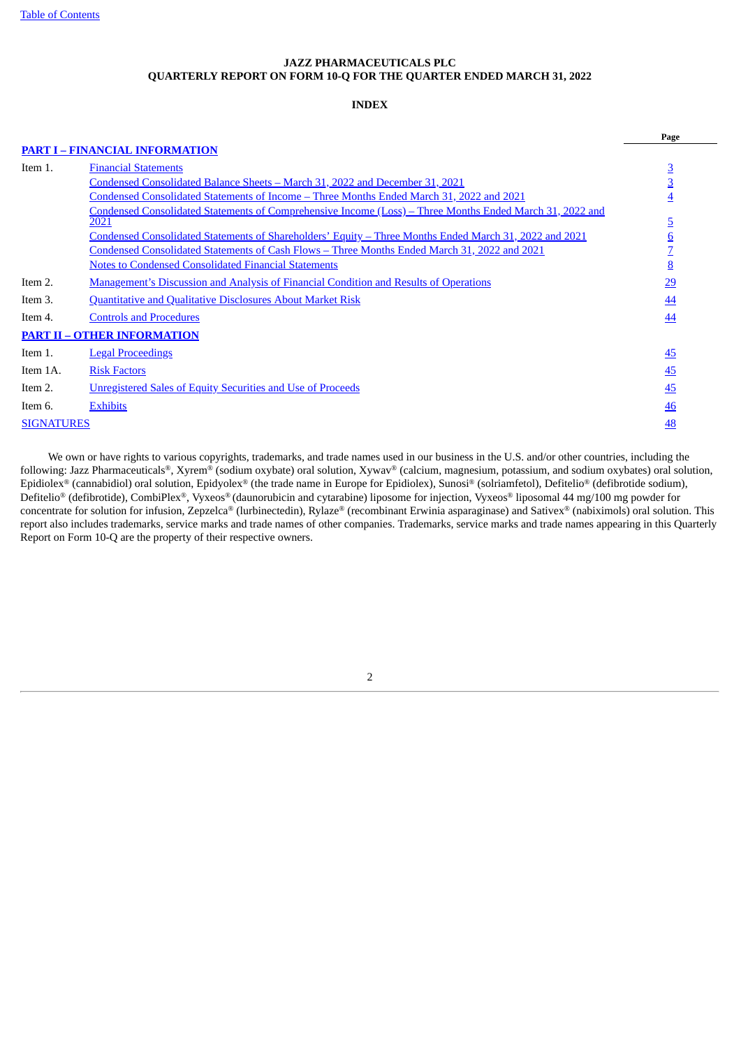**JAZZ PHARMACEUTICALS PLC**
**QUARTERLY REPORT ON FORM 10-Q FOR THE QUARTER ENDED MARCH 31, 2022**

**INDEX**

| | | Page |
|---|---|---|
| **PART I – FINANCIAL INFORMATION** | | |
| Item 1. | Financial Statements | 3 |
| | Condensed Consolidated Balance Sheets – March 31, 2022 and December 31, 2021 | 3 |
| | Condensed Consolidated Statements of Income – Three Months Ended March 31, 2022 and 2021 | 4 |
| | Condensed Consolidated Statements of Comprehensive Income (Loss) – Three Months Ended March 31, 2022 and 2021 | 5 |
| | Condensed Consolidated Statements of Shareholders' Equity – Three Months Ended March 31, 2022 and 2021 | 6 |
| | Condensed Consolidated Statements of Cash Flows – Three Months Ended March 31, 2022 and 2021 | 7 |
| | Notes to Condensed Consolidated Financial Statements | 8 |
| Item 2. | Management's Discussion and Analysis of Financial Condition and Results of Operations | 29 |
| Item 3. | Quantitative and Qualitative Disclosures About Market Risk | 44 |
| Item 4. | Controls and Procedures | 44 |
| **PART II – OTHER INFORMATION** | | |
| Item 1. | Legal Proceedings | 45 |
| Item 1A. | Risk Factors | 45 |
| Item 2. | Unregistered Sales of Equity Securities and Use of Proceeds | 45 |
| Item 6. | Exhibits | 46 |
| SIGNATURES | | 48 |

We own or have rights to various copyrights, trademarks, and trade names used in our business in the U.S. and/or other countries, including the following: Jazz Pharmaceuticals®, Xyrem® (sodium oxybate) oral solution, Xywav® (calcium, magnesium, potassium, and sodium oxybates) oral solution, Epidiolex® (cannabidiol) oral solution, Epidyolex® (the trade name in Europe for Epidiolex), Sunosi® (solriamfetol), Defitelio® (defibrotide sodium), Defitelio® (defibrotide), CombiPlex®, Vyxeos® (daunorubicin and cytarabine) liposome for injection, Vyxeos® liposomal 44 mg/100 mg powder for concentrate for solution for infusion, Zepzelca® (lurbinectedin), Rylaze® (recombinant Erwinia asparaginase) and Sativex® (nabiximols) oral solution. This report also includes trademarks, service marks and trade names of other companies. Trademarks, service marks and trade names appearing in this Quarterly Report on Form 10-Q are the property of their respective owners.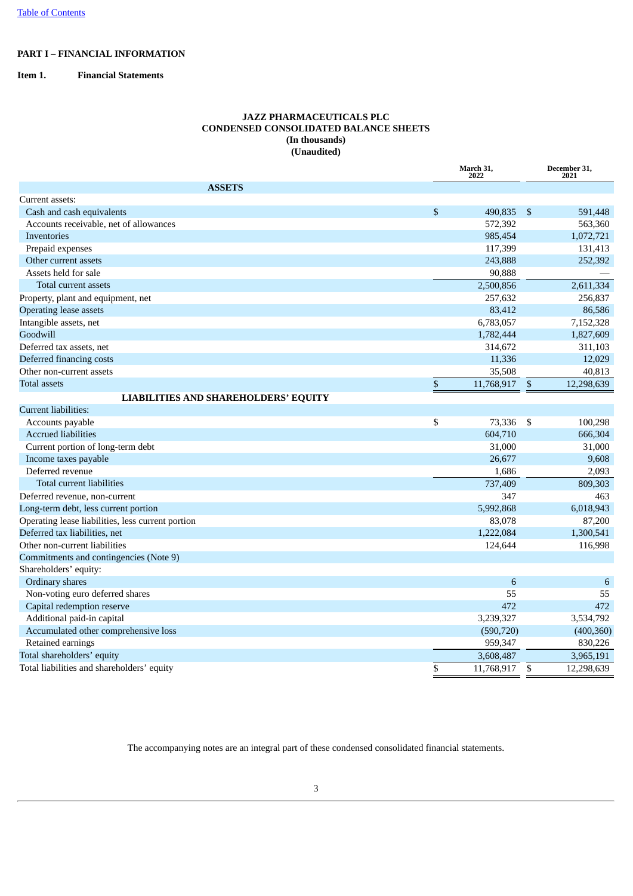[Table of Contents](#)

# PART I – FINANCIAL INFORMATION

## Item 1. Financial Statements

**JAZZ PHARMACEUTICALS PLC**
**CONDENSED CONSOLIDATED BALANCE SHEETS**
**(In thousands)**
**(Unaudited)**

| | March 31, 2022 | December 31, 2021 |
|---|---|---|
| **ASSETS** | | |
| Current assets: | | |
| Cash and cash equivalents | $ 490,835 | $ 591,448 |
| Accounts receivable, net of allowances | 572,392 | 563,360 |
| Inventories | 985,454 | 1,072,721 |
| Prepaid expenses | 117,399 | 131,413 |
| Other current assets | 243,888 | 252,392 |
| Assets held for sale | 90,888 | — |
| Total current assets | 2,500,856 | 2,611,334 |
| Property, plant and equipment, net | 257,632 | 256,837 |
| Operating lease assets | 83,412 | 86,586 |
| Intangible assets, net | 6,783,057 | 7,152,328 |
| Goodwill | 1,782,444 | 1,827,609 |
| Deferred tax assets, net | 314,672 | 311,103 |
| Deferred financing costs | 11,336 | 12,029 |
| Other non-current assets | 35,508 | 40,813 |
| Total assets | $ 11,768,917 | $ 12,298,639 |
| **LIABILITIES AND SHAREHOLDERS' EQUITY** | | |
| Current liabilities: | | |
| Accounts payable | $ 73,336 | $ 100,298 |
| Accrued liabilities | 604,710 | 666,304 |
| Current portion of long-term debt | 31,000 | 31,000 |
| Income taxes payable | 26,677 | 9,608 |
| Deferred revenue | 1,686 | 2,093 |
| Total current liabilities | 737,409 | 809,303 |
| Deferred revenue, non-current | 347 | 463 |
| Long-term debt, less current portion | 5,992,868 | 6,018,943 |
| Operating lease liabilities, less current portion | 83,078 | 87,200 |
| Deferred tax liabilities, net | 1,222,084 | 1,300,541 |
| Other non-current liabilities | 124,644 | 116,998 |
| Commitments and contingencies (Note 9) | | |
| Shareholders' equity: | | |
| Ordinary shares | 6 | 6 |
| Non-voting euro deferred shares | 55 | 55 |
| Capital redemption reserve | 472 | 472 |
| Additional paid-in capital | 3,239,327 | 3,534,792 |
| Accumulated other comprehensive loss | (590,720) | (400,360) |
| Retained earnings | 959,347 | 830,226 |
| Total shareholders' equity | 3,608,487 | 3,965,191 |
| Total liabilities and shareholders' equity | $ 11,768,917 | $ 12,298,639 |

The accompanying notes are an integral part of these condensed consolidated financial statements.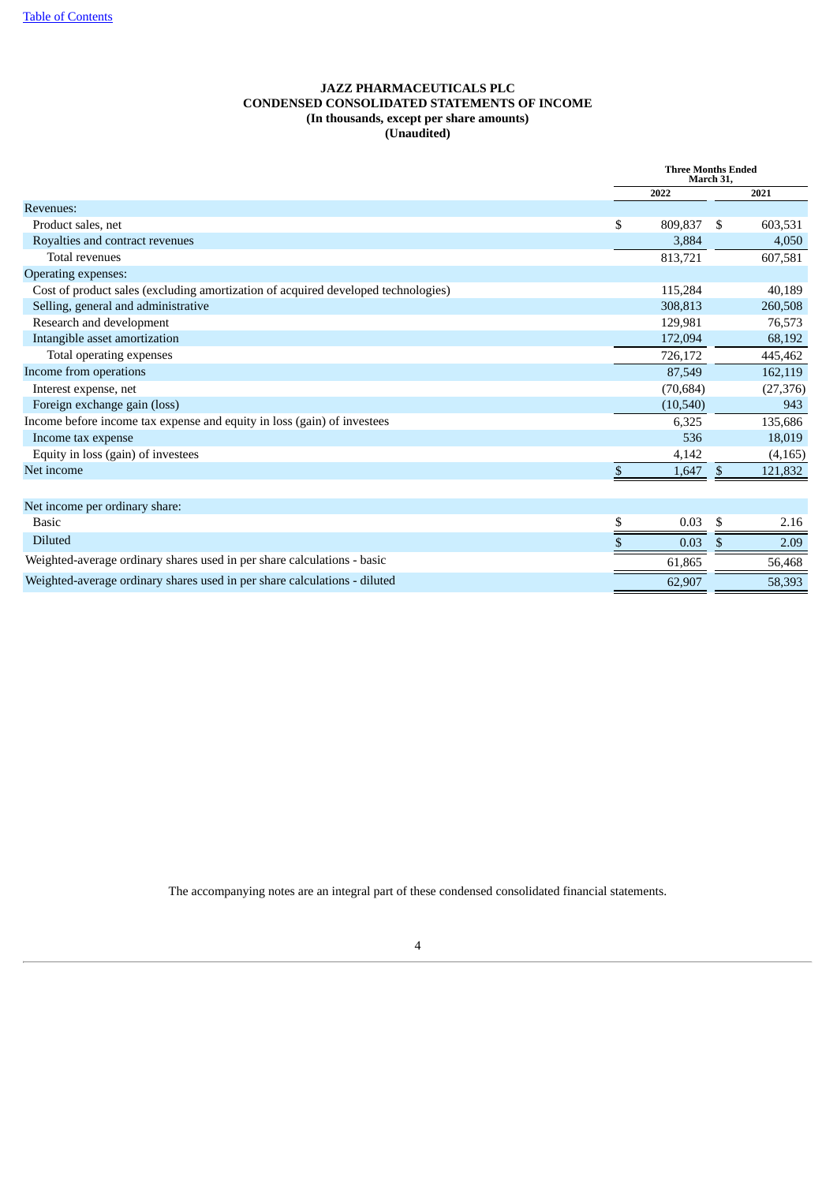# JAZZ PHARMACEUTICALS PLC
## CONDENSED CONSOLIDATED STATEMENTS OF INCOME
**(In thousands, except per share amounts)**
**(Unaudited)**

| | Three Months Ended March 31, | |
|---|---|---|
| | 2022 | 2021 |
| Revenues: | | |
| Product sales, net | $ 809,837 | $ 603,531 |
| Royalties and contract revenues | 3,884 | 4,050 |
| Total revenues | 813,721 | 607,581 |
| Operating expenses: | | |
| Cost of product sales (excluding amortization of acquired developed technologies) | 115,284 | 40,189 |
| Selling, general and administrative | 308,813 | 260,508 |
| Research and development | 129,981 | 76,573 |
| Intangible asset amortization | 172,094 | 68,192 |
| Total operating expenses | 726,172 | 445,462 |
| Income from operations | 87,549 | 162,119 |
| Interest expense, net | (70,684) | (27,376) |
| Foreign exchange gain (loss) | (10,540) | 943 |
| Income before income tax expense and equity in loss (gain) of investees | 6,325 | 135,686 |
| Income tax expense | 536 | 18,019 |
| Equity in loss (gain) of investees | 4,142 | (4,165) |
| Net income | $ 1,647 | $ 121,832 |
| | | |
| Net income per ordinary share: | | |
| Basic | $ 0.03 | $ 2.16 |
| Diluted | $ 0.03 | $ 2.09 |
| Weighted-average ordinary shares used in per share calculations - basic | 61,865 | 56,468 |
| Weighted-average ordinary shares used in per share calculations - diluted | 62,907 | 58,393 |

The accompanying notes are an integral part of these condensed consolidated financial statements.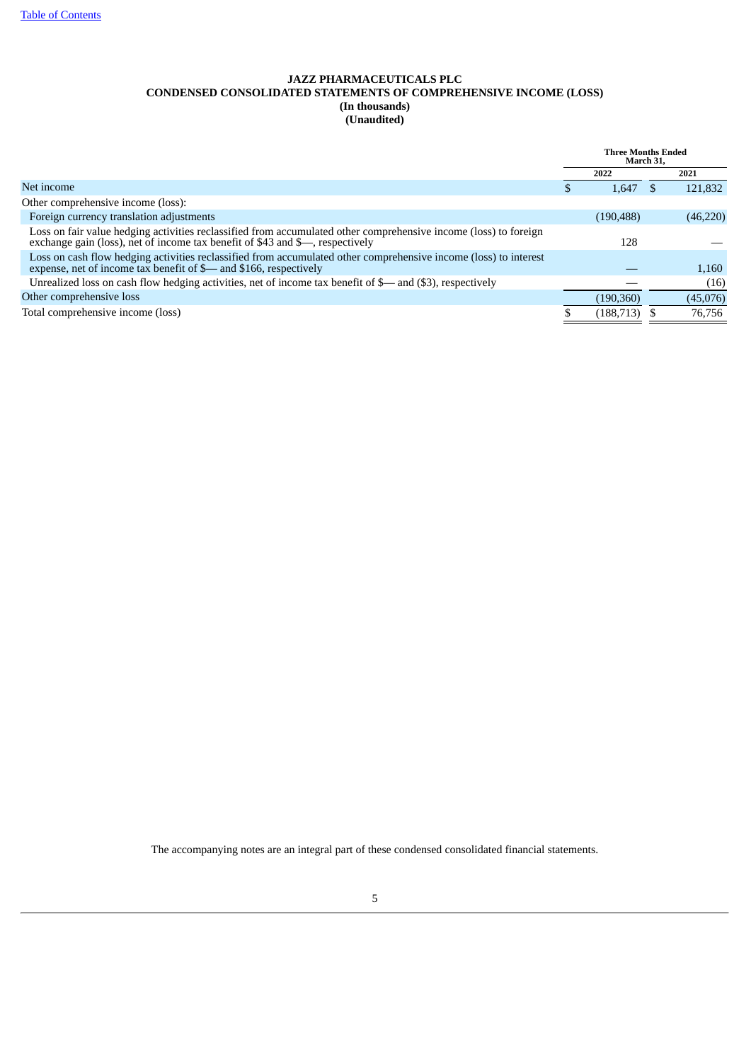**JAZZ PHARMACEUTICALS PLC**
**CONDENSED CONSOLIDATED STATEMENTS OF COMPREHENSIVE INCOME (LOSS)**
**(In thousands)**
**(Unaudited)**

| | Three Months Ended March 31, | |
|---|---|---|
| | 2022 | 2021 |
| Net income | $ 1,647 | $ 121,832 |
| Other comprehensive income (loss): | | |
| Foreign currency translation adjustments | (190,488) | (46,220) |
| Loss on fair value hedging activities reclassified from accumulated other comprehensive income (loss) to foreign exchange gain (loss), net of income tax benefit of $43 and $—, respectively | 128 | — |
| Loss on cash flow hedging activities reclassified from accumulated other comprehensive income (loss) to interest expense, net of income tax benefit of $— and $166, respectively | — | 1,160 |
| Unrealized loss on cash flow hedging activities, net of income tax benefit of $— and ($3), respectively | — | (16) |
| Other comprehensive loss | (190,360) | (45,076) |
| Total comprehensive income (loss) | $ (188,713) | $ 76,756 |

The accompanying notes are an integral part of these condensed consolidated financial statements.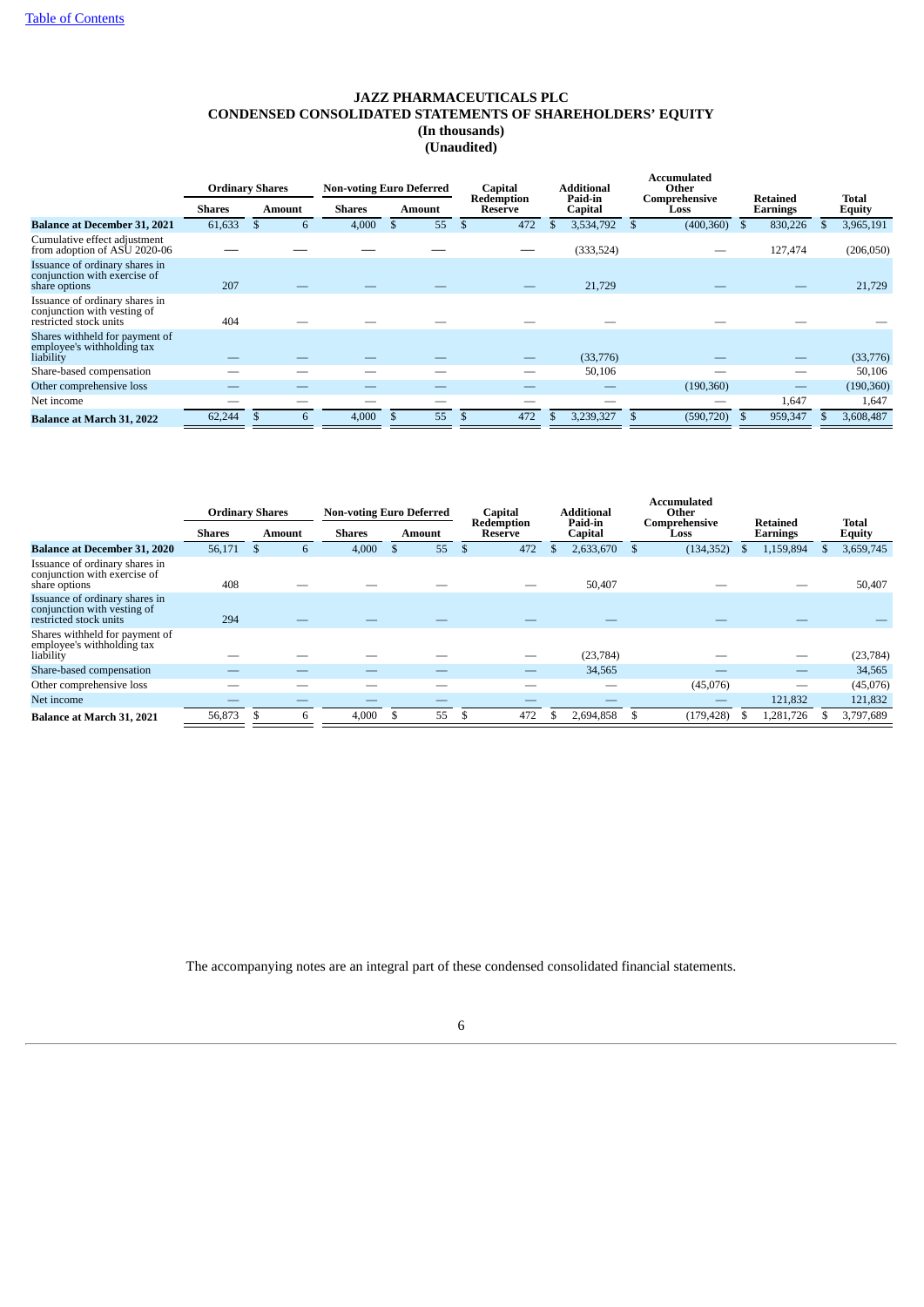# JAZZ PHARMACEUTICALS PLC
## CONDENSED CONSOLIDATED STATEMENTS OF SHAREHOLDERS' EQUITY
### (In thousands)
### (Unaudited)

| | Ordinary Shares | | Non-voting Euro Deferred | | Capital Redemption Reserve | Additional Paid-in Capital | Accumulated Other Comprehensive Loss | Retained Earnings | Total Equity |
|---|---|---|---|---|---|---|---|---|---|
| | Shares | Amount | Shares | Amount | | | | | |
| **Balance at December 31, 2021** | 61,633 | $ 6 | 4,000 | $ 55 | $ 472 | $ 3,534,792 | $ (400,360) | $ 830,226 | $ 3,965,191 |
| Cumulative effect adjustment from adoption of ASU 2020-06 | — | — | — | — | — | (333,524) | — | 127,474 | (206,050) |
| Issuance of ordinary shares in conjunction with exercise of share options | 207 | — | — | — | — | 21,729 | — | — | 21,729 |
| Issuance of ordinary shares in conjunction with vesting of restricted stock units | 404 | — | — | — | — | — | — | — | — |
| Shares withheld for payment of employee's withholding tax liability | — | — | — | — | — | (33,776) | — | — | (33,776) |
| Share-based compensation | — | — | — | — | — | 50,106 | — | — | 50,106 |
| Other comprehensive loss | — | — | — | — | — | — | (190,360) | — | (190,360) |
| Net income | — | — | — | — | — | — | — | 1,647 | 1,647 |
| **Balance at March 31, 2022** | 62,244 | $ 6 | 4,000 | $ 55 | $ 472 | $ 3,239,327 | $ (590,720) | $ 959,347 | $ 3,608,487 |

| | Ordinary Shares | | Non-voting Euro Deferred | | Capital Redemption Reserve | Additional Paid-in Capital | Accumulated Other Comprehensive Loss | Retained Earnings | Total Equity |
|---|---|---|---|---|---|---|---|---|---|
| | Shares | Amount | Shares | Amount | | | | | |
| **Balance at December 31, 2020** | 56,171 | $ 6 | 4,000 | $ 55 | $ 472 | $ 2,633,670 | $ (134,352) | $ 1,159,894 | $ 3,659,745 |
| Issuance of ordinary shares in conjunction with exercise of share options | 408 | — | — | — | — | 50,407 | — | — | 50,407 |
| Issuance of ordinary shares in conjunction with vesting of restricted stock units | 294 | — | — | — | — | — | — | — | — |
| Shares withheld for payment of employee's withholding tax liability | — | — | — | — | — | (23,784) | — | — | (23,784) |
| Share-based compensation | — | — | — | — | — | 34,565 | — | — | 34,565 |
| Other comprehensive loss | — | — | — | — | — | — | (45,076) | — | (45,076) |
| Net income | — | — | — | — | — | — | — | 121,832 | 121,832 |
| **Balance at March 31, 2021** | 56,873 | $ 6 | 4,000 | $ 55 | $ 472 | $ 2,694,858 | $ (179,428) | $ 1,281,726 | $ 3,797,689 |

The accompanying notes are an integral part of these condensed consolidated financial statements.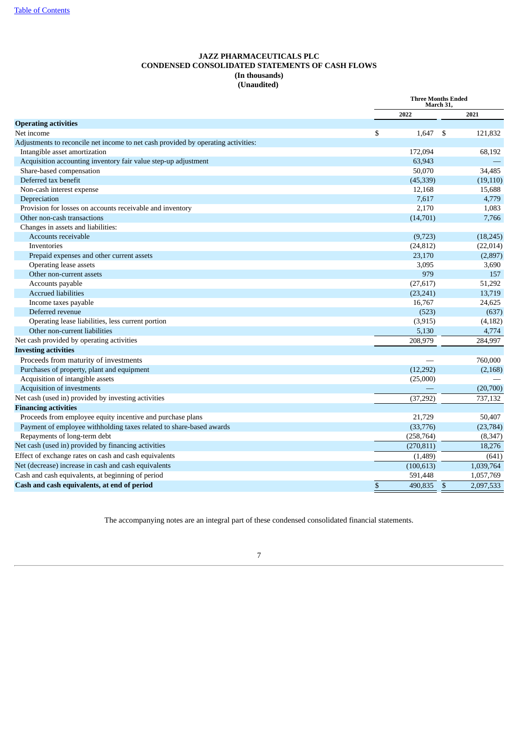# JAZZ PHARMACEUTICALS PLC
## CONDENSED CONSOLIDATED STATEMENTS OF CASH FLOWS
### (In thousands)
### (Unaudited)

| | Three Months Ended March 31, | |
|---|---|---|
| | 2022 | 2021 |
| **Operating activities** | | |
| Net income | $ 1,647 | $ 121,832 |
| Adjustments to reconcile net income to net cash provided by operating activities: | | |
| Intangible asset amortization | 172,094 | 68,192 |
| Acquisition accounting inventory fair value step-up adjustment | 63,943 | — |
| Share-based compensation | 50,070 | 34,485 |
| Deferred tax benefit | (45,339) | (19,110) |
| Non-cash interest expense | 12,168 | 15,688 |
| Depreciation | 7,617 | 4,779 |
| Provision for losses on accounts receivable and inventory | 2,170 | 1,083 |
| Other non-cash transactions | (14,701) | 7,766 |
| Changes in assets and liabilities: | | |
| Accounts receivable | (9,723) | (18,245) |
| Inventories | (24,812) | (22,014) |
| Prepaid expenses and other current assets | 23,170 | (2,897) |
| Operating lease assets | 3,095 | 3,690 |
| Other non-current assets | 979 | 157 |
| Accounts payable | (27,617) | 51,292 |
| Accrued liabilities | (23,241) | 13,719 |
| Income taxes payable | 16,767 | 24,625 |
| Deferred revenue | (523) | (637) |
| Operating lease liabilities, less current portion | (3,915) | (4,182) |
| Other non-current liabilities | 5,130 | 4,774 |
| Net cash provided by operating activities | 208,979 | 284,997 |
| **Investing activities** | | |
| Proceeds from maturity of investments | — | 760,000 |
| Purchases of property, plant and equipment | (12,292) | (2,168) |
| Acquisition of intangible assets | (25,000) | — |
| Acquisition of investments | — | (20,700) |
| Net cash (used in) provided by investing activities | (37,292) | 737,132 |
| **Financing activities** | | |
| Proceeds from employee equity incentive and purchase plans | 21,729 | 50,407 |
| Payment of employee withholding taxes related to share-based awards | (33,776) | (23,784) |
| Repayments of long-term debt | (258,764) | (8,347) |
| Net cash (used in) provided by financing activities | (270,811) | 18,276 |
| Effect of exchange rates on cash and cash equivalents | (1,489) | (641) |
| Net (decrease) increase in cash and cash equivalents | (100,613) | 1,039,764 |
| Cash and cash equivalents, at beginning of period | 591,448 | 1,057,769 |
| **Cash and cash equivalents, at end of period** | **$ 490,835** | **$ 2,097,533** |

The accompanying notes are an integral part of these condensed consolidated financial statements.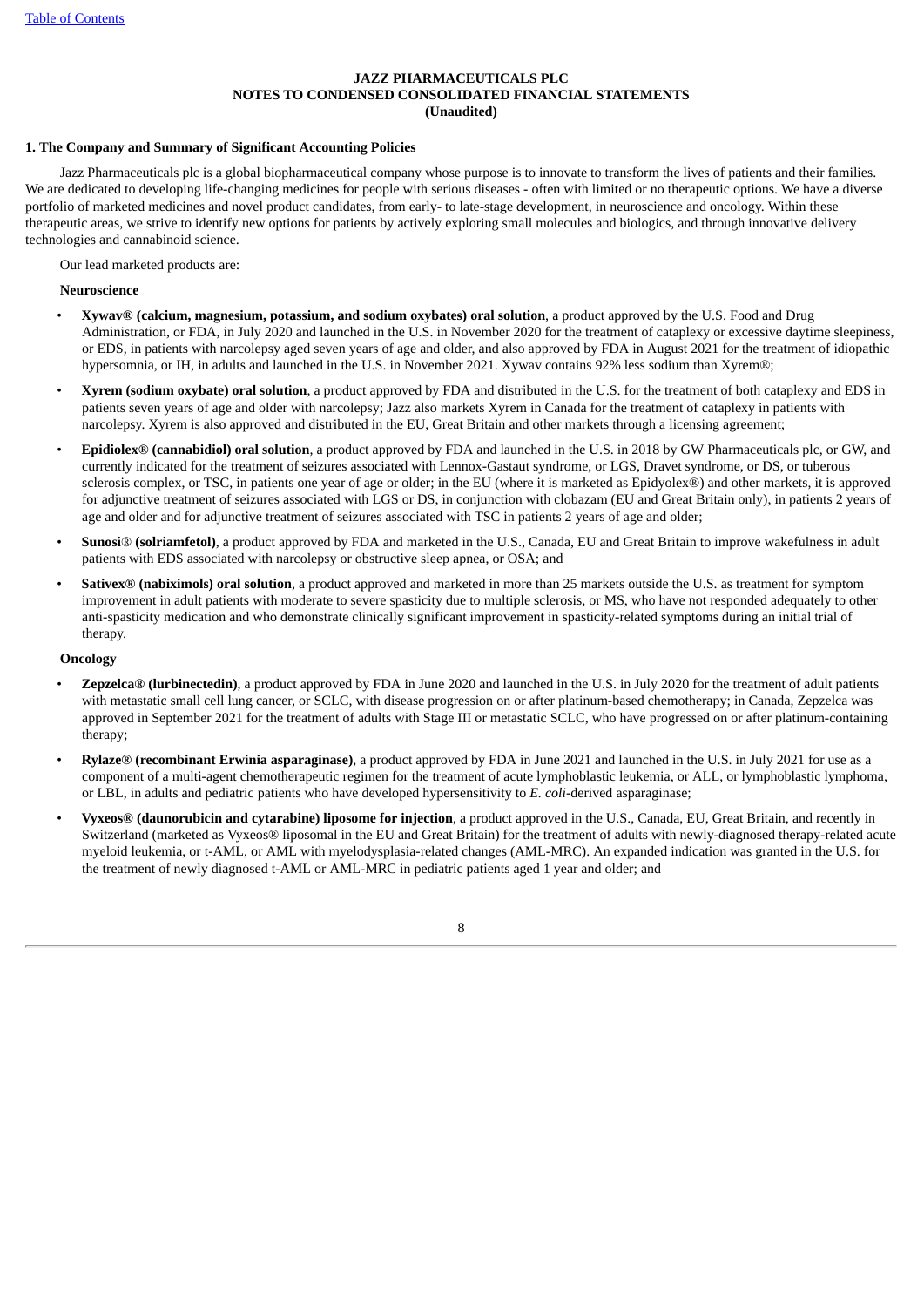**JAZZ PHARMACEUTICALS PLC**
**NOTES TO CONDENSED CONSOLIDATED FINANCIAL STATEMENTS**
**(Unaudited)**

**1. The Company and Summary of Significant Accounting Policies**

Jazz Pharmaceuticals plc is a global biopharmaceutical company whose purpose is to innovate to transform the lives of patients and their families. We are dedicated to developing life-changing medicines for people with serious diseases - often with limited or no therapeutic options. We have a diverse portfolio of marketed medicines and novel product candidates, from early- to late-stage development, in neuroscience and oncology. Within these therapeutic areas, we strive to identify new options for patients by actively exploring small molecules and biologics, and through innovative delivery technologies and cannabinoid science.

Our lead marketed products are:

**Neuroscience**

- **Xywav® (calcium, magnesium, potassium, and sodium oxybates) oral solution**, a product approved by the U.S. Food and Drug Administration, or FDA, in July 2020 and launched in the U.S. in November 2020 for the treatment of cataplexy or excessive daytime sleepiness, or EDS, in patients with narcolepsy aged seven years of age and older, and also approved by FDA in August 2021 for the treatment of idiopathic hypersomnia, or IH, in adults and launched in the U.S. in November 2021. Xywav contains 92% less sodium than Xyrem®;
- **Xyrem (sodium oxybate) oral solution**, a product approved by FDA and distributed in the U.S. for the treatment of both cataplexy and EDS in patients seven years of age and older with narcolepsy; Jazz also markets Xyrem in Canada for the treatment of cataplexy in patients with narcolepsy. Xyrem is also approved and distributed in the EU, Great Britain and other markets through a licensing agreement;
- **Epidiolex® (cannabidiol) oral solution**, a product approved by FDA and launched in the U.S. in 2018 by GW Pharmaceuticals plc, or GW, and currently indicated for the treatment of seizures associated with Lennox-Gastaut syndrome, or LGS, Dravet syndrome, or DS, or tuberous sclerosis complex, or TSC, in patients one year of age or older; in the EU (where it is marketed as Epidyolex®) and other markets, it is approved for adjunctive treatment of seizures associated with LGS or DS, in conjunction with clobazam (EU and Great Britain only), in patients 2 years of age and older and for adjunctive treatment of seizures associated with TSC in patients 2 years of age and older;
- **Sunosi® (solriamfetol)**, a product approved by FDA and marketed in the U.S., Canada, EU and Great Britain to improve wakefulness in adult patients with EDS associated with narcolepsy or obstructive sleep apnea, or OSA; and
- **Sativex® (nabiximols) oral solution**, a product approved and marketed in more than 25 markets outside the U.S. as treatment for symptom improvement in adult patients with moderate to severe spasticity due to multiple sclerosis, or MS, who have not responded adequately to other anti-spasticity medication and who demonstrate clinically significant improvement in spasticity-related symptoms during an initial trial of therapy.

**Oncology**

- **Zepzelca® (lurbinectedin)**, a product approved by FDA in June 2020 and launched in the U.S. in July 2020 for the treatment of adult patients with metastatic small cell lung cancer, or SCLC, with disease progression on or after platinum-based chemotherapy; in Canada, Zepzelca was approved in September 2021 for the treatment of adults with Stage III or metastatic SCLC, who have progressed on or after platinum-containing therapy;
- **Rylaze® (recombinant Erwinia asparaginase)**, a product approved by FDA in June 2021 and launched in the U.S. in July 2021 for use as a component of a multi-agent chemotherapeutic regimen for the treatment of acute lymphoblastic leukemia, or ALL, or lymphoblastic lymphoma, or LBL, in adults and pediatric patients who have developed hypersensitivity to *E. coli*-derived asparaginase;
- **Vyxeos® (daunorubicin and cytarabine) liposome for injection**, a product approved in the U.S., Canada, EU, Great Britain, and recently in Switzerland (marketed as Vyxeos® liposomal in the EU and Great Britain) for the treatment of adults with newly-diagnosed therapy-related acute myeloid leukemia, or t-AML, or AML with myelodysplasia-related changes (AML-MRC). An expanded indication was granted in the U.S. for the treatment of newly diagnosed t-AML or AML-MRC in pediatric patients aged 1 year and older; and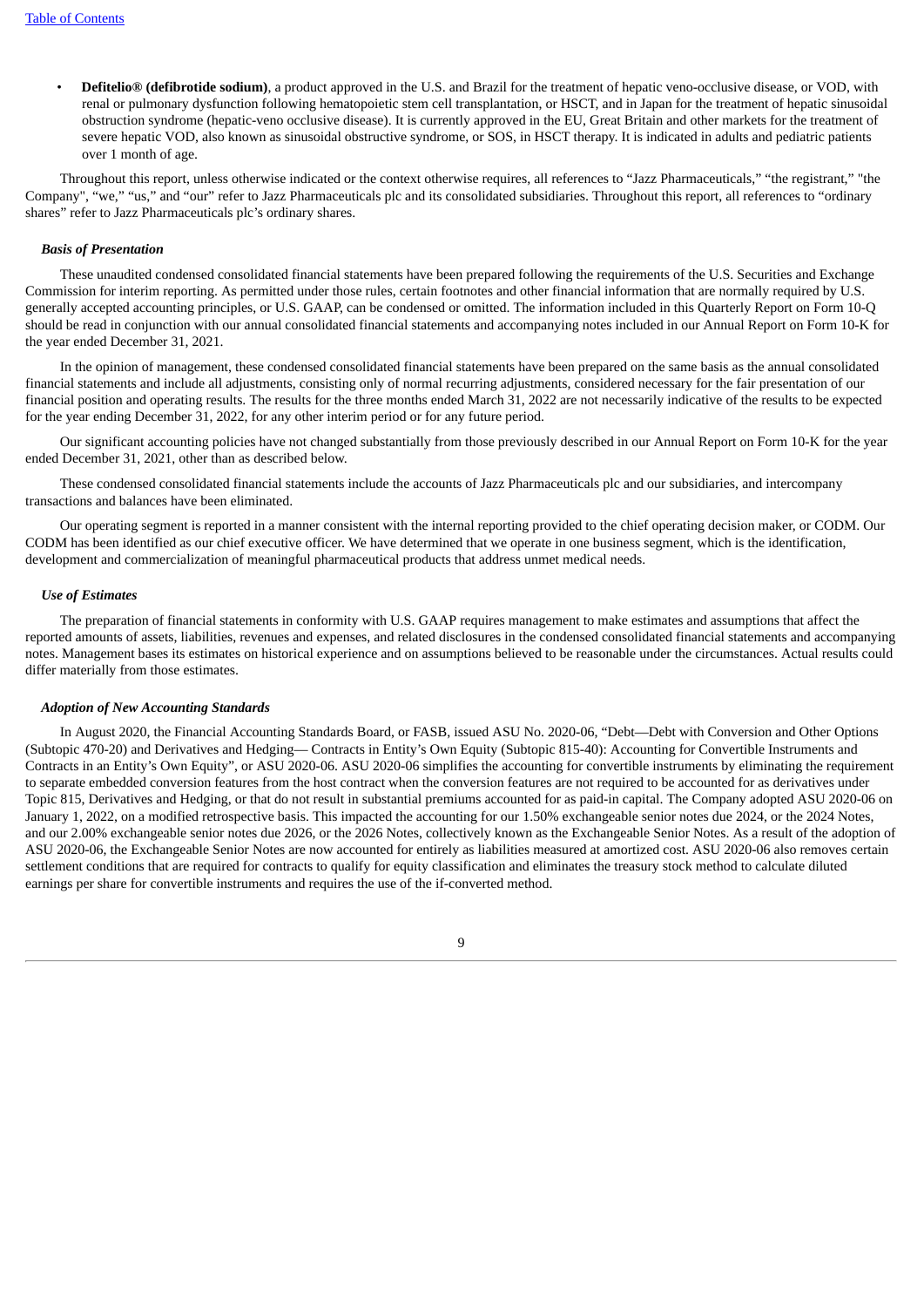- **Defitelio® (defibrotide sodium)**, a product approved in the U.S. and Brazil for the treatment of hepatic veno-occlusive disease, or VOD, with renal or pulmonary dysfunction following hematopoietic stem cell transplantation, or HSCT, and in Japan for the treatment of hepatic sinusoidal obstruction syndrome (hepatic-veno occlusive disease). It is currently approved in the EU, Great Britain and other markets for the treatment of severe hepatic VOD, also known as sinusoidal obstructive syndrome, or SOS, in HSCT therapy. It is indicated in adults and pediatric patients over 1 month of age.

Throughout this report, unless otherwise indicated or the context otherwise requires, all references to "Jazz Pharmaceuticals," "the registrant," "the Company", "we," "us," and "our" refer to Jazz Pharmaceuticals plc and its consolidated subsidiaries. Throughout this report, all references to "ordinary shares" refer to Jazz Pharmaceuticals plc's ordinary shares.

***Basis of Presentation***

These unaudited condensed consolidated financial statements have been prepared following the requirements of the U.S. Securities and Exchange Commission for interim reporting. As permitted under those rules, certain footnotes and other financial information that are normally required by U.S. generally accepted accounting principles, or U.S. GAAP, can be condensed or omitted. The information included in this Quarterly Report on Form 10-Q should be read in conjunction with our annual consolidated financial statements and accompanying notes included in our Annual Report on Form 10-K for the year ended December 31, 2021.

In the opinion of management, these condensed consolidated financial statements have been prepared on the same basis as the annual consolidated financial statements and include all adjustments, consisting only of normal recurring adjustments, considered necessary for the fair presentation of our financial position and operating results. The results for the three months ended March 31, 2022 are not necessarily indicative of the results to be expected for the year ending December 31, 2022, for any other interim period or for any future period.

Our significant accounting policies have not changed substantially from those previously described in our Annual Report on Form 10-K for the year ended December 31, 2021, other than as described below.

These condensed consolidated financial statements include the accounts of Jazz Pharmaceuticals plc and our subsidiaries, and intercompany transactions and balances have been eliminated.

Our operating segment is reported in a manner consistent with the internal reporting provided to the chief operating decision maker, or CODM. Our CODM has been identified as our chief executive officer. We have determined that we operate in one business segment, which is the identification, development and commercialization of meaningful pharmaceutical products that address unmet medical needs.

***Use of Estimates***

The preparation of financial statements in conformity with U.S. GAAP requires management to make estimates and assumptions that affect the reported amounts of assets, liabilities, revenues and expenses, and related disclosures in the condensed consolidated financial statements and accompanying notes. Management bases its estimates on historical experience and on assumptions believed to be reasonable under the circumstances. Actual results could differ materially from those estimates.

***Adoption of New Accounting Standards***

In August 2020, the Financial Accounting Standards Board, or FASB, issued ASU No. 2020-06, "Debt—Debt with Conversion and Other Options (Subtopic 470-20) and Derivatives and Hedging— Contracts in Entity's Own Equity (Subtopic 815-40): Accounting for Convertible Instruments and Contracts in an Entity's Own Equity", or ASU 2020-06. ASU 2020-06 simplifies the accounting for convertible instruments by eliminating the requirement to separate embedded conversion features from the host contract when the conversion features are not required to be accounted for as derivatives under Topic 815, Derivatives and Hedging, or that do not result in substantial premiums accounted for as paid-in capital. The Company adopted ASU 2020-06 on January 1, 2022, on a modified retrospective basis. This impacted the accounting for our 1.50% exchangeable senior notes due 2024, or the 2024 Notes, and our 2.00% exchangeable senior notes due 2026, or the 2026 Notes, collectively known as the Exchangeable Senior Notes. As a result of the adoption of ASU 2020-06, the Exchangeable Senior Notes are now accounted for entirely as liabilities measured at amortized cost. ASU 2020-06 also removes certain settlement conditions that are required for contracts to qualify for equity classification and eliminates the treasury stock method to calculate diluted earnings per share for convertible instruments and requires the use of the if-converted method.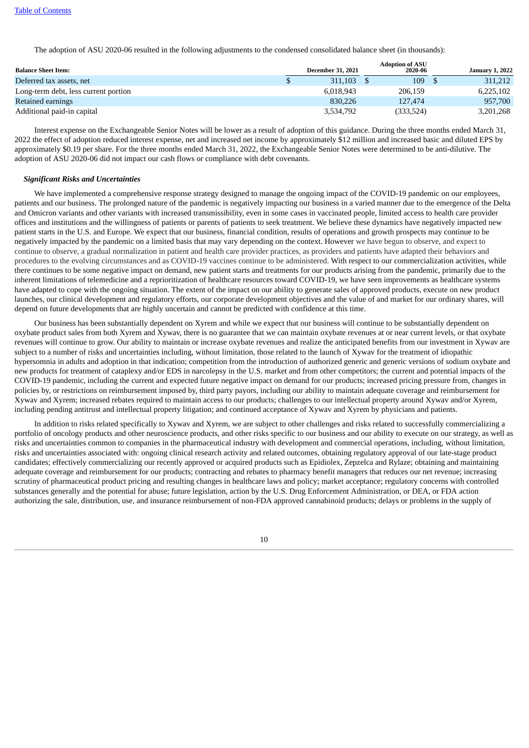The adoption of ASU 2020-06 resulted in the following adjustments to the condensed consolidated balance sheet (in thousands):

| Balance Sheet Item: | December 31, 2021 | Adoption of ASU 2020-06 | January 1, 2022 |
|---|---|---|---|
| Deferred tax assets, net | $ 311,103 | $ 109 | $ 311,212 |
| Long-term debt, less current portion | 6,018,943 | 206,159 | 6,225,102 |
| Retained earnings | 830,226 | 127,474 | 957,700 |
| Additional paid-in capital | 3,534,792 | (333,524) | 3,201,268 |

Interest expense on the Exchangeable Senior Notes will be lower as a result of adoption of this guidance. During the three months ended March 31, 2022 the effect of adoption reduced interest expense, net and increased net income by approximately $12 million and increased basic and diluted EPS by approximately $0.19 per share. For the three months ended March 31, 2022, the Exchangeable Senior Notes were determined to be anti-dilutive. The adoption of ASU 2020-06 did not impact our cash flows or compliance with debt covenants.

***Significant Risks and Uncertainties***

We have implemented a comprehensive response strategy designed to manage the ongoing impact of the COVID-19 pandemic on our employees, patients and our business. The prolonged nature of the pandemic is negatively impacting our business in a varied manner due to the emergence of the Delta and Omicron variants and other variants with increased transmissibility, even in some cases in vaccinated people, limited access to health care provider offices and institutions and the willingness of patients or parents of patients to seek treatment. We believe these dynamics have negatively impacted new patient starts in the U.S. and Europe. We expect that our business, financial condition, results of operations and growth prospects may continue to be negatively impacted by the pandemic on a limited basis that may vary depending on the context. However we have begun to observe, and expect to continue to observe, a gradual normalization in patient and health care provider practices, as providers and patients have adapted their behaviors and procedures to the evolving circumstances and as COVID-19 vaccines continue to be administered. With respect to our commercialization activities, while there continues to be some negative impact on demand, new patient starts and treatments for our products arising from the pandemic, primarily due to the inherent limitations of telemedicine and a reprioritization of healthcare resources toward COVID-19, we have seen improvements as healthcare systems have adapted to cope with the ongoing situation. The extent of the impact on our ability to generate sales of approved products, execute on new product launches, our clinical development and regulatory efforts, our corporate development objectives and the value of and market for our ordinary shares, will depend on future developments that are highly uncertain and cannot be predicted with confidence at this time.

Our business has been substantially dependent on Xyrem and while we expect that our business will continue to be substantially dependent on oxybate product sales from both Xyrem and Xywav, there is no guarantee that we can maintain oxybate revenues at or near current levels, or that oxybate revenues will continue to grow. Our ability to maintain or increase oxybate revenues and realize the anticipated benefits from our investment in Xywav are subject to a number of risks and uncertainties including, without limitation, those related to the launch of Xywav for the treatment of idiopathic hypersomnia in adults and adoption in that indication; competition from the introduction of authorized generic and generic versions of sodium oxybate and new products for treatment of cataplexy and/or EDS in narcolepsy in the U.S. market and from other competitors; the current and potential impacts of the COVID-19 pandemic, including the current and expected future negative impact on demand for our products; increased pricing pressure from, changes in policies by, or restrictions on reimbursement imposed by, third party payors, including our ability to maintain adequate coverage and reimbursement for Xywav and Xyrem; increased rebates required to maintain access to our products; challenges to our intellectual property around Xywav and/or Xyrem, including pending antitrust and intellectual property litigation; and continued acceptance of Xywav and Xyrem by physicians and patients.

In addition to risks related specifically to Xywav and Xyrem, we are subject to other challenges and risks related to successfully commercializing a portfolio of oncology products and other neuroscience products, and other risks specific to our business and our ability to execute on our strategy, as well as risks and uncertainties common to companies in the pharmaceutical industry with development and commercial operations, including, without limitation, risks and uncertainties associated with: ongoing clinical research activity and related outcomes, obtaining regulatory approval of our late-stage product candidates; effectively commercializing our recently approved or acquired products such as Epidiolex, Zepzelca and Rylaze; obtaining and maintaining adequate coverage and reimbursement for our products; contracting and rebates to pharmacy benefit managers that reduces our net revenue; increasing scrutiny of pharmaceutical product pricing and resulting changes in healthcare laws and policy; market acceptance; regulatory concerns with controlled substances generally and the potential for abuse; future legislation, action by the U.S. Drug Enforcement Administration, or DEA, or FDA action authorizing the sale, distribution, use, and insurance reimbursement of non-FDA approved cannabinoid products; delays or problems in the supply of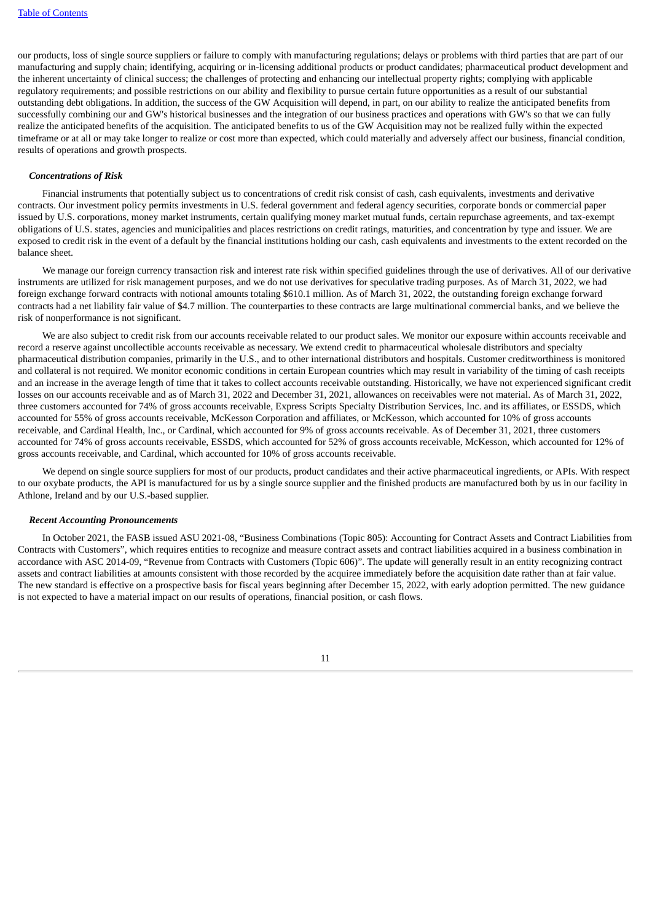our products, loss of single source suppliers or failure to comply with manufacturing regulations; delays or problems with third parties that are part of our manufacturing and supply chain; identifying, acquiring or in-licensing additional products or product candidates; pharmaceutical product development and the inherent uncertainty of clinical success; the challenges of protecting and enhancing our intellectual property rights; complying with applicable regulatory requirements; and possible restrictions on our ability and flexibility to pursue certain future opportunities as a result of our substantial outstanding debt obligations. In addition, the success of the GW Acquisition will depend, in part, on our ability to realize the anticipated benefits from successfully combining our and GW's historical businesses and the integration of our business practices and operations with GW's so that we can fully realize the anticipated benefits of the acquisition. The anticipated benefits to us of the GW Acquisition may not be realized fully within the expected timeframe or at all or may take longer to realize or cost more than expected, which could materially and adversely affect our business, financial condition, results of operations and growth prospects.

***Concentrations of Risk***

Financial instruments that potentially subject us to concentrations of credit risk consist of cash, cash equivalents, investments and derivative contracts. Our investment policy permits investments in U.S. federal government and federal agency securities, corporate bonds or commercial paper issued by U.S. corporations, money market instruments, certain qualifying money market mutual funds, certain repurchase agreements, and tax-exempt obligations of U.S. states, agencies and municipalities and places restrictions on credit ratings, maturities, and concentration by type and issuer. We are exposed to credit risk in the event of a default by the financial institutions holding our cash, cash equivalents and investments to the extent recorded on the balance sheet.

We manage our foreign currency transaction risk and interest rate risk within specified guidelines through the use of derivatives. All of our derivative instruments are utilized for risk management purposes, and we do not use derivatives for speculative trading purposes. As of March 31, 2022, we had foreign exchange forward contracts with notional amounts totaling $610.1 million. As of March 31, 2022, the outstanding foreign exchange forward contracts had a net liability fair value of $4.7 million. The counterparties to these contracts are large multinational commercial banks, and we believe the risk of nonperformance is not significant.

We are also subject to credit risk from our accounts receivable related to our product sales. We monitor our exposure within accounts receivable and record a reserve against uncollectible accounts receivable as necessary. We extend credit to pharmaceutical wholesale distributors and specialty pharmaceutical distribution companies, primarily in the U.S., and to other international distributors and hospitals. Customer creditworthiness is monitored and collateral is not required. We monitor economic conditions in certain European countries which may result in variability of the timing of cash receipts and an increase in the average length of time that it takes to collect accounts receivable outstanding. Historically, we have not experienced significant credit losses on our accounts receivable and as of March 31, 2022 and December 31, 2021, allowances on receivables were not material. As of March 31, 2022, three customers accounted for 74% of gross accounts receivable, Express Scripts Specialty Distribution Services, Inc. and its affiliates, or ESSDS, which accounted for 55% of gross accounts receivable, McKesson Corporation and affiliates, or McKesson, which accounted for 10% of gross accounts receivable, and Cardinal Health, Inc., or Cardinal, which accounted for 9% of gross accounts receivable. As of December 31, 2021, three customers accounted for 74% of gross accounts receivable, ESSDS, which accounted for 52% of gross accounts receivable, McKesson, which accounted for 12% of gross accounts receivable, and Cardinal, which accounted for 10% of gross accounts receivable.

We depend on single source suppliers for most of our products, product candidates and their active pharmaceutical ingredients, or APIs. With respect to our oxybate products, the API is manufactured for us by a single source supplier and the finished products are manufactured both by us in our facility in Athlone, Ireland and by our U.S.-based supplier.

***Recent Accounting Pronouncements***

In October 2021, the FASB issued ASU 2021-08, "Business Combinations (Topic 805): Accounting for Contract Assets and Contract Liabilities from Contracts with Customers", which requires entities to recognize and measure contract assets and contract liabilities acquired in a business combination in accordance with ASC 2014-09, "Revenue from Contracts with Customers (Topic 606)". The update will generally result in an entity recognizing contract assets and contract liabilities at amounts consistent with those recorded by the acquiree immediately before the acquisition date rather than at fair value. The new standard is effective on a prospective basis for fiscal years beginning after December 15, 2022, with early adoption permitted. The new guidance is not expected to have a material impact on our results of operations, financial position, or cash flows.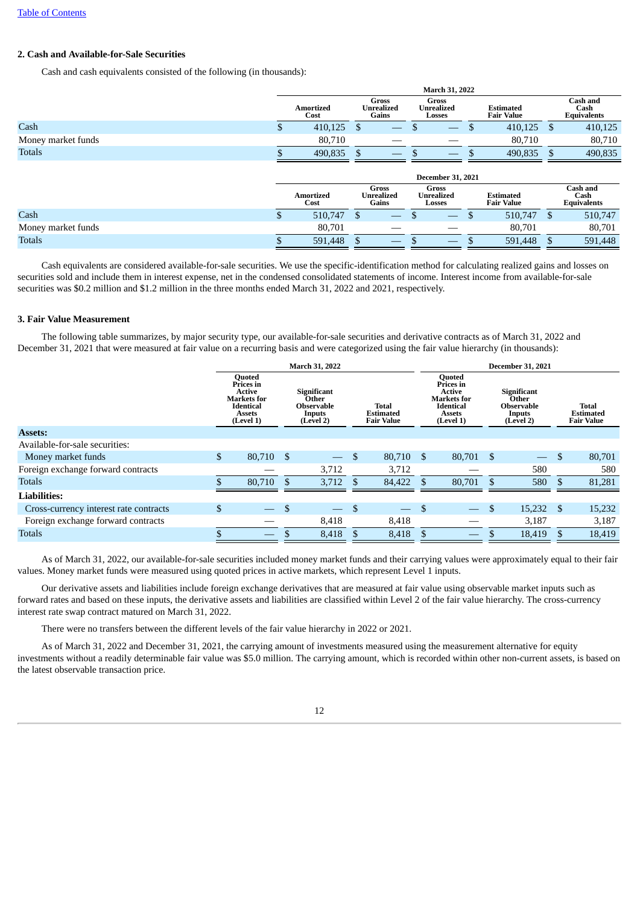[Table of Contents](#)

## 2. Cash and Available-for-Sale Securities

Cash and cash equivalents consisted of the following (in thousands):

| | March 31, 2022 | | | | |
|---|---|---|---|---|---|
| | Amortized Cost | Gross Unrealized Gains | Gross Unrealized Losses | Estimated Fair Value | Cash and Cash Equivalents |
| Cash | $ 410,125 | $ — | $ — | $ 410,125 | $ 410,125 |
| Money market funds | 80,710 | — | — | 80,710 | 80,710 |
| Totals | $ 490,835 | $ — | $ — | $ 490,835 | $ 490,835 |

| | December 31, 2021 | | | | |
|---|---|---|---|---|---|
| | Amortized Cost | Gross Unrealized Gains | Gross Unrealized Losses | Estimated Fair Value | Cash and Cash Equivalents |
| Cash | $ 510,747 | $ — | $ — | $ 510,747 | $ 510,747 |
| Money market funds | 80,701 | — | — | 80,701 | 80,701 |
| Totals | $ 591,448 | $ — | $ — | $ 591,448 | $ 591,448 |

Cash equivalents are considered available-for-sale securities. We use the specific-identification method for calculating realized gains and losses on securities sold and include them in interest expense, net in the condensed consolidated statements of income. Interest income from available-for-sale securities was $0.2 million and $1.2 million in the three months ended March 31, 2022 and 2021, respectively.

## 3. Fair Value Measurement

The following table summarizes, by major security type, our available-for-sale securities and derivative contracts as of March 31, 2022 and December 31, 2021 that were measured at fair value on a recurring basis and were categorized using the fair value hierarchy (in thousands):

| | March 31, 2022 | | | December 31, 2021 | | |
|---|---|---|---|---|---|---|
| | Quoted Prices in Active Markets for Identical Assets (Level 1) | Significant Other Observable Inputs (Level 2) | Total Estimated Fair Value | Quoted Prices in Active Markets for Identical Assets (Level 1) | Significant Other Observable Inputs (Level 2) | Total Estimated Fair Value |
| **Assets:** | | | | | | |
| Available-for-sale securities: | | | | | | |
| Money market funds | $ 80,710 | $ — | $ 80,710 | $ 80,701 | $ — | $ 80,701 |
| Foreign exchange forward contracts | — | 3,712 | 3,712 | — | 580 | 580 |
| Totals | $ 80,710 | $ 3,712 | $ 84,422 | $ 80,701 | $ 580 | $ 81,281 |
| **Liabilities:** | | | | | | |
| Cross-currency interest rate contracts | $ — | $ — | $ — | $ — | $ 15,232 | $ 15,232 |
| Foreign exchange forward contracts | — | 8,418 | 8,418 | — | 3,187 | 3,187 |
| Totals | $ — | $ 8,418 | $ 8,418 | $ — | $ 18,419 | $ 18,419 |

As of March 31, 2022, our available-for-sale securities included money market funds and their carrying values were approximately equal to their fair values. Money market funds were measured using quoted prices in active markets, which represent Level 1 inputs.

Our derivative assets and liabilities include foreign exchange derivatives that are measured at fair value using observable market inputs such as forward rates and based on these inputs, the derivative assets and liabilities are classified within Level 2 of the fair value hierarchy. The cross-currency interest rate swap contract matured on March 31, 2022.

There were no transfers between the different levels of the fair value hierarchy in 2022 or 2021.

As of March 31, 2022 and December 31, 2021, the carrying amount of investments measured using the measurement alternative for equity investments without a readily determinable fair value was $5.0 million. The carrying amount, which is recorded within other non-current assets, is based on the latest observable transaction price.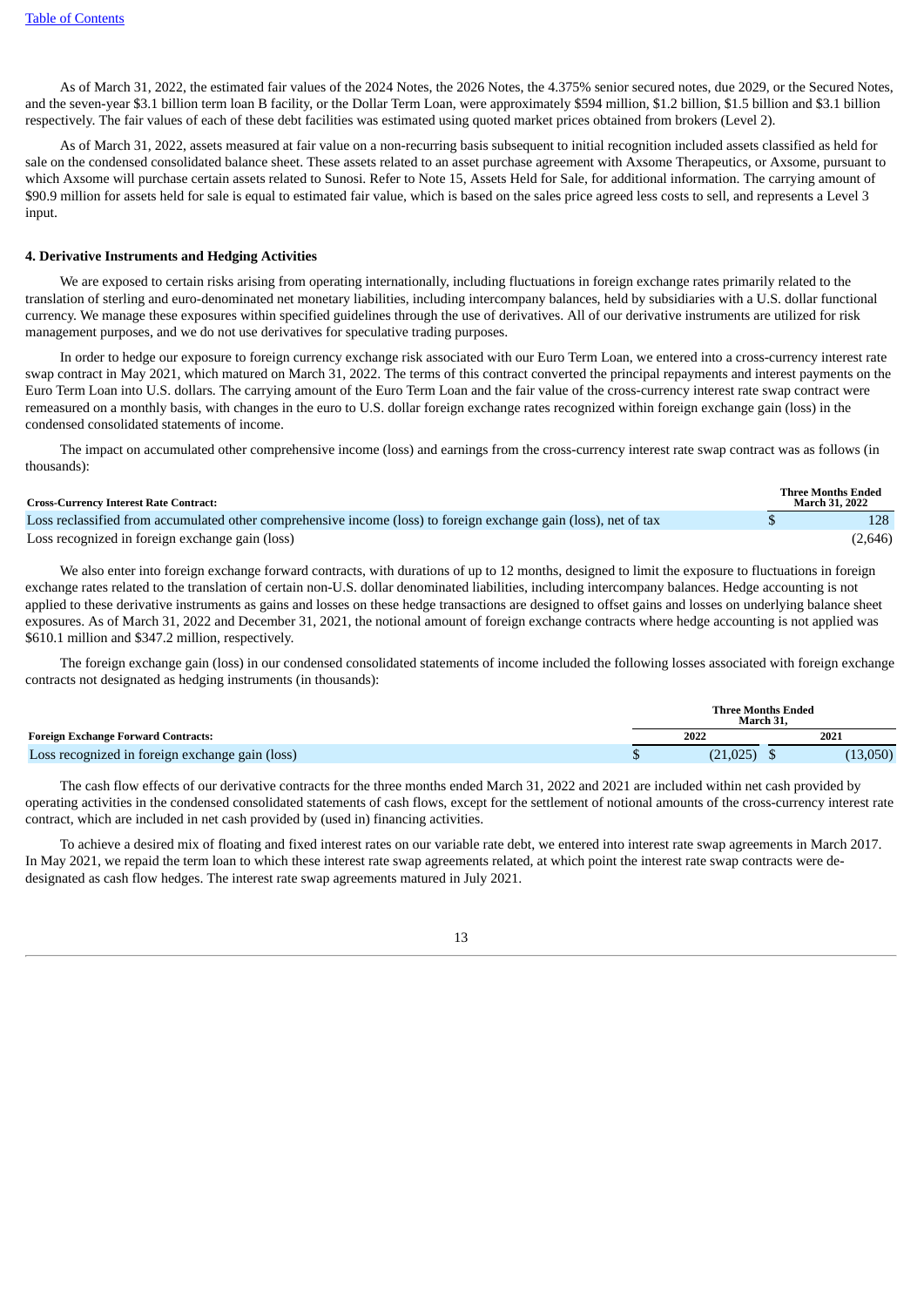As of March 31, 2022, the estimated fair values of the 2024 Notes, the 2026 Notes, the 4.375% senior secured notes, due 2029, or the Secured Notes, and the seven-year $3.1 billion term loan B facility, or the Dollar Term Loan, were approximately $594 million, $1.2 billion, $1.5 billion and $3.1 billion respectively. The fair values of each of these debt facilities was estimated using quoted market prices obtained from brokers (Level 2).

As of March 31, 2022, assets measured at fair value on a non-recurring basis subsequent to initial recognition included assets classified as held for sale on the condensed consolidated balance sheet. These assets related to an asset purchase agreement with Axsome Therapeutics, or Axsome, pursuant to which Axsome will purchase certain assets related to Sunosi. Refer to Note 15, Assets Held for Sale, for additional information. The carrying amount of $90.9 million for assets held for sale is equal to estimated fair value, which is based on the sales price agreed less costs to sell, and represents a Level 3 input.

#### 4. Derivative Instruments and Hedging Activities

We are exposed to certain risks arising from operating internationally, including fluctuations in foreign exchange rates primarily related to the translation of sterling and euro-denominated net monetary liabilities, including intercompany balances, held by subsidiaries with a U.S. dollar functional currency. We manage these exposures within specified guidelines through the use of derivatives. All of our derivative instruments are utilized for risk management purposes, and we do not use derivatives for speculative trading purposes.

In order to hedge our exposure to foreign currency exchange risk associated with our Euro Term Loan, we entered into a cross-currency interest rate swap contract in May 2021, which matured on March 31, 2022. The terms of this contract converted the principal repayments and interest payments on the Euro Term Loan into U.S. dollars. The carrying amount of the Euro Term Loan and the fair value of the cross-currency interest rate swap contract were remeasured on a monthly basis, with changes in the euro to U.S. dollar foreign exchange rates recognized within foreign exchange gain (loss) in the condensed consolidated statements of income.

The impact on accumulated other comprehensive income (loss) and earnings from the cross-currency interest rate swap contract was as follows (in thousands):

| Cross-Currency Interest Rate Contract: | Three Months Ended March 31, 2022 |
|---|---|
| Loss reclassified from accumulated other comprehensive income (loss) to foreign exchange gain (loss), net of tax | $ 128 |
| Loss recognized in foreign exchange gain (loss) | (2,646) |

We also enter into foreign exchange forward contracts, with durations of up to 12 months, designed to limit the exposure to fluctuations in foreign exchange rates related to the translation of certain non-U.S. dollar denominated liabilities, including intercompany balances. Hedge accounting is not applied to these derivative instruments as gains and losses on these hedge transactions are designed to offset gains and losses on underlying balance sheet exposures. As of March 31, 2022 and December 31, 2021, the notional amount of foreign exchange contracts where hedge accounting is not applied was $610.1 million and $347.2 million, respectively.

The foreign exchange gain (loss) in our condensed consolidated statements of income included the following losses associated with foreign exchange contracts not designated as hedging instruments (in thousands):

| | Three Months Ended March 31, | |
|---|---|---|
| Foreign Exchange Forward Contracts: | 2022 | 2021 |
| Loss recognized in foreign exchange gain (loss) | $ (21,025) | $ (13,050) |

The cash flow effects of our derivative contracts for the three months ended March 31, 2022 and 2021 are included within net cash provided by operating activities in the condensed consolidated statements of cash flows, except for the settlement of notional amounts of the cross-currency interest rate contract, which are included in net cash provided by (used in) financing activities.

To achieve a desired mix of floating and fixed interest rates on our variable rate debt, we entered into interest rate swap agreements in March 2017. In May 2021, we repaid the term loan to which these interest rate swap agreements related, at which point the interest rate swap contracts were de-designated as cash flow hedges. The interest rate swap agreements matured in July 2021.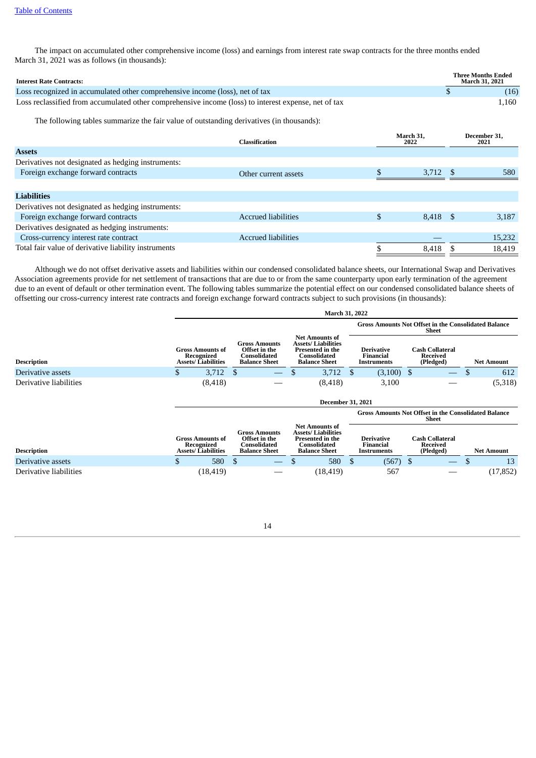The impact on accumulated other comprehensive income (loss) and earnings from interest rate swap contracts for the three months ended March 31, 2021 was as follows (in thousands):

| Interest Rate Contracts: | Three Months Ended March 31, 2021 |
|---|---|
| Loss recognized in accumulated other comprehensive income (loss), net of tax | $ (16) |
| Loss reclassified from accumulated other comprehensive income (loss) to interest expense, net of tax | 1,160 |

The following tables summarize the fair value of outstanding derivatives (in thousands):

| | Classification | March 31, 2022 | December 31, 2021 |
|---|---|---|---|
| **Assets** | | | |
| Derivatives not designated as hedging instruments: | | | |
| Foreign exchange forward contracts | Other current assets | $ 3,712 | $ 580 |
| **Liabilities** | | | |
| Derivatives not designated as hedging instruments: | | | |
| Foreign exchange forward contracts | Accrued liabilities | $ 8,418 | $ 3,187 |
| Derivatives designated as hedging instruments: | | | |
| Cross-currency interest rate contract | Accrued liabilities | — | 15,232 |
| Total fair value of derivative liability instruments | | $ 8,418 | $ 18,419 |

Although we do not offset derivative assets and liabilities within our condensed consolidated balance sheets, our International Swap and Derivatives Association agreements provide for net settlement of transactions that are due to or from the same counterparty upon early termination of the agreement due to an event of default or other termination event. The following tables summarize the potential effect on our condensed consolidated balance sheets of offsetting our cross-currency interest rate contracts and foreign exchange forward contracts subject to such provisions (in thousands):

| | March 31, 2022 | | | | | |
|---|---|---|---|---|---|---|
| | | | | Gross Amounts Not Offset in the Consolidated Balance Sheet | | |
| Description | Gross Amounts of Recognized Assets/ Liabilities | Gross Amounts Offset in the Consolidated Balance Sheet | Net Amounts of Assets/ Liabilities Presented in the Consolidated Balance Sheet | Derivative Financial Instruments | Cash Collateral Received (Pledged) | Net Amount |
| Derivative assets | $ 3,712 | $ — | $ 3,712 | $ (3,100) | $ — | $ 612 |
| Derivative liabilities | (8,418) | — | (8,418) | 3,100 | — | (5,318) |

| | December 31, 2021 | | | | | |
|---|---|---|---|---|---|---|
| | | | | Gross Amounts Not Offset in the Consolidated Balance Sheet | | |
| Description | Gross Amounts of Recognized Assets/ Liabilities | Gross Amounts Offset in the Consolidated Balance Sheet | Net Amounts of Assets/ Liabilities Presented in the Consolidated Balance Sheet | Derivative Financial Instruments | Cash Collateral Received (Pledged) | Net Amount |
| Derivative assets | $ 580 | $ — | $ 580 | $ (567) | $ — | $ 13 |
| Derivative liabilities | (18,419) | — | (18,419) | 567 | — | (17,852) |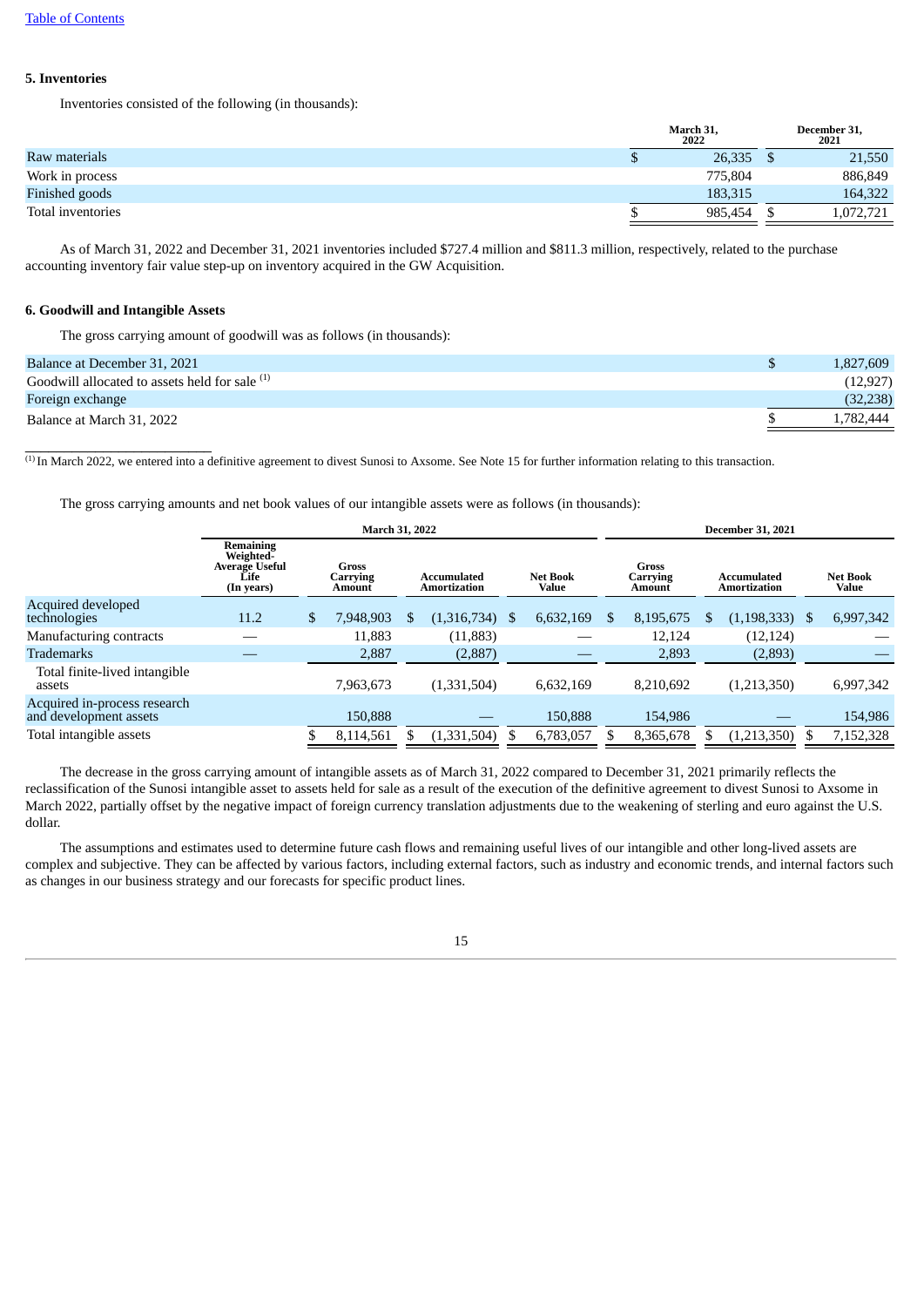[Table of Contents](#)

### 5. Inventories

Inventories consisted of the following (in thousands):

| | March 31, 2022 | December 31, 2021 |
|---|---|---|
| Raw materials | $ 26,335 | $ 21,550 |
| Work in process | 775,804 | 886,849 |
| Finished goods | 183,315 | 164,322 |
| Total inventories | $ 985,454 | $ 1,072,721 |

As of March 31, 2022 and December 31, 2021 inventories included $727.4 million and $811.3 million, respectively, related to the purchase accounting inventory fair value step-up on inventory acquired in the GW Acquisition.

### 6. Goodwill and Intangible Assets

The gross carrying amount of goodwill was as follows (in thousands):

| | |
|---|---|
| Balance at December 31, 2021 | $ 1,827,609 |
| Goodwill allocated to assets held for sale [1] | (12,927) |
| Foreign exchange | (32,238) |
| Balance at March 31, 2022 | $ 1,782,444 |

[1] In March 2022, we entered into a definitive agreement to divest Sunosi to Axsome. See Note 15 for further information relating to this transaction.

The gross carrying amounts and net book values of our intangible assets were as follows (in thousands):

| | March 31, 2022 | | | | December 31, 2021 | | |
|---|---|---|---|---|---|---|---|
| | Remaining Weighted-Average Useful Life (In years) | Gross Carrying Amount | Accumulated Amortization | Net Book Value | Gross Carrying Amount | Accumulated Amortization | Net Book Value |
| Acquired developed technologies | 11.2 | $ 7,948,903 | $ (1,316,734) | $ 6,632,169 | $ 8,195,675 | $ (1,198,333) | $ 6,997,342 |
| Manufacturing contracts | — | 11,883 | (11,883) | — | 12,124 | (12,124) | — |
| Trademarks | — | 2,887 | (2,887) | — | 2,893 | (2,893) | — |
| Total finite-lived intangible assets | | 7,963,673 | (1,331,504) | 6,632,169 | 8,210,692 | (1,213,350) | 6,997,342 |
| Acquired in-process research and development assets | | 150,888 | — | 150,888 | 154,986 | — | 154,986 |
| Total intangible assets | | $ 8,114,561 | $ (1,331,504) | $ 6,783,057 | $ 8,365,678 | $ (1,213,350) | $ 7,152,328 |

The decrease in the gross carrying amount of intangible assets as of March 31, 2022 compared to December 31, 2021 primarily reflects the reclassification of the Sunosi intangible asset to assets held for sale as a result of the execution of the definitive agreement to divest Sunosi to Axsome in March 2022, partially offset by the negative impact of foreign currency translation adjustments due to the weakening of sterling and euro against the U.S. dollar.

The assumptions and estimates used to determine future cash flows and remaining useful lives of our intangible and other long-lived assets are complex and subjective. They can be affected by various factors, including external factors, such as industry and economic trends, and internal factors such as changes in our business strategy and our forecasts for specific product lines.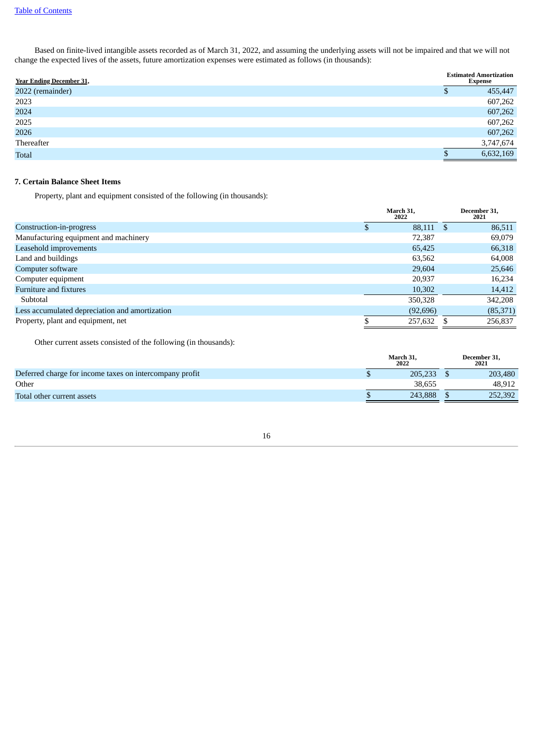Based on finite-lived intangible assets recorded as of March 31, 2022, and assuming the underlying assets will not be impaired and that we will not change the expected lives of the assets, future amortization expenses were estimated as follows (in thousands):

| Year Ending December 31, | Estimated Amortization Expense |
|---|---|
| 2022 (remainder) | $ 455,447 |
| 2023 | 607,262 |
| 2024 | 607,262 |
| 2025 | 607,262 |
| 2026 | 607,262 |
| Thereafter | 3,747,674 |
| Total | $ 6,632,169 |

**7. Certain Balance Sheet Items**

Property, plant and equipment consisted of the following (in thousands):

| | March 31, 2022 | December 31, 2021 |
|---|---|---|
| Construction-in-progress | $ 88,111 | $ 86,511 |
| Manufacturing equipment and machinery | 72,387 | 69,079 |
| Leasehold improvements | 65,425 | 66,318 |
| Land and buildings | 63,562 | 64,008 |
| Computer software | 29,604 | 25,646 |
| Computer equipment | 20,937 | 16,234 |
| Furniture and fixtures | 10,302 | 14,412 |
| Subtotal | 350,328 | 342,208 |
| Less accumulated depreciation and amortization | (92,696) | (85,371) |
| Property, plant and equipment, net | $ 257,632 | $ 256,837 |

Other current assets consisted of the following (in thousands):

| | March 31, 2022 | December 31, 2021 |
|---|---|---|
| Deferred charge for income taxes on intercompany profit | $ 205,233 | $ 203,480 |
| Other | 38,655 | 48,912 |
| Total other current assets | $ 243,888 | $ 252,392 |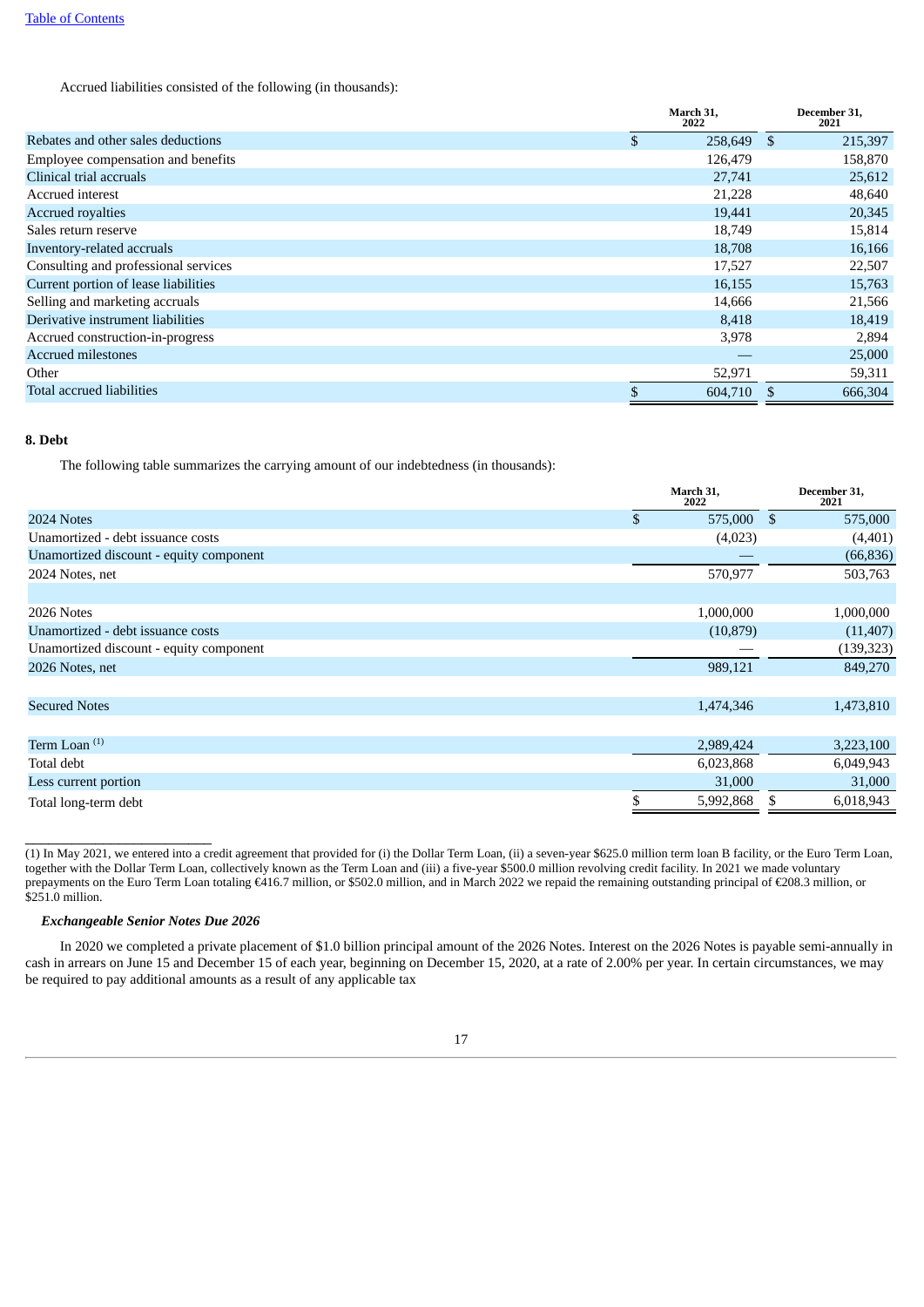Accrued liabilities consisted of the following (in thousands):

| | March 31, 2022 | December 31, 2021 |
|---|---|---|
| Rebates and other sales deductions | $ 258,649 | $ 215,397 |
| Employee compensation and benefits | 126,479 | 158,870 |
| Clinical trial accruals | 27,741 | 25,612 |
| Accrued interest | 21,228 | 48,640 |
| Accrued royalties | 19,441 | 20,345 |
| Sales return reserve | 18,749 | 15,814 |
| Inventory-related accruals | 18,708 | 16,166 |
| Consulting and professional services | 17,527 | 22,507 |
| Current portion of lease liabilities | 16,155 | 15,763 |
| Selling and marketing accruals | 14,666 | 21,566 |
| Derivative instrument liabilities | 8,418 | 18,419 |
| Accrued construction-in-progress | 3,978 | 2,894 |
| Accrued milestones | — | 25,000 |
| Other | 52,971 | 59,311 |
| Total accrued liabilities | $ 604,710 | $ 666,304 |

**8. Debt**

The following table summarizes the carrying amount of our indebtedness (in thousands):

| | March 31, 2022 | December 31, 2021 |
|---|---|---|
| 2024 Notes | $ 575,000 | $ 575,000 |
| Unamortized - debt issuance costs | (4,023) | (4,401) |
| Unamortized discount - equity component | — | (66,836) |
| 2024 Notes, net | 570,977 | 503,763 |
| | | |
| 2026 Notes | 1,000,000 | 1,000,000 |
| Unamortized - debt issuance costs | (10,879) | (11,407) |
| Unamortized discount - equity component | — | (139,323) |
| 2026 Notes, net | 989,121 | 849,270 |
| | | |
| Secured Notes | 1,474,346 | 1,473,810 |
| | | |
| Term Loan [(1)] | 2,989,424 | 3,223,100 |
| Total debt | 6,023,868 | 6,049,943 |
| Less current portion | 31,000 | 31,000 |
| Total long-term debt | $ 5,992,868 | $ 6,018,943 |

(1) In May 2021, we entered into a credit agreement that provided for (i) the Dollar Term Loan, (ii) a seven-year $625.0 million term loan B facility, or the Euro Term Loan, together with the Dollar Term Loan, collectively known as the Term Loan and (iii) a five-year $500.0 million revolving credit facility. In 2021 we made voluntary prepayments on the Euro Term Loan totaling €416.7 million, or $502.0 million, and in March 2022 we repaid the remaining outstanding principal of €208.3 million, or $251.0 million.

***Exchangeable Senior Notes Due 2026***

In 2020 we completed a private placement of $1.0 billion principal amount of the 2026 Notes. Interest on the 2026 Notes is payable semi-annually in cash in arrears on June 15 and December 15 of each year, beginning on December 15, 2020, at a rate of 2.00% per year. In certain circumstances, we may be required to pay additional amounts as a result of any applicable tax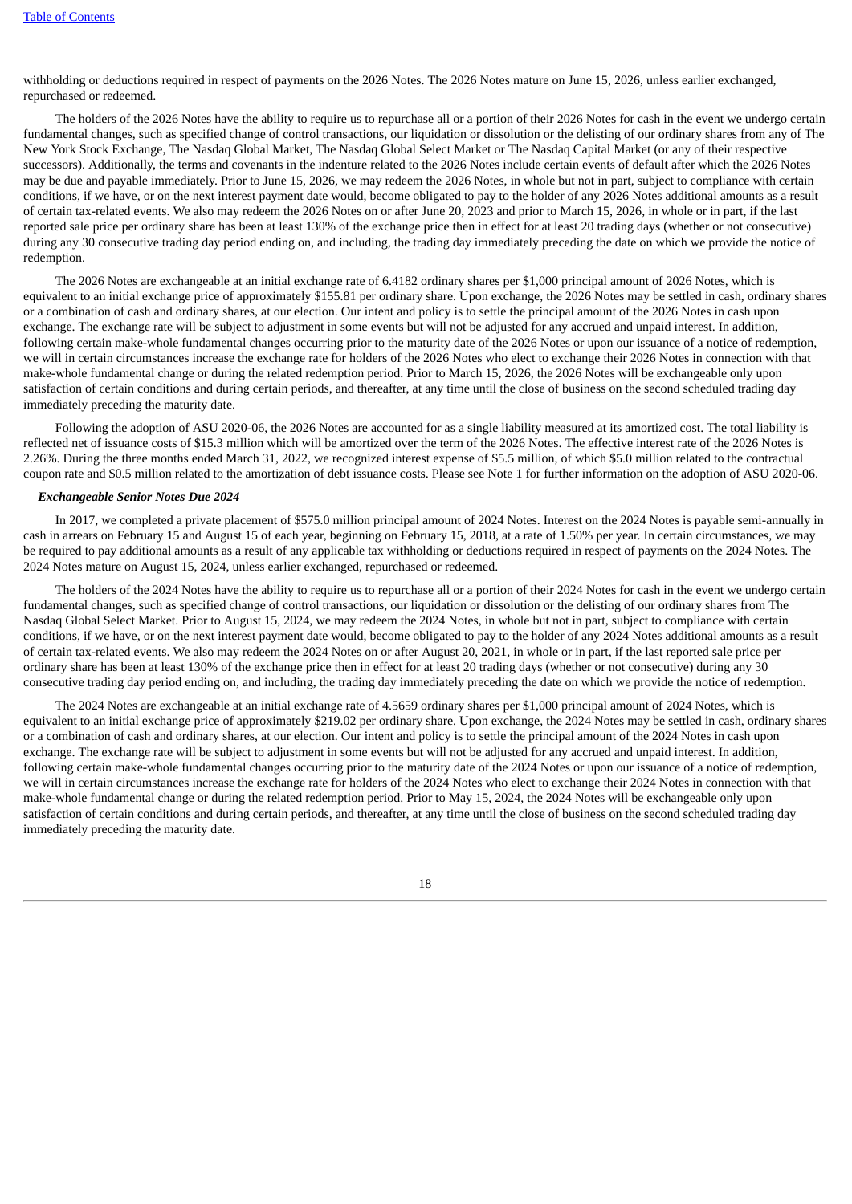withholding or deductions required in respect of payments on the 2026 Notes. The 2026 Notes mature on June 15, 2026, unless earlier exchanged, repurchased or redeemed.

The holders of the 2026 Notes have the ability to require us to repurchase all or a portion of their 2026 Notes for cash in the event we undergo certain fundamental changes, such as specified change of control transactions, our liquidation or dissolution or the delisting of our ordinary shares from any of The New York Stock Exchange, The Nasdaq Global Market, The Nasdaq Global Select Market or The Nasdaq Capital Market (or any of their respective successors). Additionally, the terms and covenants in the indenture related to the 2026 Notes include certain events of default after which the 2026 Notes may be due and payable immediately. Prior to June 15, 2026, we may redeem the 2026 Notes, in whole but not in part, subject to compliance with certain conditions, if we have, or on the next interest payment date would, become obligated to pay to the holder of any 2026 Notes additional amounts as a result of certain tax-related events. We also may redeem the 2026 Notes on or after June 20, 2023 and prior to March 15, 2026, in whole or in part, if the last reported sale price per ordinary share has been at least 130% of the exchange price then in effect for at least 20 trading days (whether or not consecutive) during any 30 consecutive trading day period ending on, and including, the trading day immediately preceding the date on which we provide the notice of redemption.

The 2026 Notes are exchangeable at an initial exchange rate of 6.4182 ordinary shares per $1,000 principal amount of 2026 Notes, which is equivalent to an initial exchange price of approximately $155.81 per ordinary share. Upon exchange, the 2026 Notes may be settled in cash, ordinary shares or a combination of cash and ordinary shares, at our election. Our intent and policy is to settle the principal amount of the 2026 Notes in cash upon exchange. The exchange rate will be subject to adjustment in some events but will not be adjusted for any accrued and unpaid interest. In addition, following certain make-whole fundamental changes occurring prior to the maturity date of the 2026 Notes or upon our issuance of a notice of redemption, we will in certain circumstances increase the exchange rate for holders of the 2026 Notes who elect to exchange their 2026 Notes in connection with that make-whole fundamental change or during the related redemption period. Prior to March 15, 2026, the 2026 Notes will be exchangeable only upon satisfaction of certain conditions and during certain periods, and thereafter, at any time until the close of business on the second scheduled trading day immediately preceding the maturity date.

Following the adoption of ASU 2020-06, the 2026 Notes are accounted for as a single liability measured at its amortized cost. The total liability is reflected net of issuance costs of $15.3 million which will be amortized over the term of the 2026 Notes. The effective interest rate of the 2026 Notes is 2.26%. During the three months ended March 31, 2022, we recognized interest expense of $5.5 million, of which $5.0 million related to the contractual coupon rate and $0.5 million related to the amortization of debt issuance costs. Please see Note 1 for further information on the adoption of ASU 2020-06.

***Exchangeable Senior Notes Due 2024***

In 2017, we completed a private placement of $575.0 million principal amount of 2024 Notes. Interest on the 2024 Notes is payable semi-annually in cash in arrears on February 15 and August 15 of each year, beginning on February 15, 2018, at a rate of 1.50% per year. In certain circumstances, we may be required to pay additional amounts as a result of any applicable tax withholding or deductions required in respect of payments on the 2024 Notes. The 2024 Notes mature on August 15, 2024, unless earlier exchanged, repurchased or redeemed.

The holders of the 2024 Notes have the ability to require us to repurchase all or a portion of their 2024 Notes for cash in the event we undergo certain fundamental changes, such as specified change of control transactions, our liquidation or dissolution or the delisting of our ordinary shares from The Nasdaq Global Select Market. Prior to August 15, 2024, we may redeem the 2024 Notes, in whole but not in part, subject to compliance with certain conditions, if we have, or on the next interest payment date would, become obligated to pay to the holder of any 2024 Notes additional amounts as a result of certain tax-related events. We also may redeem the 2024 Notes on or after August 20, 2021, in whole or in part, if the last reported sale price per ordinary share has been at least 130% of the exchange price then in effect for at least 20 trading days (whether or not consecutive) during any 30 consecutive trading day period ending on, and including, the trading day immediately preceding the date on which we provide the notice of redemption.

The 2024 Notes are exchangeable at an initial exchange rate of 4.5659 ordinary shares per $1,000 principal amount of 2024 Notes, which is equivalent to an initial exchange price of approximately $219.02 per ordinary share. Upon exchange, the 2024 Notes may be settled in cash, ordinary shares or a combination of cash and ordinary shares, at our election. Our intent and policy is to settle the principal amount of the 2024 Notes in cash upon exchange. The exchange rate will be subject to adjustment in some events but will not be adjusted for any accrued and unpaid interest. In addition, following certain make-whole fundamental changes occurring prior to the maturity date of the 2024 Notes or upon our issuance of a notice of redemption, we will in certain circumstances increase the exchange rate for holders of the 2024 Notes who elect to exchange their 2024 Notes in connection with that make-whole fundamental change or during the related redemption period. Prior to May 15, 2024, the 2024 Notes will be exchangeable only upon satisfaction of certain conditions and during certain periods, and thereafter, at any time until the close of business on the second scheduled trading day immediately preceding the maturity date.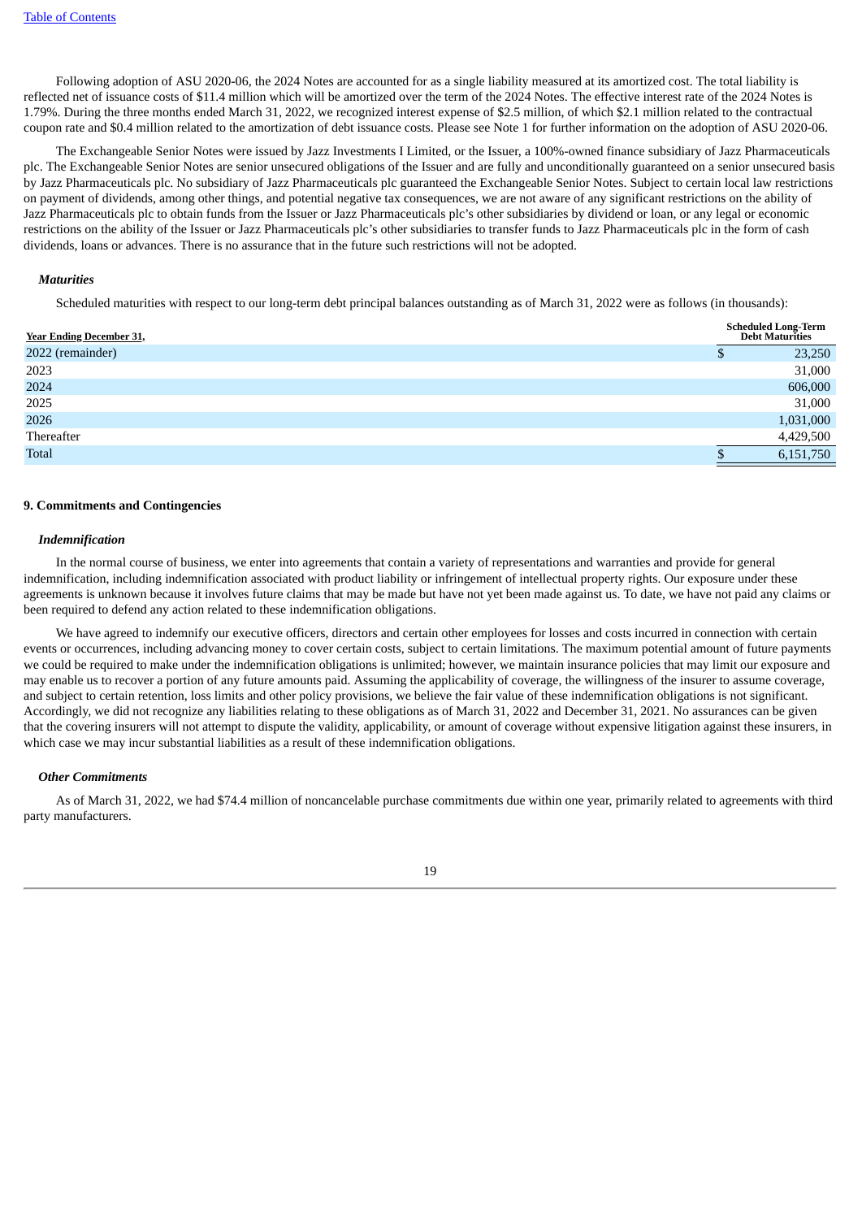Following adoption of ASU 2020-06, the 2024 Notes are accounted for as a single liability measured at its amortized cost. The total liability is reflected net of issuance costs of $11.4 million which will be amortized over the term of the 2024 Notes. The effective interest rate of the 2024 Notes is 1.79%. During the three months ended March 31, 2022, we recognized interest expense of $2.5 million, of which $2.1 million related to the contractual coupon rate and $0.4 million related to the amortization of debt issuance costs. Please see Note 1 for further information on the adoption of ASU 2020-06.

The Exchangeable Senior Notes were issued by Jazz Investments I Limited, or the Issuer, a 100%-owned finance subsidiary of Jazz Pharmaceuticals plc. The Exchangeable Senior Notes are senior unsecured obligations of the Issuer and are fully and unconditionally guaranteed on a senior unsecured basis by Jazz Pharmaceuticals plc. No subsidiary of Jazz Pharmaceuticals plc guaranteed the Exchangeable Senior Notes. Subject to certain local law restrictions on payment of dividends, among other things, and potential negative tax consequences, we are not aware of any significant restrictions on the ability of Jazz Pharmaceuticals plc to obtain funds from the Issuer or Jazz Pharmaceuticals plc's other subsidiaries by dividend or loan, or any legal or economic restrictions on the ability of the Issuer or Jazz Pharmaceuticals plc's other subsidiaries to transfer funds to Jazz Pharmaceuticals plc in the form of cash dividends, loans or advances. There is no assurance that in the future such restrictions will not be adopted.

### *Maturities*

Scheduled maturities with respect to our long-term debt principal balances outstanding as of March 31, 2022 were as follows (in thousands):

| Year Ending December 31, | Scheduled Long-Term Debt Maturities |
|---|---|
| 2022 (remainder) | $ 23,250 |
| 2023 | 31,000 |
| 2024 | 606,000 |
| 2025 | 31,000 |
| 2026 | 1,031,000 |
| Thereafter | 4,429,500 |
| Total | $ 6,151,750 |

## 9. Commitments and Contingencies

### *Indemnification*

In the normal course of business, we enter into agreements that contain a variety of representations and warranties and provide for general indemnification, including indemnification associated with product liability or infringement of intellectual property rights. Our exposure under these agreements is unknown because it involves future claims that may be made but have not yet been made against us. To date, we have not paid any claims or been required to defend any action related to these indemnification obligations.

We have agreed to indemnify our executive officers, directors and certain other employees for losses and costs incurred in connection with certain events or occurrences, including advancing money to cover certain costs, subject to certain limitations. The maximum potential amount of future payments we could be required to make under the indemnification obligations is unlimited; however, we maintain insurance policies that may limit our exposure and may enable us to recover a portion of any future amounts paid. Assuming the applicability of coverage, the willingness of the insurer to assume coverage, and subject to certain retention, loss limits and other policy provisions, we believe the fair value of these indemnification obligations is not significant. Accordingly, we did not recognize any liabilities relating to these obligations as of March 31, 2022 and December 31, 2021. No assurances can be given that the covering insurers will not attempt to dispute the validity, applicability, or amount of coverage without expensive litigation against these insurers, in which case we may incur substantial liabilities as a result of these indemnification obligations.

### *Other Commitments*

As of March 31, 2022, we had $74.4 million of noncancelable purchase commitments due within one year, primarily related to agreements with third party manufacturers.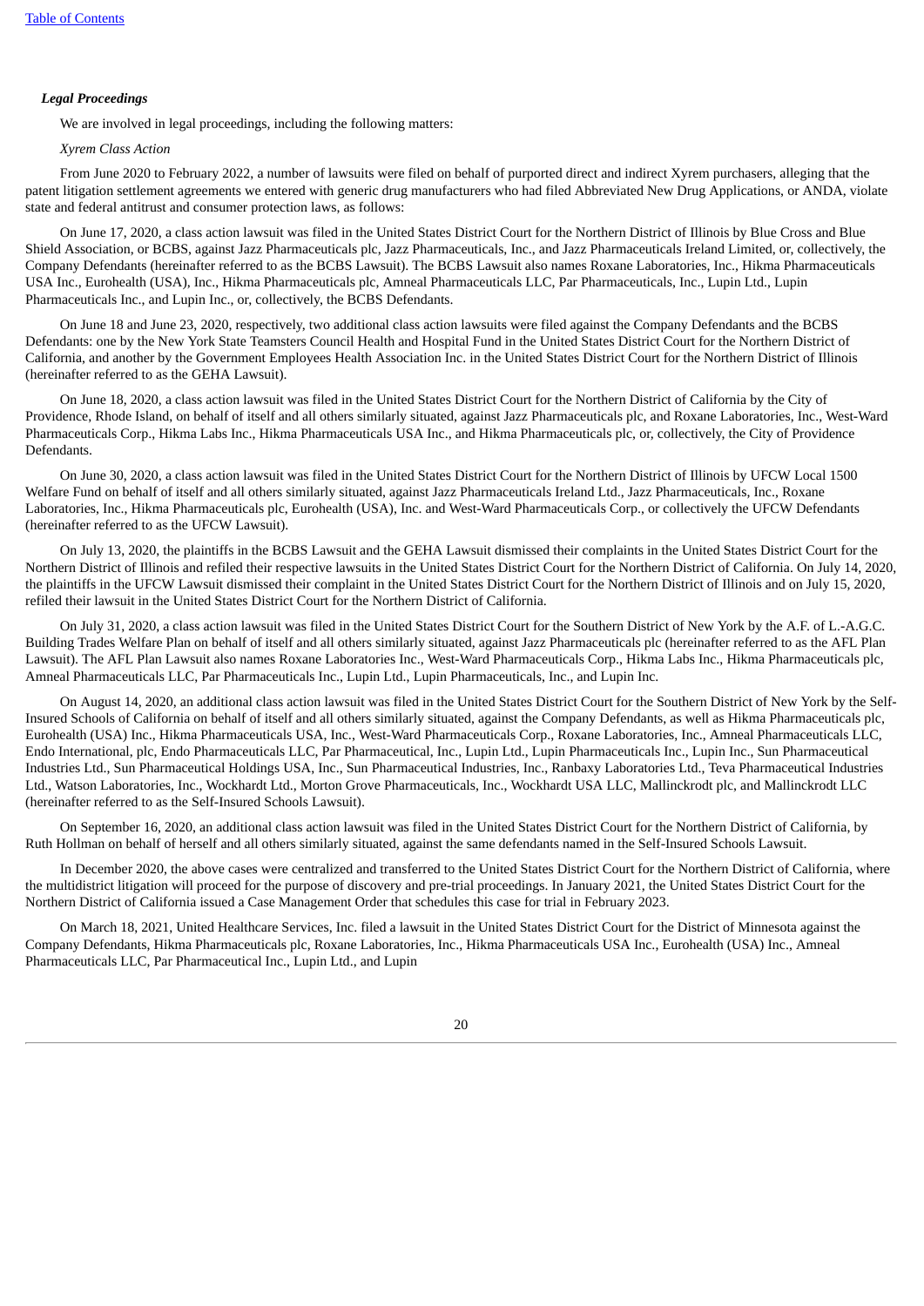### *Legal Proceedings*

We are involved in legal proceedings, including the following matters:

*Xyrem Class Action*

From June 2020 to February 2022, a number of lawsuits were filed on behalf of purported direct and indirect Xyrem purchasers, alleging that the patent litigation settlement agreements we entered with generic drug manufacturers who had filed Abbreviated New Drug Applications, or ANDA, violate state and federal antitrust and consumer protection laws, as follows:

On June 17, 2020, a class action lawsuit was filed in the United States District Court for the Northern District of Illinois by Blue Cross and Blue Shield Association, or BCBS, against Jazz Pharmaceuticals plc, Jazz Pharmaceuticals, Inc., and Jazz Pharmaceuticals Ireland Limited, or, collectively, the Company Defendants (hereinafter referred to as the BCBS Lawsuit). The BCBS Lawsuit also names Roxane Laboratories, Inc., Hikma Pharmaceuticals USA Inc., Eurohealth (USA), Inc., Hikma Pharmaceuticals plc, Amneal Pharmaceuticals LLC, Par Pharmaceuticals, Inc., Lupin Ltd., Lupin Pharmaceuticals Inc., and Lupin Inc., or, collectively, the BCBS Defendants.

On June 18 and June 23, 2020, respectively, two additional class action lawsuits were filed against the Company Defendants and the BCBS Defendants: one by the New York State Teamsters Council Health and Hospital Fund in the United States District Court for the Northern District of California, and another by the Government Employees Health Association Inc. in the United States District Court for the Northern District of Illinois (hereinafter referred to as the GEHA Lawsuit).

On June 18, 2020, a class action lawsuit was filed in the United States District Court for the Northern District of California by the City of Providence, Rhode Island, on behalf of itself and all others similarly situated, against Jazz Pharmaceuticals plc, and Roxane Laboratories, Inc., West-Ward Pharmaceuticals Corp., Hikma Labs Inc., Hikma Pharmaceuticals USA Inc., and Hikma Pharmaceuticals plc, or, collectively, the City of Providence Defendants.

On June 30, 2020, a class action lawsuit was filed in the United States District Court for the Northern District of Illinois by UFCW Local 1500 Welfare Fund on behalf of itself and all others similarly situated, against Jazz Pharmaceuticals Ireland Ltd., Jazz Pharmaceuticals, Inc., Roxane Laboratories, Inc., Hikma Pharmaceuticals plc, Eurohealth (USA), Inc. and West-Ward Pharmaceuticals Corp., or collectively the UFCW Defendants (hereinafter referred to as the UFCW Lawsuit).

On July 13, 2020, the plaintiffs in the BCBS Lawsuit and the GEHA Lawsuit dismissed their complaints in the United States District Court for the Northern District of Illinois and refiled their respective lawsuits in the United States District Court for the Northern District of California. On July 14, 2020, the plaintiffs in the UFCW Lawsuit dismissed their complaint in the United States District Court for the Northern District of Illinois and on July 15, 2020, refiled their lawsuit in the United States District Court for the Northern District of California.

On July 31, 2020, a class action lawsuit was filed in the United States District Court for the Southern District of New York by the A.F. of L.-A.G.C. Building Trades Welfare Plan on behalf of itself and all others similarly situated, against Jazz Pharmaceuticals plc (hereinafter referred to as the AFL Plan Lawsuit). The AFL Plan Lawsuit also names Roxane Laboratories Inc., West-Ward Pharmaceuticals Corp., Hikma Labs Inc., Hikma Pharmaceuticals plc, Amneal Pharmaceuticals LLC, Par Pharmaceuticals Inc., Lupin Ltd., Lupin Pharmaceuticals, Inc., and Lupin Inc.

On August 14, 2020, an additional class action lawsuit was filed in the United States District Court for the Southern District of New York by the Self-Insured Schools of California on behalf of itself and all others similarly situated, against the Company Defendants, as well as Hikma Pharmaceuticals plc, Eurohealth (USA) Inc., Hikma Pharmaceuticals USA, Inc., West-Ward Pharmaceuticals Corp., Roxane Laboratories, Inc., Amneal Pharmaceuticals LLC, Endo International, plc, Endo Pharmaceuticals LLC, Par Pharmaceutical, Inc., Lupin Ltd., Lupin Pharmaceuticals Inc., Lupin Inc., Sun Pharmaceutical Industries Ltd., Sun Pharmaceutical Holdings USA, Inc., Sun Pharmaceutical Industries, Inc., Ranbaxy Laboratories Ltd., Teva Pharmaceutical Industries Ltd., Watson Laboratories, Inc., Wockhardt Ltd., Morton Grove Pharmaceuticals, Inc., Wockhardt USA LLC, Mallinckrodt plc, and Mallinckrodt LLC (hereinafter referred to as the Self-Insured Schools Lawsuit).

On September 16, 2020, an additional class action lawsuit was filed in the United States District Court for the Northern District of California, by Ruth Hollman on behalf of herself and all others similarly situated, against the same defendants named in the Self-Insured Schools Lawsuit.

In December 2020, the above cases were centralized and transferred to the United States District Court for the Northern District of California, where the multidistrict litigation will proceed for the purpose of discovery and pre-trial proceedings. In January 2021, the United States District Court for the Northern District of California issued a Case Management Order that schedules this case for trial in February 2023.

On March 18, 2021, United Healthcare Services, Inc. filed a lawsuit in the United States District Court for the District of Minnesota against the Company Defendants, Hikma Pharmaceuticals plc, Roxane Laboratories, Inc., Hikma Pharmaceuticals USA Inc., Eurohealth (USA) Inc., Amneal Pharmaceuticals LLC, Par Pharmaceutical Inc., Lupin Ltd., and Lupin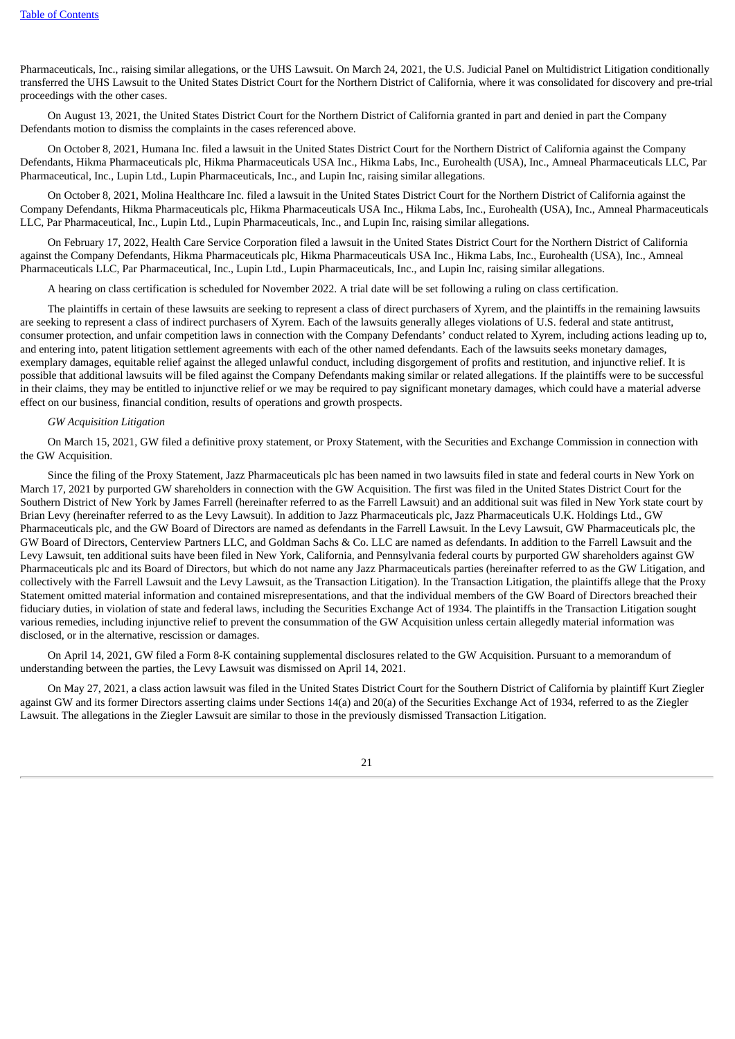Pharmaceuticals, Inc., raising similar allegations, or the UHS Lawsuit. On March 24, 2021, the U.S. Judicial Panel on Multidistrict Litigation conditionally transferred the UHS Lawsuit to the United States District Court for the Northern District of California, where it was consolidated for discovery and pre-trial proceedings with the other cases.

On August 13, 2021, the United States District Court for the Northern District of California granted in part and denied in part the Company Defendants motion to dismiss the complaints in the cases referenced above.

On October 8, 2021, Humana Inc. filed a lawsuit in the United States District Court for the Northern District of California against the Company Defendants, Hikma Pharmaceuticals plc, Hikma Pharmaceuticals USA Inc., Hikma Labs, Inc., Eurohealth (USA), Inc., Amneal Pharmaceuticals LLC, Par Pharmaceutical, Inc., Lupin Ltd., Lupin Pharmaceuticals, Inc., and Lupin Inc, raising similar allegations.

On October 8, 2021, Molina Healthcare Inc. filed a lawsuit in the United States District Court for the Northern District of California against the Company Defendants, Hikma Pharmaceuticals plc, Hikma Pharmaceuticals USA Inc., Hikma Labs, Inc., Eurohealth (USA), Inc., Amneal Pharmaceuticals LLC, Par Pharmaceutical, Inc., Lupin Ltd., Lupin Pharmaceuticals, Inc., and Lupin Inc, raising similar allegations.

On February 17, 2022, Health Care Service Corporation filed a lawsuit in the United States District Court for the Northern District of California against the Company Defendants, Hikma Pharmaceuticals plc, Hikma Pharmaceuticals USA Inc., Hikma Labs, Inc., Eurohealth (USA), Inc., Amneal Pharmaceuticals LLC, Par Pharmaceutical, Inc., Lupin Ltd., Lupin Pharmaceuticals, Inc., and Lupin Inc, raising similar allegations.

A hearing on class certification is scheduled for November 2022. A trial date will be set following a ruling on class certification.

The plaintiffs in certain of these lawsuits are seeking to represent a class of direct purchasers of Xyrem, and the plaintiffs in the remaining lawsuits are seeking to represent a class of indirect purchasers of Xyrem. Each of the lawsuits generally alleges violations of U.S. federal and state antitrust, consumer protection, and unfair competition laws in connection with the Company Defendants' conduct related to Xyrem, including actions leading up to, and entering into, patent litigation settlement agreements with each of the other named defendants. Each of the lawsuits seeks monetary damages, exemplary damages, equitable relief against the alleged unlawful conduct, including disgorgement of profits and restitution, and injunctive relief. It is possible that additional lawsuits will be filed against the Company Defendants making similar or related allegations. If the plaintiffs were to be successful in their claims, they may be entitled to injunctive relief or we may be required to pay significant monetary damages, which could have a material adverse effect on our business, financial condition, results of operations and growth prospects.

*GW Acquisition Litigation*

On March 15, 2021, GW filed a definitive proxy statement, or Proxy Statement, with the Securities and Exchange Commission in connection with the GW Acquisition.

Since the filing of the Proxy Statement, Jazz Pharmaceuticals plc has been named in two lawsuits filed in state and federal courts in New York on March 17, 2021 by purported GW shareholders in connection with the GW Acquisition. The first was filed in the United States District Court for the Southern District of New York by James Farrell (hereinafter referred to as the Farrell Lawsuit) and an additional suit was filed in New York state court by Brian Levy (hereinafter referred to as the Levy Lawsuit). In addition to Jazz Pharmaceuticals plc, Jazz Pharmaceuticals U.K. Holdings Ltd., GW Pharmaceuticals plc, and the GW Board of Directors are named as defendants in the Farrell Lawsuit. In the Levy Lawsuit, GW Pharmaceuticals plc, the GW Board of Directors, Centerview Partners LLC, and Goldman Sachs & Co. LLC are named as defendants. In addition to the Farrell Lawsuit and the Levy Lawsuit, ten additional suits have been filed in New York, California, and Pennsylvania federal courts by purported GW shareholders against GW Pharmaceuticals plc and its Board of Directors, but which do not name any Jazz Pharmaceuticals parties (hereinafter referred to as the GW Litigation, and collectively with the Farrell Lawsuit and the Levy Lawsuit, as the Transaction Litigation). In the Transaction Litigation, the plaintiffs allege that the Proxy Statement omitted material information and contained misrepresentations, and that the individual members of the GW Board of Directors breached their fiduciary duties, in violation of state and federal laws, including the Securities Exchange Act of 1934. The plaintiffs in the Transaction Litigation sought various remedies, including injunctive relief to prevent the consummation of the GW Acquisition unless certain allegedly material information was disclosed, or in the alternative, rescission or damages.

On April 14, 2021, GW filed a Form 8-K containing supplemental disclosures related to the GW Acquisition. Pursuant to a memorandum of understanding between the parties, the Levy Lawsuit was dismissed on April 14, 2021.

On May 27, 2021, a class action lawsuit was filed in the United States District Court for the Southern District of California by plaintiff Kurt Ziegler against GW and its former Directors asserting claims under Sections 14(a) and 20(a) of the Securities Exchange Act of 1934, referred to as the Ziegler Lawsuit. The allegations in the Ziegler Lawsuit are similar to those in the previously dismissed Transaction Litigation.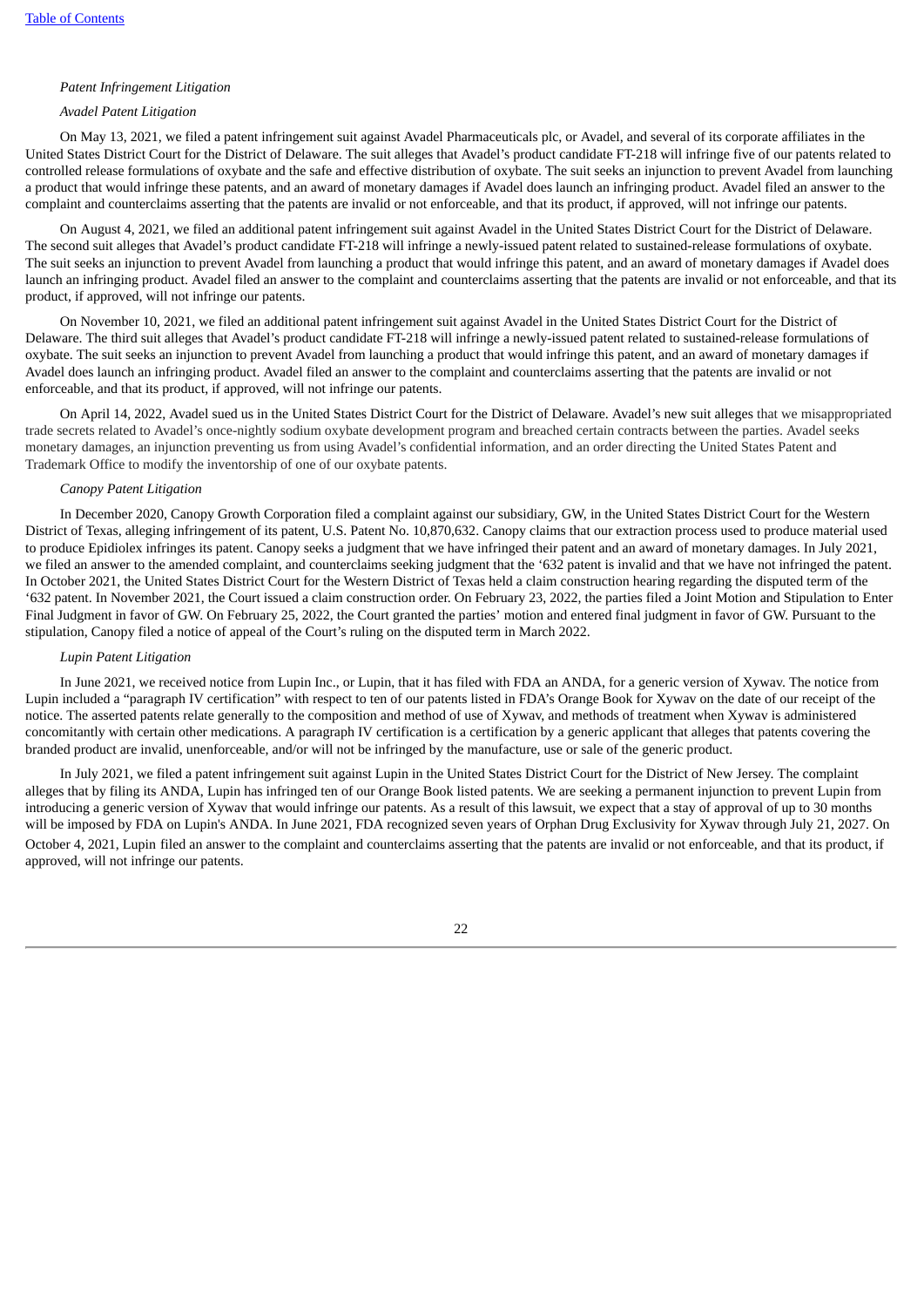*Patent Infringement Litigation*

*Avadel Patent Litigation*

On May 13, 2021, we filed a patent infringement suit against Avadel Pharmaceuticals plc, or Avadel, and several of its corporate affiliates in the United States District Court for the District of Delaware. The suit alleges that Avadel's product candidate FT-218 will infringe five of our patents related to controlled release formulations of oxybate and the safe and effective distribution of oxybate. The suit seeks an injunction to prevent Avadel from launching a product that would infringe these patents, and an award of monetary damages if Avadel does launch an infringing product. Avadel filed an answer to the complaint and counterclaims asserting that the patents are invalid or not enforceable, and that its product, if approved, will not infringe our patents.

On August 4, 2021, we filed an additional patent infringement suit against Avadel in the United States District Court for the District of Delaware. The second suit alleges that Avadel's product candidate FT-218 will infringe a newly-issued patent related to sustained-release formulations of oxybate. The suit seeks an injunction to prevent Avadel from launching a product that would infringe this patent, and an award of monetary damages if Avadel does launch an infringing product. Avadel filed an answer to the complaint and counterclaims asserting that the patents are invalid or not enforceable, and that its product, if approved, will not infringe our patents.

On November 10, 2021, we filed an additional patent infringement suit against Avadel in the United States District Court for the District of Delaware. The third suit alleges that Avadel's product candidate FT-218 will infringe a newly-issued patent related to sustained-release formulations of oxybate. The suit seeks an injunction to prevent Avadel from launching a product that would infringe this patent, and an award of monetary damages if Avadel does launch an infringing product. Avadel filed an answer to the complaint and counterclaims asserting that the patents are invalid or not enforceable, and that its product, if approved, will not infringe our patents.

On April 14, 2022, Avadel sued us in the United States District Court for the District of Delaware. Avadel's new suit alleges that we misappropriated trade secrets related to Avadel's once-nightly sodium oxybate development program and breached certain contracts between the parties. Avadel seeks monetary damages, an injunction preventing us from using Avadel's confidential information, and an order directing the United States Patent and Trademark Office to modify the inventorship of one of our oxybate patents.

*Canopy Patent Litigation*

In December 2020, Canopy Growth Corporation filed a complaint against our subsidiary, GW, in the United States District Court for the Western District of Texas, alleging infringement of its patent, U.S. Patent No. 10,870,632. Canopy claims that our extraction process used to produce material used to produce Epidiolex infringes its patent. Canopy seeks a judgment that we have infringed their patent and an award of monetary damages. In July 2021, we filed an answer to the amended complaint, and counterclaims seeking judgment that the '632 patent is invalid and that we have not infringed the patent. In October 2021, the United States District Court for the Western District of Texas held a claim construction hearing regarding the disputed term of the '632 patent. In November 2021, the Court issued a claim construction order. On February 23, 2022, the parties filed a Joint Motion and Stipulation to Enter Final Judgment in favor of GW. On February 25, 2022, the Court granted the parties' motion and entered final judgment in favor of GW. Pursuant to the stipulation, Canopy filed a notice of appeal of the Court's ruling on the disputed term in March 2022.

*Lupin Patent Litigation*

In June 2021, we received notice from Lupin Inc., or Lupin, that it has filed with FDA an ANDA, for a generic version of Xywav. The notice from Lupin included a "paragraph IV certification" with respect to ten of our patents listed in FDA's Orange Book for Xywav on the date of our receipt of the notice. The asserted patents relate generally to the composition and method of use of Xywav, and methods of treatment when Xywav is administered concomitantly with certain other medications. A paragraph IV certification is a certification by a generic applicant that alleges that patents covering the branded product are invalid, unenforceable, and/or will not be infringed by the manufacture, use or sale of the generic product.

In July 2021, we filed a patent infringement suit against Lupin in the United States District Court for the District of New Jersey. The complaint alleges that by filing its ANDA, Lupin has infringed ten of our Orange Book listed patents. We are seeking a permanent injunction to prevent Lupin from introducing a generic version of Xywav that would infringe our patents. As a result of this lawsuit, we expect that a stay of approval of up to 30 months will be imposed by FDA on Lupin's ANDA. In June 2021, FDA recognized seven years of Orphan Drug Exclusivity for Xywav through July 21, 2027. On October 4, 2021, Lupin filed an answer to the complaint and counterclaims asserting that the patents are invalid or not enforceable, and that its product, if approved, will not infringe our patents.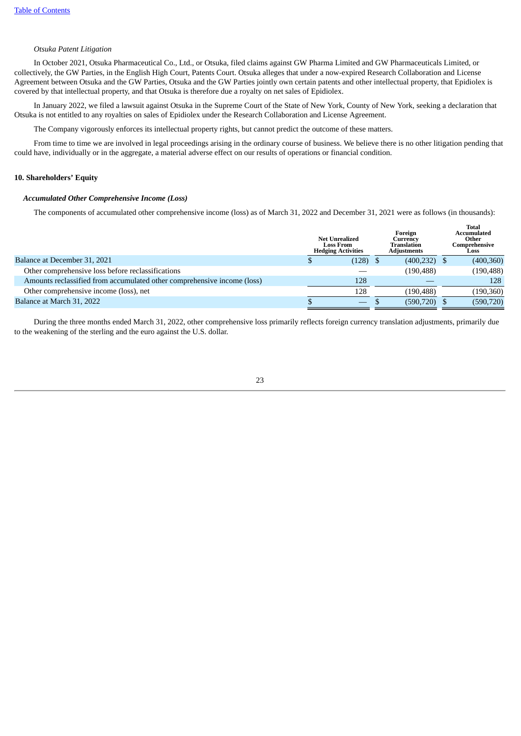*Otsuka Patent Litigation*

In October 2021, Otsuka Pharmaceutical Co., Ltd., or Otsuka, filed claims against GW Pharma Limited and GW Pharmaceuticals Limited, or collectively, the GW Parties, in the English High Court, Patents Court. Otsuka alleges that under a now-expired Research Collaboration and License Agreement between Otsuka and the GW Parties, Otsuka and the GW Parties jointly own certain patents and other intellectual property, that Epidiolex is covered by that intellectual property, and that Otsuka is therefore due a royalty on net sales of Epidiolex.

In January 2022, we filed a lawsuit against Otsuka in the Supreme Court of the State of New York, County of New York, seeking a declaration that Otsuka is not entitled to any royalties on sales of Epidiolex under the Research Collaboration and License Agreement.

The Company vigorously enforces its intellectual property rights, but cannot predict the outcome of these matters.

From time to time we are involved in legal proceedings arising in the ordinary course of business. We believe there is no other litigation pending that could have, individually or in the aggregate, a material adverse effect on our results of operations or financial condition.

## 10. Shareholders' Equity

### *Accumulated Other Comprehensive Income (Loss)*

The components of accumulated other comprehensive income (loss) as of March 31, 2022 and December 31, 2021 were as follows (in thousands):

| | Net Unrealized Loss From Hedging Activities | Foreign Currency Translation Adjustments | Total Accumulated Other Comprehensive Loss |
|---|---|---|---|
| Balance at December 31, 2021 | $ (128) | $ (400,232) | $ (400,360) |
| Other comprehensive loss before reclassifications | — | (190,488) | (190,488) |
| Amounts reclassified from accumulated other comprehensive income (loss) | 128 | — | 128 |
| Other comprehensive income (loss), net | 128 | (190,488) | (190,360) |
| Balance at March 31, 2022 | $ — | $ (590,720) | $ (590,720) |

During the three months ended March 31, 2022, other comprehensive loss primarily reflects foreign currency translation adjustments, primarily due to the weakening of the sterling and the euro against the U.S. dollar.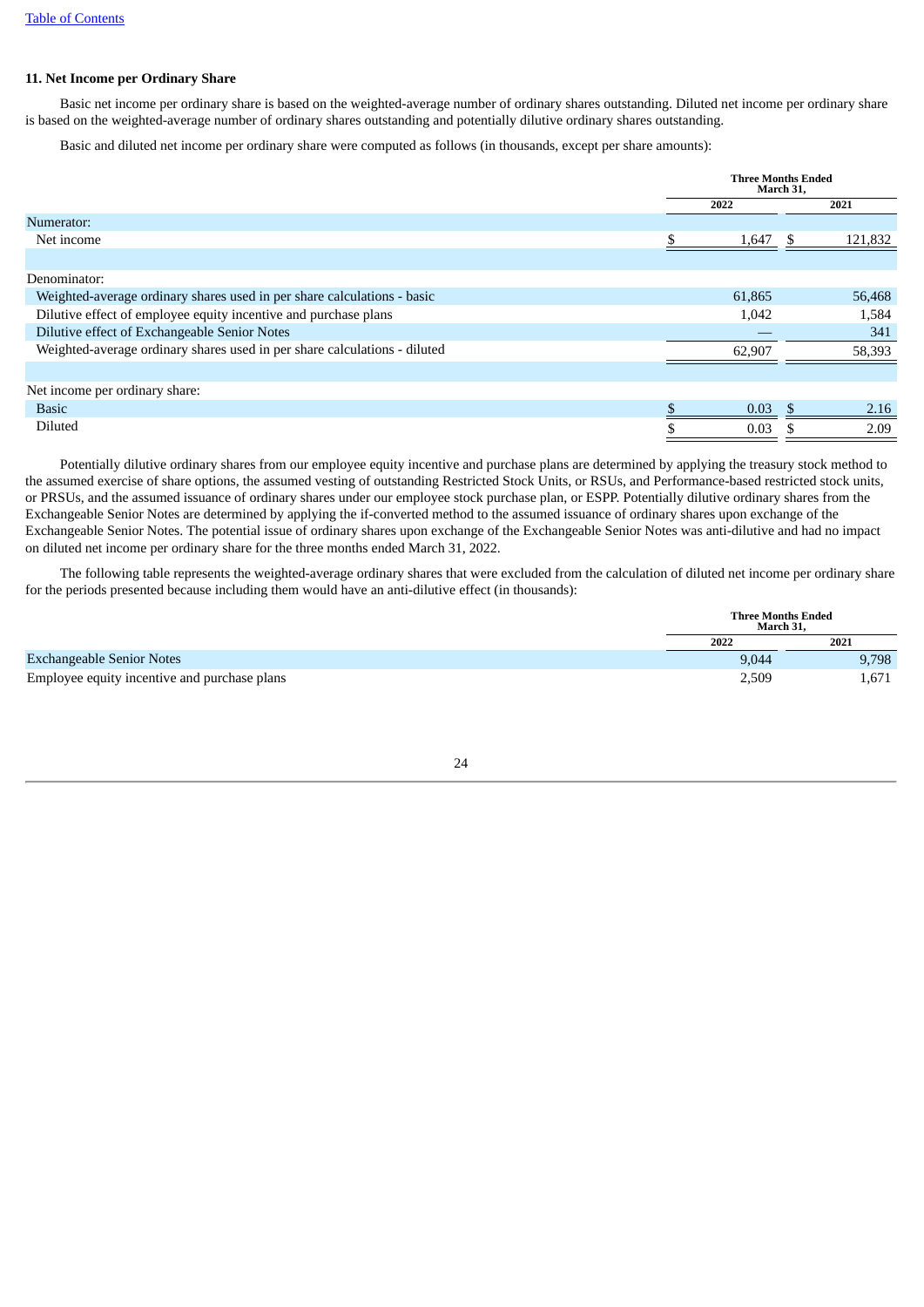## 11. Net Income per Ordinary Share

Basic net income per ordinary share is based on the weighted-average number of ordinary shares outstanding. Diluted net income per ordinary share is based on the weighted-average number of ordinary shares outstanding and potentially dilutive ordinary shares outstanding.

Basic and diluted net income per ordinary share were computed as follows (in thousands, except per share amounts):

| | Three Months Ended March 31, | |
|---|---|---|
| | 2022 | 2021 |
| Numerator: | | |
| Net income | $ 1,647 | $ 121,832 |
| Denominator: | | |
| Weighted-average ordinary shares used in per share calculations - basic | 61,865 | 56,468 |
| Dilutive effect of employee equity incentive and purchase plans | 1,042 | 1,584 |
| Dilutive effect of Exchangeable Senior Notes | — | 341 |
| Weighted-average ordinary shares used in per share calculations - diluted | 62,907 | 58,393 |
| Net income per ordinary share: | | |
| Basic | $ 0.03 | $ 2.16 |
| Diluted | $ 0.03 | $ 2.09 |

Potentially dilutive ordinary shares from our employee equity incentive and purchase plans are determined by applying the treasury stock method to the assumed exercise of share options, the assumed vesting of outstanding Restricted Stock Units, or RSUs, and Performance-based restricted stock units, or PRSUs, and the assumed issuance of ordinary shares under our employee stock purchase plan, or ESPP. Potentially dilutive ordinary shares from the Exchangeable Senior Notes are determined by applying the if-converted method to the assumed issuance of ordinary shares upon exchange of the Exchangeable Senior Notes. The potential issue of ordinary shares upon exchange of the Exchangeable Senior Notes was anti-dilutive and had no impact on diluted net income per ordinary share for the three months ended March 31, 2022.

The following table represents the weighted-average ordinary shares that were excluded from the calculation of diluted net income per ordinary share for the periods presented because including them would have an anti-dilutive effect (in thousands):

| | Three Months Ended March 31, | |
|---|---|---|
| | 2022 | 2021 |
| Exchangeable Senior Notes | 9,044 | 9,798 |
| Employee equity incentive and purchase plans | 2,509 | 1,671 |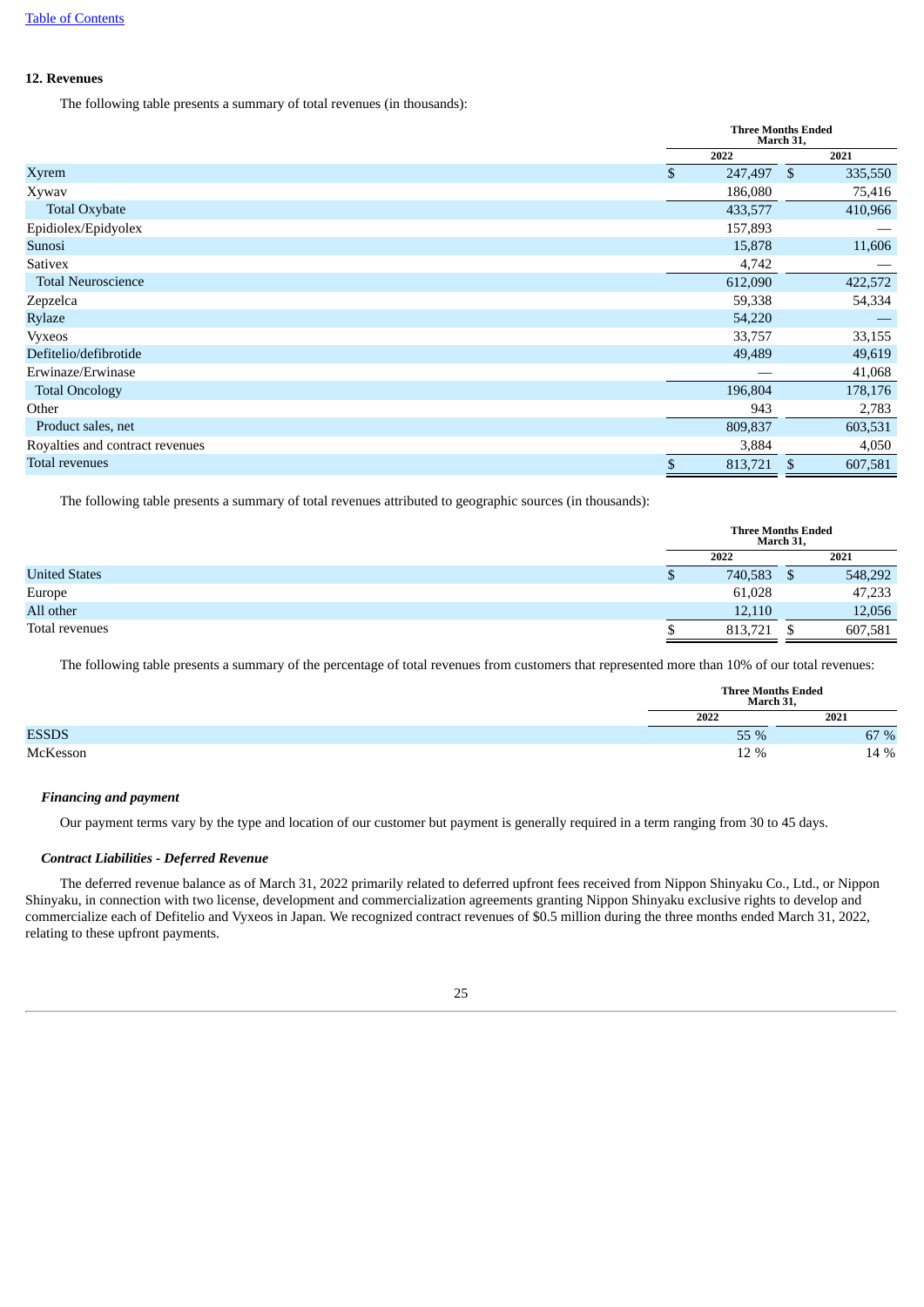## 12. Revenues

The following table presents a summary of total revenues (in thousands):

| | Three Months Ended March 31, | |
|---|---|---|
| | 2022 | 2021 |
| Xyrem | $ 247,497 | $ 335,550 |
| Xywav | 186,080 | 75,416 |
| Total Oxybate | 433,577 | 410,966 |
| Epidiolex/Epidyolex | 157,893 | — |
| Sunosi | 15,878 | 11,606 |
| Sativex | 4,742 | — |
| Total Neuroscience | 612,090 | 422,572 |
| Zepzelca | 59,338 | 54,334 |
| Rylaze | 54,220 | — |
| Vyxeos | 33,757 | 33,155 |
| Defitelio/defibrotide | 49,489 | 49,619 |
| Erwinaze/Erwinase | — | 41,068 |
| Total Oncology | 196,804 | 178,176 |
| Other | 943 | 2,783 |
| Product sales, net | 809,837 | 603,531 |
| Royalties and contract revenues | 3,884 | 4,050 |
| Total revenues | $ 813,721 | $ 607,581 |

The following table presents a summary of total revenues attributed to geographic sources (in thousands):

| | Three Months Ended March 31, | |
|---|---|---|
| | 2022 | 2021 |
| United States | $ 740,583 | $ 548,292 |
| Europe | 61,028 | 47,233 |
| All other | 12,110 | 12,056 |
| Total revenues | $ 813,721 | $ 607,581 |

The following table presents a summary of the percentage of total revenues from customers that represented more than 10% of our total revenues:

| | Three Months Ended March 31, | |
|---|---|---|
| | 2022 | 2021 |
| ESSDS | 55 % | 67 % |
| McKesson | 12 % | 14 % |

### *Financing and payment*

Our payment terms vary by the type and location of our customer but payment is generally required in a term ranging from 30 to 45 days.

### *Contract Liabilities - Deferred Revenue*

The deferred revenue balance as of March 31, 2022 primarily related to deferred upfront fees received from Nippon Shinyaku Co., Ltd., or Nippon Shinyaku, in connection with two license, development and commercialization agreements granting Nippon Shinyaku exclusive rights to develop and commercialize each of Defitelio and Vyxeos in Japan. We recognized contract revenues of $0.5 million during the three months ended March 31, 2022, relating to these upfront payments.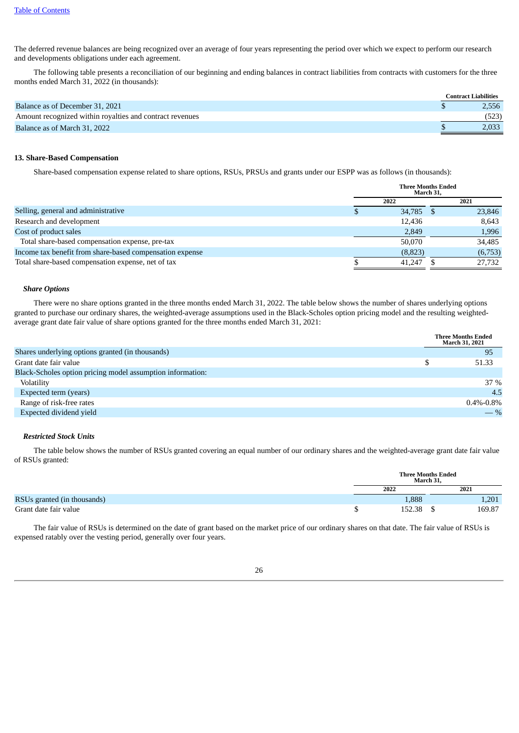The deferred revenue balances are being recognized over an average of four years representing the period over which we expect to perform our research and developments obligations under each agreement.

The following table presents a reconciliation of our beginning and ending balances in contract liabilities from contracts with customers for the three months ended March 31, 2022 (in thousands):

| | Contract Liabilities |
|---|---|
| Balance as of December 31, 2021 | $ 2,556 |
| Amount recognized within royalties and contract revenues | (523) |
| Balance as of March 31, 2022 | $ 2,033 |

### 13. Share-Based Compensation

Share-based compensation expense related to share options, RSUs, PRSUs and grants under our ESPP was as follows (in thousands):

| | Three Months Ended March 31, | |
|---|---|---|
| | 2022 | 2021 |
| Selling, general and administrative | $ 34,785 | $ 23,846 |
| Research and development | 12,436 | 8,643 |
| Cost of product sales | 2,849 | 1,996 |
| Total share-based compensation expense, pre-tax | 50,070 | 34,485 |
| Income tax benefit from share-based compensation expense | (8,823) | (6,753) |
| Total share-based compensation expense, net of tax | $ 41,247 | $ 27,732 |

#### *Share Options*

There were no share options granted in the three months ended March 31, 2022. The table below shows the number of shares underlying options granted to purchase our ordinary shares, the weighted-average assumptions used in the Black-Scholes option pricing model and the resulting weighted-average grant date fair value of share options granted for the three months ended March 31, 2021:

| | Three Months Ended March 31, 2021 |
|---|---|
| Shares underlying options granted (in thousands) | 95 |
| Grant date fair value | $ 51.33 |
| Black-Scholes option pricing model assumption information: | |
| Volatility | 37 % |
| Expected term (years) | 4.5 |
| Range of risk-free rates | 0.4%-0.8% |
| Expected dividend yield | — % |

#### *Restricted Stock Units*

The table below shows the number of RSUs granted covering an equal number of our ordinary shares and the weighted-average grant date fair value of RSUs granted:

| | Three Months Ended March 31, | |
|---|---|---|
| | 2022 | 2021 |
| RSUs granted (in thousands) | 1,888 | 1,201 |
| Grant date fair value | $ 152.38 | $ 169.87 |

The fair value of RSUs is determined on the date of grant based on the market price of our ordinary shares on that date. The fair value of RSUs is expensed ratably over the vesting period, generally over four years.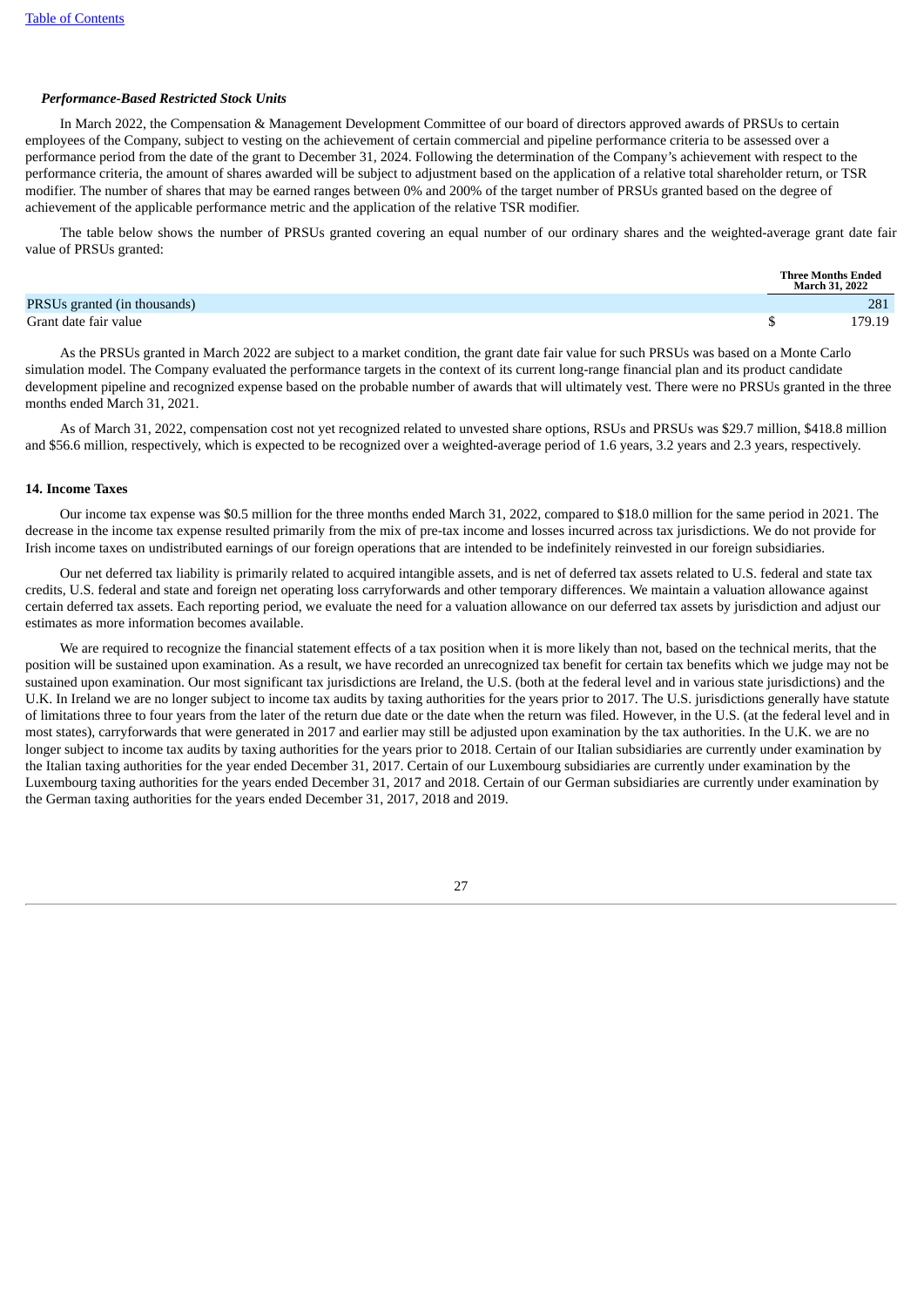***Performance-Based Restricted Stock Units***

In March 2022, the Compensation & Management Development Committee of our board of directors approved awards of PRSUs to certain employees of the Company, subject to vesting on the achievement of certain commercial and pipeline performance criteria to be assessed over a performance period from the date of the grant to December 31, 2024. Following the determination of the Company's achievement with respect to the performance criteria, the amount of shares awarded will be subject to adjustment based on the application of a relative total shareholder return, or TSR modifier. The number of shares that may be earned ranges between 0% and 200% of the target number of PRSUs granted based on the degree of achievement of the applicable performance metric and the application of the relative TSR modifier.

The table below shows the number of PRSUs granted covering an equal number of our ordinary shares and the weighted-average grant date fair value of PRSUs granted:

| | Three Months Ended March 31, 2022 |
|---|---|
| PRSUs granted (in thousands) | 281 |
| Grant date fair value | $ 179.19 |

As the PRSUs granted in March 2022 are subject to a market condition, the grant date fair value for such PRSUs was based on a Monte Carlo simulation model. The Company evaluated the performance targets in the context of its current long-range financial plan and its product candidate development pipeline and recognized expense based on the probable number of awards that will ultimately vest. There were no PRSUs granted in the three months ended March 31, 2021.

As of March 31, 2022, compensation cost not yet recognized related to unvested share options, RSUs and PRSUs was $29.7 million, $418.8 million and $56.6 million, respectively, which is expected to be recognized over a weighted-average period of 1.6 years, 3.2 years and 2.3 years, respectively.

**14. Income Taxes**

Our income tax expense was $0.5 million for the three months ended March 31, 2022, compared to $18.0 million for the same period in 2021. The decrease in the income tax expense resulted primarily from the mix of pre-tax income and losses incurred across tax jurisdictions. We do not provide for Irish income taxes on undistributed earnings of our foreign operations that are intended to be indefinitely reinvested in our foreign subsidiaries.

Our net deferred tax liability is primarily related to acquired intangible assets, and is net of deferred tax assets related to U.S. federal and state tax credits, U.S. federal and state and foreign net operating loss carryforwards and other temporary differences. We maintain a valuation allowance against certain deferred tax assets. Each reporting period, we evaluate the need for a valuation allowance on our deferred tax assets by jurisdiction and adjust our estimates as more information becomes available.

We are required to recognize the financial statement effects of a tax position when it is more likely than not, based on the technical merits, that the position will be sustained upon examination. As a result, we have recorded an unrecognized tax benefit for certain tax benefits which we judge may not be sustained upon examination. Our most significant tax jurisdictions are Ireland, the U.S. (both at the federal level and in various state jurisdictions) and the U.K. In Ireland we are no longer subject to income tax audits by taxing authorities for the years prior to 2017. The U.S. jurisdictions generally have statute of limitations three to four years from the later of the return due date or the date when the return was filed. However, in the U.S. (at the federal level and in most states), carryforwards that were generated in 2017 and earlier may still be adjusted upon examination by the tax authorities. In the U.K. we are no longer subject to income tax audits by taxing authorities for the years prior to 2018. Certain of our Italian subsidiaries are currently under examination by the Italian taxing authorities for the year ended December 31, 2017. Certain of our Luxembourg subsidiaries are currently under examination by the Luxembourg taxing authorities for the years ended December 31, 2017 and 2018. Certain of our German subsidiaries are currently under examination by the German taxing authorities for the years ended December 31, 2017, 2018 and 2019.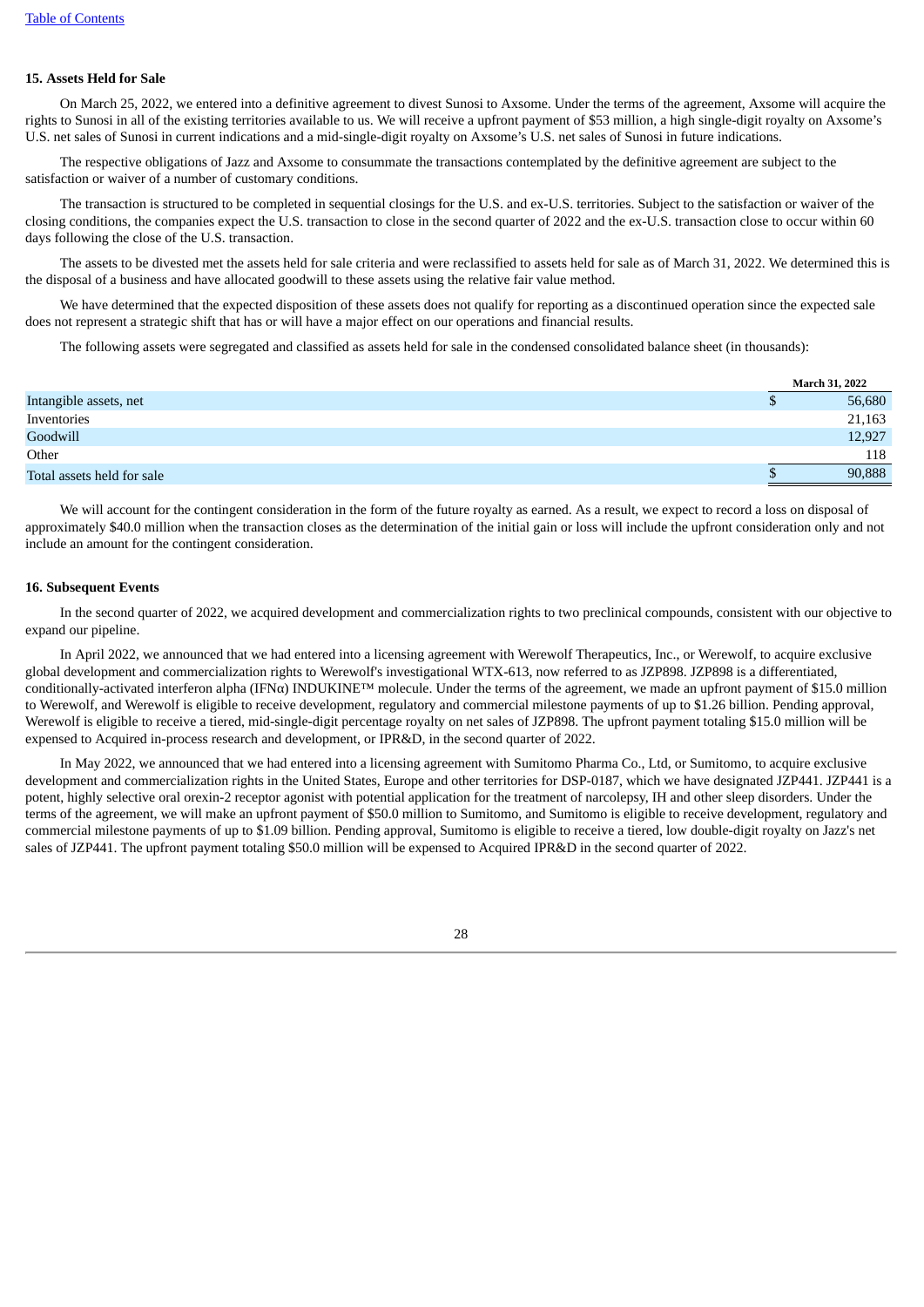### 15. Assets Held for Sale

On March 25, 2022, we entered into a definitive agreement to divest Sunosi to Axsome. Under the terms of the agreement, Axsome will acquire the rights to Sunosi in all of the existing territories available to us. We will receive a upfront payment of $53 million, a high single-digit royalty on Axsome's U.S. net sales of Sunosi in current indications and a mid-single-digit royalty on Axsome's U.S. net sales of Sunosi in future indications.

The respective obligations of Jazz and Axsome to consummate the transactions contemplated by the definitive agreement are subject to the satisfaction or waiver of a number of customary conditions.

The transaction is structured to be completed in sequential closings for the U.S. and ex-U.S. territories. Subject to the satisfaction or waiver of the closing conditions, the companies expect the U.S. transaction to close in the second quarter of 2022 and the ex-U.S. transaction close to occur within 60 days following the close of the U.S. transaction.

The assets to be divested met the assets held for sale criteria and were reclassified to assets held for sale as of March 31, 2022. We determined this is the disposal of a business and have allocated goodwill to these assets using the relative fair value method.

We have determined that the expected disposition of these assets does not qualify for reporting as a discontinued operation since the expected sale does not represent a strategic shift that has or will have a major effect on our operations and financial results.

The following assets were segregated and classified as assets held for sale in the condensed consolidated balance sheet (in thousands):

| | March 31, 2022 |
|---|---|
| Intangible assets, net | $ 56,680 |
| Inventories | 21,163 |
| Goodwill | 12,927 |
| Other | 118 |
| Total assets held for sale | $ 90,888 |

We will account for the contingent consideration in the form of the future royalty as earned. As a result, we expect to record a loss on disposal of approximately $40.0 million when the transaction closes as the determination of the initial gain or loss will include the upfront consideration only and not include an amount for the contingent consideration.

### 16. Subsequent Events

In the second quarter of 2022, we acquired development and commercialization rights to two preclinical compounds, consistent with our objective to expand our pipeline.

In April 2022, we announced that we had entered into a licensing agreement with Werewolf Therapeutics, Inc., or Werewolf, to acquire exclusive global development and commercialization rights to Werewolf's investigational WTX-613, now referred to as JZP898. JZP898 is a differentiated, conditionally-activated interferon alpha (IFNα) INDUKINE™ molecule. Under the terms of the agreement, we made an upfront payment of $15.0 million to Werewolf, and Werewolf is eligible to receive development, regulatory and commercial milestone payments of up to $1.26 billion. Pending approval, Werewolf is eligible to receive a tiered, mid-single-digit percentage royalty on net sales of JZP898. The upfront payment totaling $15.0 million will be expensed to Acquired in-process research and development, or IPR&D, in the second quarter of 2022.

In May 2022, we announced that we had entered into a licensing agreement with Sumitomo Pharma Co., Ltd, or Sumitomo, to acquire exclusive development and commercialization rights in the United States, Europe and other territories for DSP-0187, which we have designated JZP441. JZP441 is a potent, highly selective oral orexin-2 receptor agonist with potential application for the treatment of narcolepsy, IH and other sleep disorders. Under the terms of the agreement, we will make an upfront payment of $50.0 million to Sumitomo, and Sumitomo is eligible to receive development, regulatory and commercial milestone payments of up to $1.09 billion. Pending approval, Sumitomo is eligible to receive a tiered, low double-digit royalty on Jazz's net sales of JZP441. The upfront payment totaling $50.0 million will be expensed to Acquired IPR&D in the second quarter of 2022.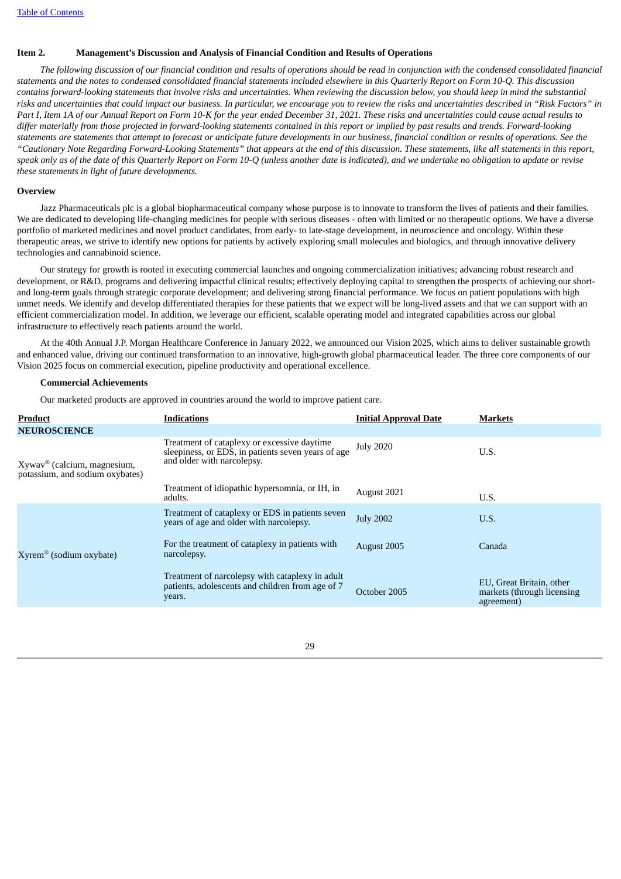[Table of Contents](#)

## Item 2. Management's Discussion and Analysis of Financial Condition and Results of Operations

*The following discussion of our financial condition and results of operations should be read in conjunction with the condensed consolidated financial statements and the notes to condensed consolidated financial statements included elsewhere in this Quarterly Report on Form 10-Q. This discussion contains forward-looking statements that involve risks and uncertainties. When reviewing the discussion below, you should keep in mind the substantial risks and uncertainties that could impact our business. In particular, we encourage you to review the risks and uncertainties described in "Risk Factors" in Part I, Item 1A of our Annual Report on Form 10-K for the year ended December 31, 2021. These risks and uncertainties could cause actual results to differ materially from those projected in forward-looking statements contained in this report or implied by past results and trends. Forward-looking statements are statements that attempt to forecast or anticipate future developments in our business, financial condition or results of operations. See the "Cautionary Note Regarding Forward-Looking Statements" that appears at the end of this discussion. These statements, like all statements in this report, speak only as of the date of this Quarterly Report on Form 10-Q (unless another date is indicated), and we undertake no obligation to update or revise these statements in light of future developments.*

### Overview

Jazz Pharmaceuticals plc is a global biopharmaceutical company whose purpose is to innovate to transform the lives of patients and their families. We are dedicated to developing life-changing medicines for people with serious diseases - often with limited or no therapeutic options. We have a diverse portfolio of marketed medicines and novel product candidates, from early- to late-stage development, in neuroscience and oncology. Within these therapeutic areas, we strive to identify new options for patients by actively exploring small molecules and biologics, and through innovative delivery technologies and cannabinoid science.

Our strategy for growth is rooted in executing commercial launches and ongoing commercialization initiatives; advancing robust research and development, or R&D, programs and delivering impactful clinical results; effectively deploying capital to strengthen the prospects of achieving our short- and long-term goals through strategic corporate development; and delivering strong financial performance. We focus on patient populations with high unmet needs. We identify and develop differentiated therapies for these patients that we expect will be long-lived assets and that we can support with an efficient commercialization model. In addition, we leverage our efficient, scalable operating model and integrated capabilities across our global infrastructure to effectively reach patients around the world.

At the 40th Annual J.P. Morgan Healthcare Conference in January 2022, we announced our Vision 2025, which aims to deliver sustainable growth and enhanced value, driving our continued transformation to an innovative, high-growth global pharmaceutical leader. The three core components of our Vision 2025 focus on commercial execution, pipeline productivity and operational excellence.

#### Commercial Achievements

Our marketed products are approved in countries around the world to improve patient care.

| Product | Indications | Initial Approval Date | Markets |
|---|---|---|---|
| **NEUROSCIENCE** | | | |
| Xywav® (calcium, magnesium, potassium, and sodium oxybates) | Treatment of cataplexy or excessive daytime sleepiness, or EDS, in patients seven years of age and older with narcolepsy. | July 2020 | U.S. |
| | Treatment of idiopathic hypersomnia, or IH, in adults. | August 2021 | U.S. |
| Xyrem® (sodium oxybate) | Treatment of cataplexy or EDS in patients seven years of age and older with narcolepsy. | July 2002 | U.S. |
| | For the treatment of cataplexy in patients with narcolepsy. | August 2005 | Canada |
| | Treatment of narcolepsy with cataplexy in adult patients, adolescents and children from age of 7 years. | October 2005 | EU, Great Britain, other markets (through licensing agreement) |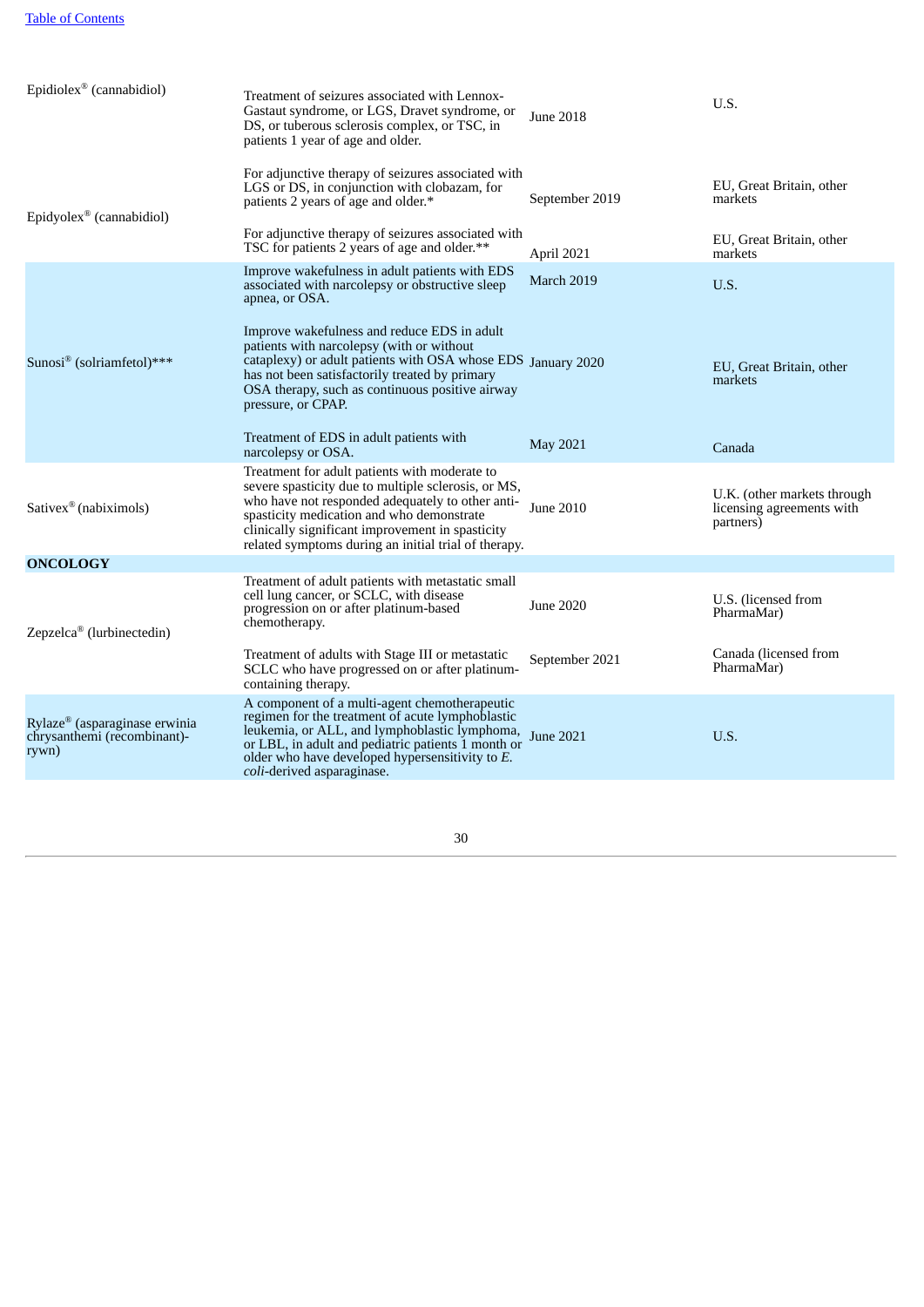| | | | |
|---|---|---|---|
| Epidiolex® (cannabidiol) | Treatment of seizures associated with Lennox-Gastaut syndrome, or LGS, Dravet syndrome, or DS, or tuberous sclerosis complex, or TSC, in patients 1 year of age and older. | June 2018 | U.S. |
| Epidyolex® (cannabidiol) | For adjunctive therapy of seizures associated with LGS or DS, in conjunction with clobazam, for patients 2 years of age and older.* | September 2019 | EU, Great Britain, other markets |
| | For adjunctive therapy of seizures associated with TSC for patients 2 years of age and older.** | April 2021 | EU, Great Britain, other markets |
| Sunosi® (solriamfetol)*** | Improve wakefulness in adult patients with EDS associated with narcolepsy or obstructive sleep apnea, or OSA. | March 2019 | U.S. |
| | Improve wakefulness and reduce EDS in adult patients with narcolepsy (with or without cataplexy) or adult patients with OSA whose EDS has not been satisfactorily treated by primary OSA therapy, such as continuous positive airway pressure, or CPAP. | January 2020 | EU, Great Britain, other markets |
| | Treatment of EDS in adult patients with narcolepsy or OSA. | May 2021 | Canada |
| Sativex® (nabiximols) | Treatment for adult patients with moderate to severe spasticity due to multiple sclerosis, or MS, who have not responded adequately to other anti-spasticity medication and who demonstrate clinically significant improvement in spasticity related symptoms during an initial trial of therapy. | June 2010 | U.K. (other markets through licensing agreements with partners) |
| **ONCOLOGY** | | | |
| Zepzelca® (lurbinectedin) | Treatment of adult patients with metastatic small cell lung cancer, or SCLC, with disease progression on or after platinum-based chemotherapy. | June 2020 | U.S. (licensed from PharmaMar) |
| | Treatment of adults with Stage III or metastatic SCLC who have progressed on or after platinum-containing therapy. | September 2021 | Canada (licensed from PharmaMar) |
| Rylaze® (asparaginase erwinia chrysanthemi (recombinant)-rywn) | A component of a multi-agent chemotherapeutic regimen for the treatment of acute lymphoblastic leukemia, or ALL, and lymphoblastic lymphoma, or LBL, in adult and pediatric patients 1 month or older who have developed hypersensitivity to *E. coli*-derived asparaginase. | June 2021 | U.S. |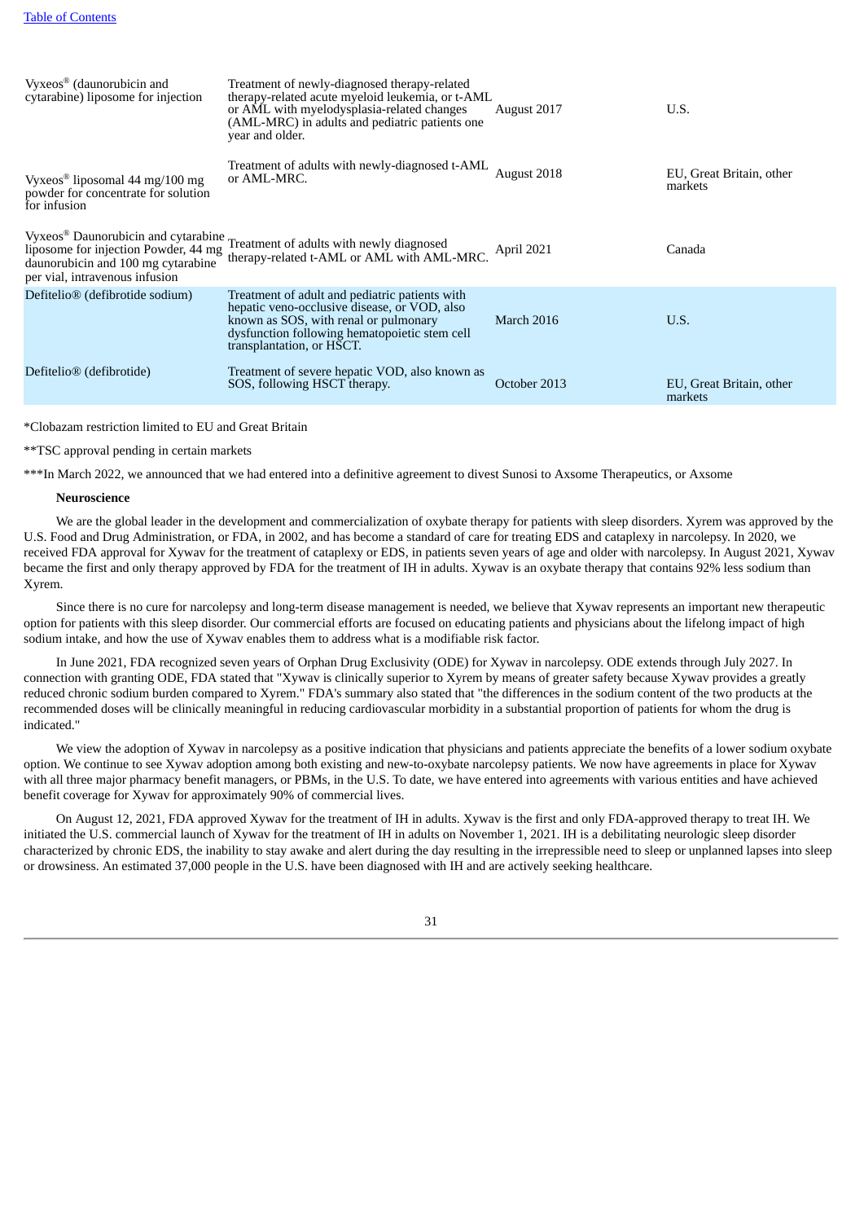| | | | |
|---|---|---|---|
| Vyxeos® (daunorubicin and cytarabine) liposome for injection | Treatment of newly-diagnosed therapy-related acute myeloid leukemia, or t-AML or AML with myelodysplasia-related changes (AML-MRC) in adults and pediatric patients one year and older. | August 2017 | U.S. |
| Vyxeos® liposomal 44 mg/100 mg powder for concentrate for solution for infusion | Treatment of adults with newly-diagnosed t-AML or AML-MRC. | August 2018 | EU, Great Britain, other markets |
| Vyxeos® Daunorubicin and cytarabine liposome for injection Powder, 44 mg daunorubicin and 100 mg cytarabine per vial, intravenous infusion | Treatment of adults with newly diagnosed therapy-related t-AML or AML with AML-MRC. | April 2021 | Canada |
| Defitelio® (defibrotide sodium) | Treatment of adult and pediatric patients with hepatic veno-occlusive disease, or VOD, also known as SOS, with renal or pulmonary dysfunction following hematopoietic stem cell transplantation, or HSCT. | March 2016 | U.S. |
| Defitelio® (defibrotide) | Treatment of severe hepatic VOD, also known as SOS, following HSCT therapy. | October 2013 | EU, Great Britain, other markets |

*Clobazam restriction limited to EU and Great Britain

**TSC approval pending in certain markets

***In March 2022, we announced that we had entered into a definitive agreement to divest Sunosi to Axsome Therapeutics, or Axsome

**Neuroscience**

We are the global leader in the development and commercialization of oxybate therapy for patients with sleep disorders. Xyrem was approved by the U.S. Food and Drug Administration, or FDA, in 2002, and has become a standard of care for treating EDS and cataplexy in narcolepsy. In 2020, we received FDA approval for Xywav for the treatment of cataplexy or EDS, in patients seven years of age and older with narcolepsy. In August 2021, Xywav became the first and only therapy approved by FDA for the treatment of IH in adults. Xywav is an oxybate therapy that contains 92% less sodium than Xyrem.

Since there is no cure for narcolepsy and long-term disease management is needed, we believe that Xywav represents an important new therapeutic option for patients with this sleep disorder. Our commercial efforts are focused on educating patients and physicians about the lifelong impact of high sodium intake, and how the use of Xywav enables them to address what is a modifiable risk factor.

In June 2021, FDA recognized seven years of Orphan Drug Exclusivity (ODE) for Xywav in narcolepsy. ODE extends through July 2027. In connection with granting ODE, FDA stated that "Xywav is clinically superior to Xyrem by means of greater safety because Xywav provides a greatly reduced chronic sodium burden compared to Xyrem." FDA's summary also stated that "the differences in the sodium content of the two products at the recommended doses will be clinically meaningful in reducing cardiovascular morbidity in a substantial proportion of patients for whom the drug is indicated."

We view the adoption of Xywav in narcolepsy as a positive indication that physicians and patients appreciate the benefits of a lower sodium oxybate option. We continue to see Xywav adoption among both existing and new-to-oxybate narcolepsy patients. We now have agreements in place for Xywav with all three major pharmacy benefit managers, or PBMs, in the U.S. To date, we have entered into agreements with various entities and have achieved benefit coverage for Xywav for approximately 90% of commercial lives.

On August 12, 2021, FDA approved Xywav for the treatment of IH in adults. Xywav is the first and only FDA-approved therapy to treat IH. We initiated the U.S. commercial launch of Xywav for the treatment of IH in adults on November 1, 2021. IH is a debilitating neurologic sleep disorder characterized by chronic EDS, the inability to stay awake and alert during the day resulting in the irrepressible need to sleep or unplanned lapses into sleep or drowsiness. An estimated 37,000 people in the U.S. have been diagnosed with IH and are actively seeking healthcare.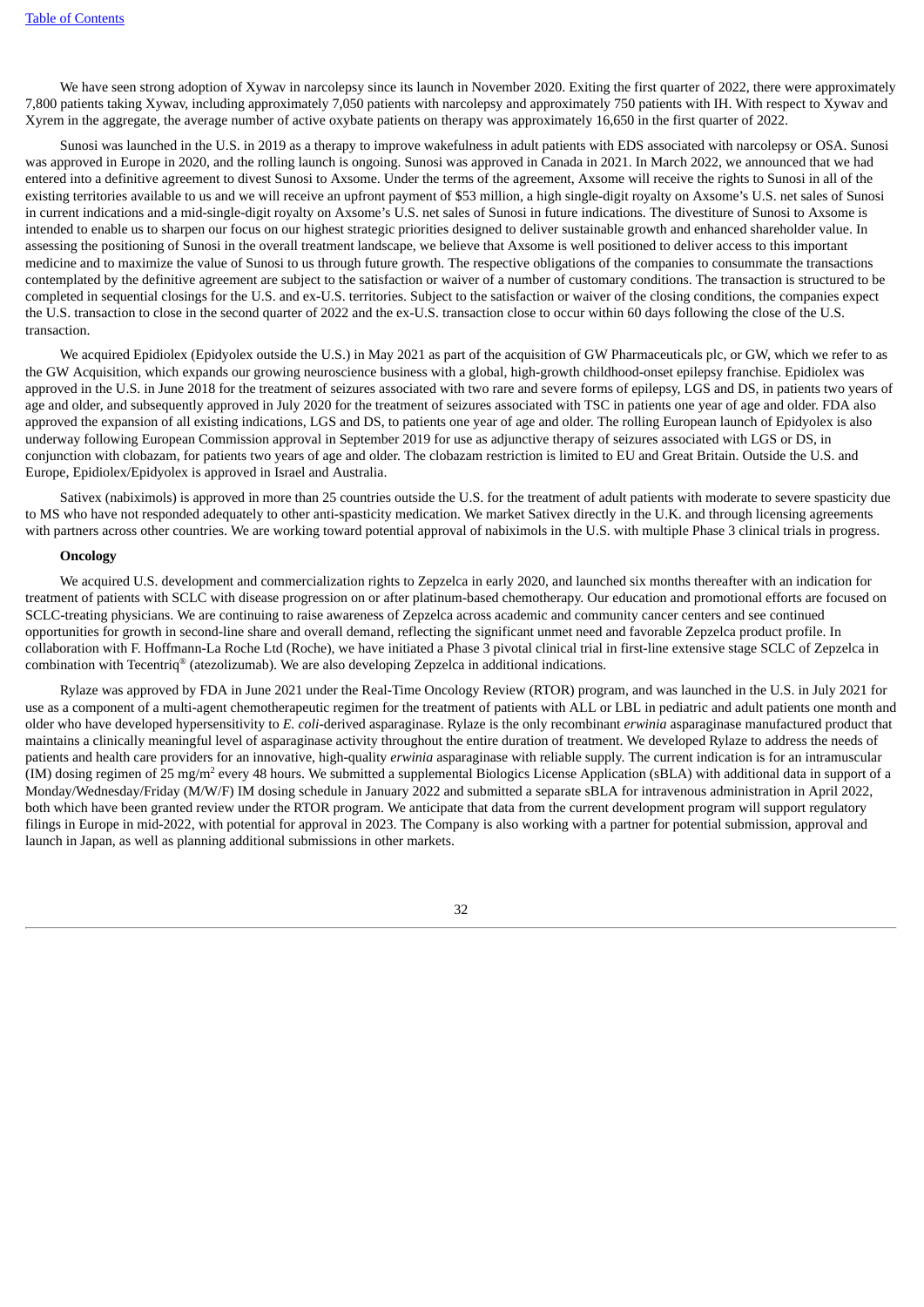We have seen strong adoption of Xywav in narcolepsy since its launch in November 2020. Exiting the first quarter of 2022, there were approximately 7,800 patients taking Xywav, including approximately 7,050 patients with narcolepsy and approximately 750 patients with IH. With respect to Xywav and Xyrem in the aggregate, the average number of active oxybate patients on therapy was approximately 16,650 in the first quarter of 2022.

Sunosi was launched in the U.S. in 2019 as a therapy to improve wakefulness in adult patients with EDS associated with narcolepsy or OSA. Sunosi was approved in Europe in 2020, and the rolling launch is ongoing. Sunosi was approved in Canada in 2021. In March 2022, we announced that we had entered into a definitive agreement to divest Sunosi to Axsome. Under the terms of the agreement, Axsome will receive the rights to Sunosi in all of the existing territories available to us and we will receive an upfront payment of $53 million, a high single-digit royalty on Axsome's U.S. net sales of Sunosi in current indications and a mid-single-digit royalty on Axsome's U.S. net sales of Sunosi in future indications. The divestiture of Sunosi to Axsome is intended to enable us to sharpen our focus on our highest strategic priorities designed to deliver sustainable growth and enhanced shareholder value. In assessing the positioning of Sunosi in the overall treatment landscape, we believe that Axsome is well positioned to deliver access to this important medicine and to maximize the value of Sunosi to us through future growth. The respective obligations of the companies to consummate the transactions contemplated by the definitive agreement are subject to the satisfaction or waiver of a number of customary conditions. The transaction is structured to be completed in sequential closings for the U.S. and ex-U.S. territories. Subject to the satisfaction or waiver of the closing conditions, the companies expect the U.S. transaction to close in the second quarter of 2022 and the ex-U.S. transaction close to occur within 60 days following the close of the U.S. transaction.

We acquired Epidiolex (Epidyolex outside the U.S.) in May 2021 as part of the acquisition of GW Pharmaceuticals plc, or GW, which we refer to as the GW Acquisition, which expands our growing neuroscience business with a global, high-growth childhood-onset epilepsy franchise. Epidiolex was approved in the U.S. in June 2018 for the treatment of seizures associated with two rare and severe forms of epilepsy, LGS and DS, in patients two years of age and older, and subsequently approved in July 2020 for the treatment of seizures associated with TSC in patients one year of age and older. FDA also approved the expansion of all existing indications, LGS and DS, to patients one year of age and older. The rolling European launch of Epidyolex is also underway following European Commission approval in September 2019 for use as adjunctive therapy of seizures associated with LGS or DS, in conjunction with clobazam, for patients two years of age and older. The clobazam restriction is limited to EU and Great Britain. Outside the U.S. and Europe, Epidiolex/Epidyolex is approved in Israel and Australia.

Sativex (nabiximols) is approved in more than 25 countries outside the U.S. for the treatment of adult patients with moderate to severe spasticity due to MS who have not responded adequately to other anti-spasticity medication. We market Sativex directly in the U.K. and through licensing agreements with partners across other countries. We are working toward potential approval of nabiximols in the U.S. with multiple Phase 3 clinical trials in progress.

**Oncology**

We acquired U.S. development and commercialization rights to Zepzelca in early 2020, and launched six months thereafter with an indication for treatment of patients with SCLC with disease progression on or after platinum-based chemotherapy. Our education and promotional efforts are focused on SCLC-treating physicians. We are continuing to raise awareness of Zepzelca across academic and community cancer centers and see continued opportunities for growth in second-line share and overall demand, reflecting the significant unmet need and favorable Zepzelca product profile. In collaboration with F. Hoffmann-La Roche Ltd (Roche), we have initiated a Phase 3 pivotal clinical trial in first-line extensive stage SCLC of Zepzelca in combination with Tecentriq® (atezolizumab). We are also developing Zepzelca in additional indications.

Rylaze was approved by FDA in June 2021 under the Real-Time Oncology Review (RTOR) program, and was launched in the U.S. in July 2021 for use as a component of a multi-agent chemotherapeutic regimen for the treatment of patients with ALL or LBL in pediatric and adult patients one month and older who have developed hypersensitivity to *E. coli*-derived asparaginase. Rylaze is the only recombinant *erwinia* asparaginase manufactured product that maintains a clinically meaningful level of asparaginase activity throughout the entire duration of treatment. We developed Rylaze to address the needs of patients and health care providers for an innovative, high-quality *erwinia* asparaginase with reliable supply. The current indication is for an intramuscular (IM) dosing regimen of 25 $mg/m^2$ every 48 hours. We submitted a supplemental Biologics License Application (sBLA) with additional data in support of a Monday/Wednesday/Friday (M/W/F) IM dosing schedule in January 2022 and submitted a separate sBLA for intravenous administration in April 2022, both which have been granted review under the RTOR program. We anticipate that data from the current development program will support regulatory filings in Europe in mid-2022, with potential for approval in 2023. The Company is also working with a partner for potential submission, approval and launch in Japan, as well as planning additional submissions in other markets.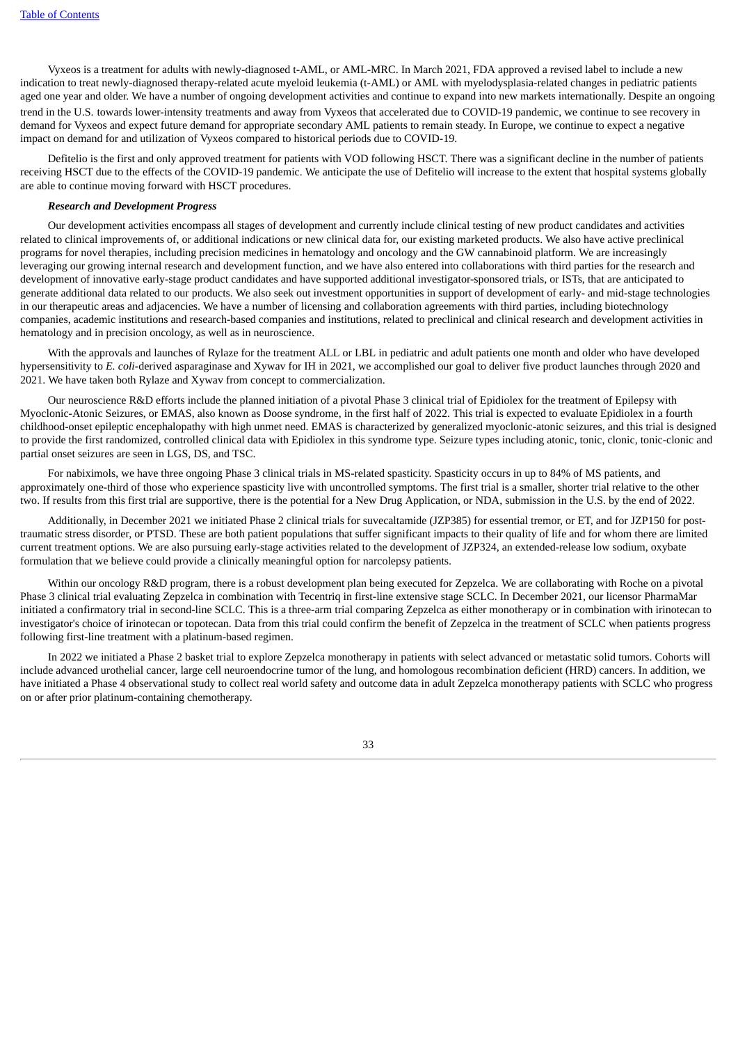Vyxeos is a treatment for adults with newly-diagnosed t-AML, or AML-MRC. In March 2021, FDA approved a revised label to include a new indication to treat newly-diagnosed therapy-related acute myeloid leukemia (t-AML) or AML with myelodysplasia-related changes in pediatric patients aged one year and older. We have a number of ongoing development activities and continue to expand into new markets internationally. Despite an ongoing trend in the U.S. towards lower-intensity treatments and away from Vyxeos that accelerated due to COVID-19 pandemic, we continue to see recovery in demand for Vyxeos and expect future demand for appropriate secondary AML patients to remain steady. In Europe, we continue to expect a negative impact on demand for and utilization of Vyxeos compared to historical periods due to COVID-19.

Defitelio is the first and only approved treatment for patients with VOD following HSCT. There was a significant decline in the number of patients receiving HSCT due to the effects of the COVID-19 pandemic. We anticipate the use of Defitelio will increase to the extent that hospital systems globally are able to continue moving forward with HSCT procedures.

***Research and Development Progress***

Our development activities encompass all stages of development and currently include clinical testing of new product candidates and activities related to clinical improvements of, or additional indications or new clinical data for, our existing marketed products. We also have active preclinical programs for novel therapies, including precision medicines in hematology and oncology and the GW cannabinoid platform. We are increasingly leveraging our growing internal research and development function, and we have also entered into collaborations with third parties for the research and development of innovative early-stage product candidates and have supported additional investigator-sponsored trials, or ISTs, that are anticipated to generate additional data related to our products. We also seek out investment opportunities in support of development of early- and mid-stage technologies in our therapeutic areas and adjacencies. We have a number of licensing and collaboration agreements with third parties, including biotechnology companies, academic institutions and research-based companies and institutions, related to preclinical and clinical research and development activities in hematology and in precision oncology, as well as in neuroscience.

With the approvals and launches of Rylaze for the treatment ALL or LBL in pediatric and adult patients one month and older who have developed hypersensitivity to *E. coli*-derived asparaginase and Xywav for IH in 2021, we accomplished our goal to deliver five product launches through 2020 and 2021. We have taken both Rylaze and Xywav from concept to commercialization.

Our neuroscience R&D efforts include the planned initiation of a pivotal Phase 3 clinical trial of Epidiolex for the treatment of Epilepsy with Myoclonic-Atonic Seizures, or EMAS, also known as Doose syndrome, in the first half of 2022. This trial is expected to evaluate Epidiolex in a fourth childhood-onset epileptic encephalopathy with high unmet need. EMAS is characterized by generalized myoclonic-atonic seizures, and this trial is designed to provide the first randomized, controlled clinical data with Epidiolex in this syndrome type. Seizure types including atonic, tonic, clonic, tonic-clonic and partial onset seizures are seen in LGS, DS, and TSC.

For nabiximols, we have three ongoing Phase 3 clinical trials in MS-related spasticity. Spasticity occurs in up to 84% of MS patients, and approximately one-third of those who experience spasticity live with uncontrolled symptoms. The first trial is a smaller, shorter trial relative to the other two. If results from this first trial are supportive, there is the potential for a New Drug Application, or NDA, submission in the U.S. by the end of 2022.

Additionally, in December 2021 we initiated Phase 2 clinical trials for suvecaltamide (JZP385) for essential tremor, or ET, and for JZP150 for post-traumatic stress disorder, or PTSD. These are both patient populations that suffer significant impacts to their quality of life and for whom there are limited current treatment options. We are also pursuing early-stage activities related to the development of JZP324, an extended-release low sodium, oxybate formulation that we believe could provide a clinically meaningful option for narcolepsy patients.

Within our oncology R&D program, there is a robust development plan being executed for Zepzelca. We are collaborating with Roche on a pivotal Phase 3 clinical trial evaluating Zepzelca in combination with Tecentriq in first-line extensive stage SCLC. In December 2021, our licensor PharmaMar initiated a confirmatory trial in second-line SCLC. This is a three-arm trial comparing Zepzelca as either monotherapy or in combination with irinotecan to investigator's choice of irinotecan or topotecan. Data from this trial could confirm the benefit of Zepzelca in the treatment of SCLC when patients progress following first-line treatment with a platinum-based regimen.

In 2022 we initiated a Phase 2 basket trial to explore Zepzelca monotherapy in patients with select advanced or metastatic solid tumors. Cohorts will include advanced urothelial cancer, large cell neuroendocrine tumor of the lung, and homologous recombination deficient (HRD) cancers. In addition, we have initiated a Phase 4 observational study to collect real world safety and outcome data in adult Zepzelca monotherapy patients with SCLC who progress on or after prior platinum-containing chemotherapy.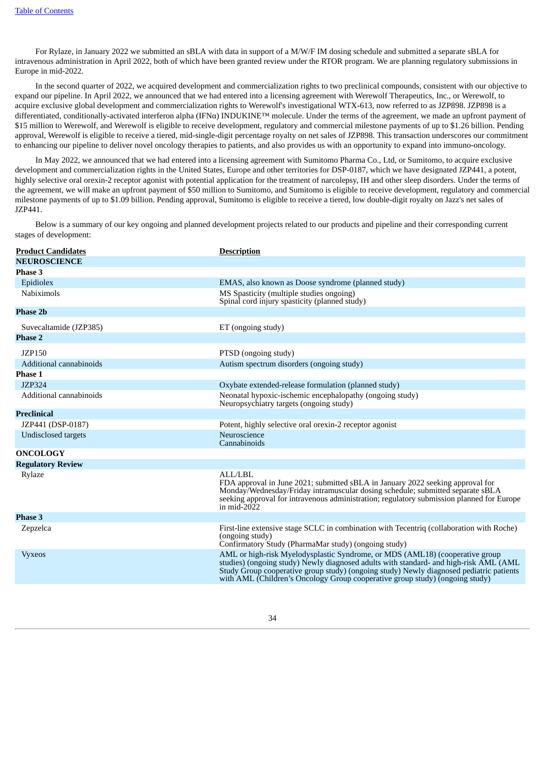For Rylaze, in January 2022 we submitted an sBLA with data in support of a M/W/F IM dosing schedule and submitted a separate sBLA for intravenous administration in April 2022, both of which have been granted review under the RTOR program. We are planning regulatory submissions in Europe in mid-2022.

In the second quarter of 2022, we acquired development and commercialization rights to two preclinical compounds, consistent with our objective to expand our pipeline. In April 2022, we announced that we had entered into a licensing agreement with Werewolf Therapeutics, Inc., or Werewolf, to acquire exclusive global development and commercialization rights to Werewolf's investigational WTX-613, now referred to as JZP898. JZP898 is a differentiated, conditionally-activated interferon alpha (IFNα) INDUKINE™ molecule. Under the terms of the agreement, we made an upfront payment of $15 million to Werewolf, and Werewolf is eligible to receive development, regulatory and commercial milestone payments of up to $1.26 billion. Pending approval, Werewolf is eligible to receive a tiered, mid-single-digit percentage royalty on net sales of JZP898. This transaction underscores our commitment to enhancing our pipeline to deliver novel oncology therapies to patients, and also provides us with an opportunity to expand into immuno-oncology.

In May 2022, we announced that we had entered into a licensing agreement with Sumitomo Pharma Co., Ltd, or Sumitomo, to acquire exclusive development and commercialization rights in the United States, Europe and other territories for DSP-0187, which we have designated JZP441, a potent, highly selective oral orexin-2 receptor agonist with potential application for the treatment of narcolepsy, IH and other sleep disorders. Under the terms of the agreement, we will make an upfront payment of $50 million to Sumitomo, and Sumitomo is eligible to receive development, regulatory and commercial milestone payments of up to $1.09 billion. Pending approval, Sumitomo is eligible to receive a tiered, low double-digit royalty on Jazz's net sales of JZP441.

Below is a summary of our key ongoing and planned development projects related to our products and pipeline and their corresponding current stages of development:

| Product Candidates | Description |
|---|---|
| **NEUROSCIENCE** | |
| **Phase 3** | |
| Epidiolex | EMAS, also known as Doose syndrome (planned study) |
| Nabiximols | MS Spasticity (multiple studies ongoing)<br>Spinal cord injury spasticity (planned study) |
| **Phase 2b** | |
| Suvecaltamide (JZP385) | ET (ongoing study) |
| **Phase 2** | |
| JZP150 | PTSD (ongoing study) |
| Additional cannabinoids | Autism spectrum disorders (ongoing study) |
| **Phase 1** | |
| JZP324 | Oxybate extended-release formulation (planned study) |
| Additional cannabinoids | Neonatal hypoxic-ischemic encephalopathy (ongoing study)<br>Neuropsychiatry targets (ongoing study) |
| **Preclinical** | |
| JZP441 (DSP-0187) | Potent, highly selective oral orexin-2 receptor agonist |
| Undisclosed targets | Neuroscience<br>Cannabinoids |
| **ONCOLOGY** | |
| **Regulatory Review** | |
| Rylaze | ALL/LBL<br>FDA approval in June 2021; submitted sBLA in January 2022 seeking approval for Monday/Wednesday/Friday intramuscular dosing schedule; submitted separate sBLA seeking approval for intravenous administration; regulatory submission planned for Europe in mid-2022 |
| **Phase 3** | |
| Zepzelca | First-line extensive stage SCLC in combination with Tecentriq (collaboration with Roche) (ongoing study)<br>Confirmatory Study (PharmaMar study) (ongoing study) |
| Vyxeos | AML or high-risk Myelodysplastic Syndrome, or MDS (AML18) (cooperative group studies) (ongoing study) Newly diagnosed adults with standard- and high-risk AML (AML Study Group cooperative group study) (ongoing study) Newly diagnosed pediatric patients with AML (Children's Oncology Group cooperative group study) (ongoing study) |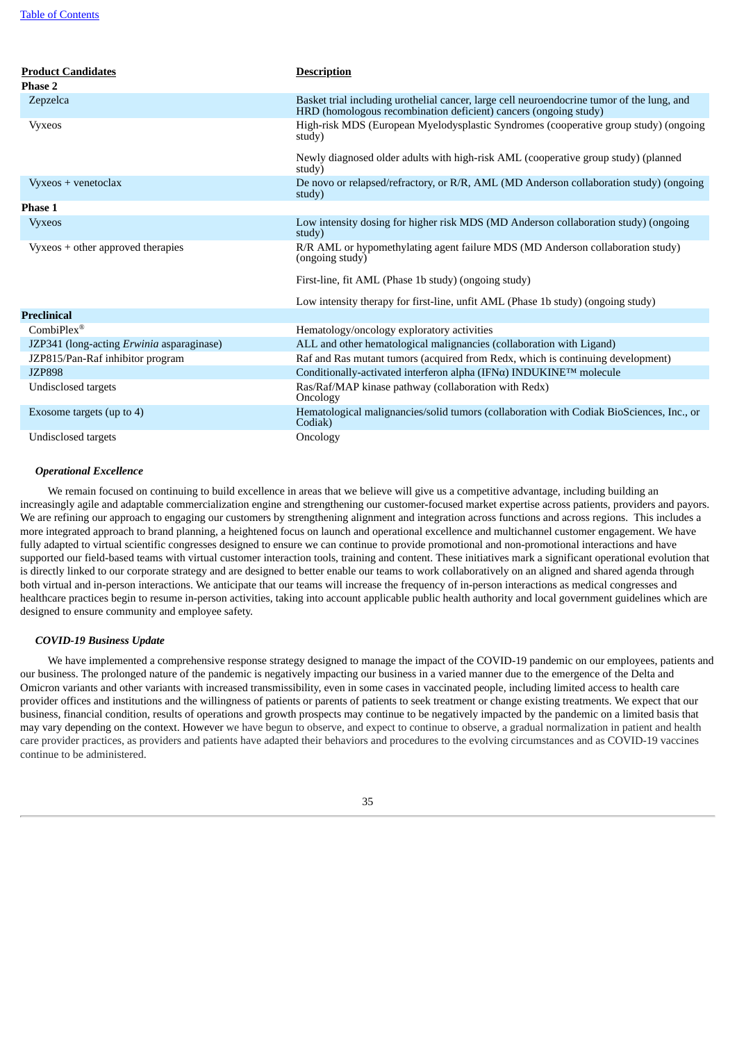| **Product Candidates** | **Description** |
| --- | --- |
| **Phase 2** | |
| Zepzelca | Basket trial including urothelial cancer, large cell neuroendocrine tumor of the lung, and HRD (homologous recombination deficient) cancers (ongoing study) |
| Vyxeos | High-risk MDS (European Myelodysplastic Syndromes (cooperative group study) (ongoing study) |
| | Newly diagnosed older adults with high-risk AML (cooperative group study) (planned study) |
| Vyxeos + venetoclax | De novo or relapsed/refractory, or R/R, AML (MD Anderson collaboration study) (ongoing study) |
| **Phase 1** | |
| Vyxeos | Low intensity dosing for higher risk MDS (MD Anderson collaboration study) (ongoing study) |
| Vyxeos + other approved therapies | R/R AML or hypomethylating agent failure MDS (MD Anderson collaboration study) (ongoing study) |
| | First-line, fit AML (Phase 1b study) (ongoing study) |
| | Low intensity therapy for first-line, unfit AML (Phase 1b study) (ongoing study) |
| **Preclinical** | |
| CombiPlex® | Hematology/oncology exploratory activities |
| JZP341 (long-acting *Erwinia* asparaginase) | ALL and other hematological malignancies (collaboration with Ligand) |
| JZP815/Pan-Raf inhibitor program | Raf and Ras mutant tumors (acquired from Redx, which is continuing development) |
| JZP898 | Conditionally-activated interferon alpha (IFNα) INDUKINE™ molecule |
| Undisclosed targets | Ras/Raf/MAP kinase pathway (collaboration with Redx) Oncology |
| Exosome targets (up to 4) | Hematological malignancies/solid tumors (collaboration with Codiak BioSciences, Inc., or Codiak) |
| Undisclosed targets | Oncology |

### *Operational Excellence*

We remain focused on continuing to build excellence in areas that we believe will give us a competitive advantage, including building an increasingly agile and adaptable commercialization engine and strengthening our customer-focused market expertise across patients, providers and payors. We are refining our approach to engaging our customers by strengthening alignment and integration across functions and across regions. This includes a more integrated approach to brand planning, a heightened focus on launch and operational excellence and multichannel customer engagement. We have fully adapted to virtual scientific congresses designed to ensure we can continue to provide promotional and non-promotional interactions and have supported our field-based teams with virtual customer interaction tools, training and content. These initiatives mark a significant operational evolution that is directly linked to our corporate strategy and are designed to better enable our teams to work collaboratively on an aligned and shared agenda through both virtual and in-person interactions. We anticipate that our teams will increase the frequency of in-person interactions as medical congresses and healthcare practices begin to resume in-person activities, taking into account applicable public health authority and local government guidelines which are designed to ensure community and employee safety.

### *COVID-19 Business Update*

We have implemented a comprehensive response strategy designed to manage the impact of the COVID-19 pandemic on our employees, patients and our business. The prolonged nature of the pandemic is negatively impacting our business in a varied manner due to the emergence of the Delta and Omicron variants and other variants with increased transmissibility, even in some cases in vaccinated people, including limited access to health care provider offices and institutions and the willingness of patients or parents of patients to seek treatment or change existing treatments. We expect that our business, financial condition, results of operations and growth prospects may continue to be negatively impacted by the pandemic on a limited basis that may vary depending on the context. However we have begun to observe, and expect to continue to observe, a gradual normalization in patient and health care provider practices, as providers and patients have adapted their behaviors and procedures to the evolving circumstances and as COVID-19 vaccines continue to be administered.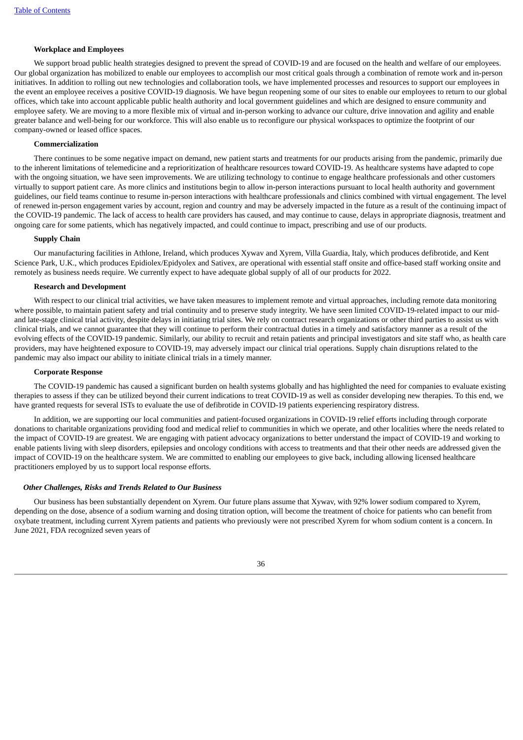#### Workplace and Employees

We support broad public health strategies designed to prevent the spread of COVID-19 and are focused on the health and welfare of our employees. Our global organization has mobilized to enable our employees to accomplish our most critical goals through a combination of remote work and in-person initiatives. In addition to rolling out new technologies and collaboration tools, we have implemented processes and resources to support our employees in the event an employee receives a positive COVID-19 diagnosis. We have begun reopening some of our sites to enable our employees to return to our global offices, which take into account applicable public health authority and local government guidelines and which are designed to ensure community and employee safety. We are moving to a more flexible mix of virtual and in-person working to advance our culture, drive innovation and agility and enable greater balance and well-being for our workforce. This will also enable us to reconfigure our physical workspaces to optimize the footprint of our company-owned or leased office spaces.

#### Commercialization

There continues to be some negative impact on demand, new patient starts and treatments for our products arising from the pandemic, primarily due to the inherent limitations of telemedicine and a reprioritization of healthcare resources toward COVID-19. As healthcare systems have adapted to cope with the ongoing situation, we have seen improvements. We are utilizing technology to continue to engage healthcare professionals and other customers virtually to support patient care. As more clinics and institutions begin to allow in-person interactions pursuant to local health authority and government guidelines, our field teams continue to resume in-person interactions with healthcare professionals and clinics combined with virtual engagement. The level of renewed in-person engagement varies by account, region and country and may be adversely impacted in the future as a result of the continuing impact of the COVID-19 pandemic. The lack of access to health care providers has caused, and may continue to cause, delays in appropriate diagnosis, treatment and ongoing care for some patients, which has negatively impacted, and could continue to impact, prescribing and use of our products.

#### Supply Chain

Our manufacturing facilities in Athlone, Ireland, which produces Xywav and Xyrem, Villa Guardia, Italy, which produces defibrotide, and Kent Science Park, U.K., which produces Epidiolex/Epidyolex and Sativex, are operational with essential staff onsite and office-based staff working onsite and remotely as business needs require. We currently expect to have adequate global supply of all of our products for 2022.

#### Research and Development

With respect to our clinical trial activities, we have taken measures to implement remote and virtual approaches, including remote data monitoring where possible, to maintain patient safety and trial continuity and to preserve study integrity. We have seen limited COVID-19-related impact to our mid- and late-stage clinical trial activity, despite delays in initiating trial sites. We rely on contract research organizations or other third parties to assist us with clinical trials, and we cannot guarantee that they will continue to perform their contractual duties in a timely and satisfactory manner as a result of the evolving effects of the COVID-19 pandemic. Similarly, our ability to recruit and retain patients and principal investigators and site staff who, as health care providers, may have heightened exposure to COVID-19, may adversely impact our clinical trial operations. Supply chain disruptions related to the pandemic may also impact our ability to initiate clinical trials in a timely manner.

#### Corporate Response

The COVID-19 pandemic has caused a significant burden on health systems globally and has highlighted the need for companies to evaluate existing therapies to assess if they can be utilized beyond their current indications to treat COVID-19 as well as consider developing new therapies. To this end, we have granted requests for several ISTs to evaluate the use of defibrotide in COVID-19 patients experiencing respiratory distress.

In addition, we are supporting our local communities and patient-focused organizations in COVID-19 relief efforts including through corporate donations to charitable organizations providing food and medical relief to communities in which we operate, and other localities where the needs related to the impact of COVID-19 are greatest. We are engaging with patient advocacy organizations to better understand the impact of COVID-19 and working to enable patients living with sleep disorders, epilepsies and oncology conditions with access to treatments and that their other needs are addressed given the impact of COVID-19 on the healthcare system. We are committed to enabling our employees to give back, including allowing licensed healthcare practitioners employed by us to support local response efforts.

### *Other Challenges, Risks and Trends Related to Our Business*

Our business has been substantially dependent on Xyrem. Our future plans assume that Xywav, with 92% lower sodium compared to Xyrem, depending on the dose, absence of a sodium warning and dosing titration option, will become the treatment of choice for patients who can benefit from oxybate treatment, including current Xyrem patients and patients who previously were not prescribed Xyrem for whom sodium content is a concern. In June 2021, FDA recognized seven years of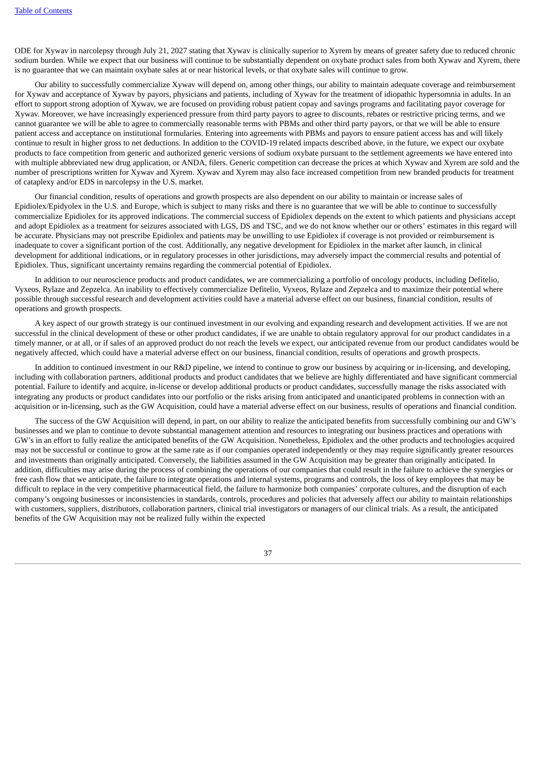ODE for Xywav in narcolepsy through July 21, 2027 stating that Xywav is clinically superior to Xyrem by means of greater safety due to reduced chronic sodium burden. While we expect that our business will continue to be substantially dependent on oxybate product sales from both Xywav and Xyrem, there is no guarantee that we can maintain oxybate sales at or near historical levels, or that oxybate sales will continue to grow.

Our ability to successfully commercialize Xywav will depend on, among other things, our ability to maintain adequate coverage and reimbursement for Xywav and acceptance of Xywav by payors, physicians and patients, including of Xywav for the treatment of idiopathic hypersomnia in adults. In an effort to support strong adoption of Xywav, we are focused on providing robust patient copay and savings programs and facilitating payor coverage for Xywav. Moreover, we have increasingly experienced pressure from third party payors to agree to discounts, rebates or restrictive pricing terms, and we cannot guarantee we will be able to agree to commercially reasonable terms with PBMs and other third party payors, or that we will be able to ensure patient access and acceptance on institutional formularies. Entering into agreements with PBMs and payors to ensure patient access has and will likely continue to result in higher gross to net deductions. In addition to the COVID-19 related impacts described above, in the future, we expect our oxybate products to face competition from generic and authorized generic versions of sodium oxybate pursuant to the settlement agreements we have entered into with multiple abbreviated new drug application, or ANDA, filers. Generic competition can decrease the prices at which Xywav and Xyrem are sold and the number of prescriptions written for Xywav and Xyrem. Xywav and Xyrem may also face increased competition from new branded products for treatment of cataplexy and/or EDS in narcolepsy in the U.S. market.

Our financial condition, results of operations and growth prospects are also dependent on our ability to maintain or increase sales of Epidiolex/Epidyolex in the U.S. and Europe, which is subject to many risks and there is no guarantee that we will be able to continue to successfully commercialize Epidiolex for its approved indications. The commercial success of Epidiolex depends on the extent to which patients and physicians accept and adopt Epidiolex as a treatment for seizures associated with LGS, DS and TSC, and we do not know whether our or others' estimates in this regard will be accurate. Physicians may not prescribe Epidiolex and patients may be unwilling to use Epidiolex if coverage is not provided or reimbursement is inadequate to cover a significant portion of the cost. Additionally, any negative development for Epidiolex in the market after launch, in clinical development for additional indications, or in regulatory processes in other jurisdictions, may adversely impact the commercial results and potential of Epidiolex. Thus, significant uncertainty remains regarding the commercial potential of Epidiolex.

In addition to our neuroscience products and product candidates, we are commercializing a portfolio of oncology products, including Defitelio, Vyxeos, Rylaze and Zepzelca. An inability to effectively commercialize Defitelio, Vyxeos, Rylaze and Zepzelca and to maximize their potential where possible through successful research and development activities could have a material adverse effect on our business, financial condition, results of operations and growth prospects.

A key aspect of our growth strategy is our continued investment in our evolving and expanding research and development activities. If we are not successful in the clinical development of these or other product candidates, if we are unable to obtain regulatory approval for our product candidates in a timely manner, or at all, or if sales of an approved product do not reach the levels we expect, our anticipated revenue from our product candidates would be negatively affected, which could have a material adverse effect on our business, financial condition, results of operations and growth prospects.

In addition to continued investment in our R&D pipeline, we intend to continue to grow our business by acquiring or in-licensing, and developing, including with collaboration partners, additional products and product candidates that we believe are highly differentiated and have significant commercial potential. Failure to identify and acquire, in-license or develop additional products or product candidates, successfully manage the risks associated with integrating any products or product candidates into our portfolio or the risks arising from anticipated and unanticipated problems in connection with an acquisition or in-licensing, such as the GW Acquisition, could have a material adverse effect on our business, results of operations and financial condition.

The success of the GW Acquisition will depend, in part, on our ability to realize the anticipated benefits from successfully combining our and GW's businesses and we plan to continue to devote substantial management attention and resources to integrating our business practices and operations with GW's in an effort to fully realize the anticipated benefits of the GW Acquisition. Nonetheless, Epidiolex and the other products and technologies acquired may not be successful or continue to grow at the same rate as if our companies operated independently or they may require significantly greater resources and investments than originally anticipated. Conversely, the liabilities assumed in the GW Acquisition may be greater than originally anticipated. In addition, difficulties may arise during the process of combining the operations of our companies that could result in the failure to achieve the synergies or free cash flow that we anticipate, the failure to integrate operations and internal systems, programs and controls, the loss of key employees that may be difficult to replace in the very competitive pharmaceutical field, the failure to harmonize both companies' corporate cultures, and the disruption of each company's ongoing businesses or inconsistencies in standards, controls, procedures and policies that adversely affect our ability to maintain relationships with customers, suppliers, distributors, collaboration partners, clinical trial investigators or managers of our clinical trials. As a result, the anticipated benefits of the GW Acquisition may not be realized fully within the expected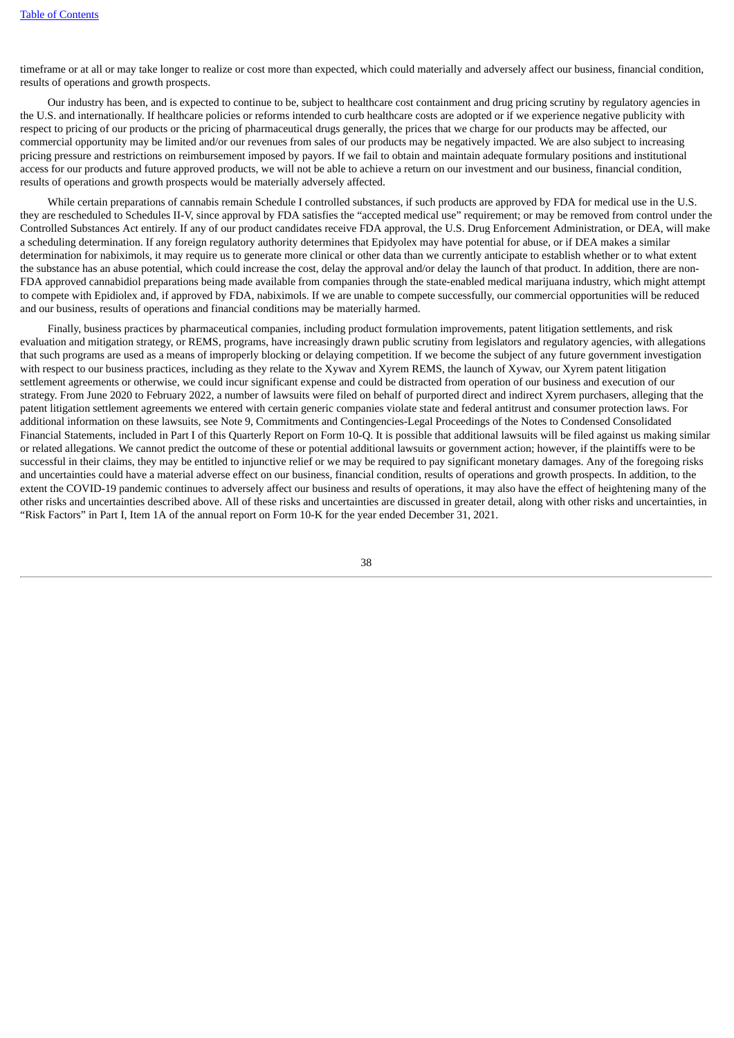timeframe or at all or may take longer to realize or cost more than expected, which could materially and adversely affect our business, financial condition, results of operations and growth prospects.

Our industry has been, and is expected to continue to be, subject to healthcare cost containment and drug pricing scrutiny by regulatory agencies in the U.S. and internationally. If healthcare policies or reforms intended to curb healthcare costs are adopted or if we experience negative publicity with respect to pricing of our products or the pricing of pharmaceutical drugs generally, the prices that we charge for our products may be affected, our commercial opportunity may be limited and/or our revenues from sales of our products may be negatively impacted. We are also subject to increasing pricing pressure and restrictions on reimbursement imposed by payors. If we fail to obtain and maintain adequate formulary positions and institutional access for our products and future approved products, we will not be able to achieve a return on our investment and our business, financial condition, results of operations and growth prospects would be materially adversely affected.

While certain preparations of cannabis remain Schedule I controlled substances, if such products are approved by FDA for medical use in the U.S. they are rescheduled to Schedules II-V, since approval by FDA satisfies the "accepted medical use" requirement; or may be removed from control under the Controlled Substances Act entirely. If any of our product candidates receive FDA approval, the U.S. Drug Enforcement Administration, or DEA, will make a scheduling determination. If any foreign regulatory authority determines that Epidyolex may have potential for abuse, or if DEA makes a similar determination for nabiximols, it may require us to generate more clinical or other data than we currently anticipate to establish whether or to what extent the substance has an abuse potential, which could increase the cost, delay the approval and/or delay the launch of that product. In addition, there are non-FDA approved cannabidiol preparations being made available from companies through the state-enabled medical marijuana industry, which might attempt to compete with Epidiolex and, if approved by FDA, nabiximols. If we are unable to compete successfully, our commercial opportunities will be reduced and our business, results of operations and financial conditions may be materially harmed.

Finally, business practices by pharmaceutical companies, including product formulation improvements, patent litigation settlements, and risk evaluation and mitigation strategy, or REMS, programs, have increasingly drawn public scrutiny from legislators and regulatory agencies, with allegations that such programs are used as a means of improperly blocking or delaying competition. If we become the subject of any future government investigation with respect to our business practices, including as they relate to the Xywav and Xyrem REMS, the launch of Xywav, our Xyrem patent litigation settlement agreements or otherwise, we could incur significant expense and could be distracted from operation of our business and execution of our strategy. From June 2020 to February 2022, a number of lawsuits were filed on behalf of purported direct and indirect Xyrem purchasers, alleging that the patent litigation settlement agreements we entered with certain generic companies violate state and federal antitrust and consumer protection laws. For additional information on these lawsuits, see Note 9, Commitments and Contingencies-Legal Proceedings of the Notes to Condensed Consolidated Financial Statements, included in Part I of this Quarterly Report on Form 10-Q. It is possible that additional lawsuits will be filed against us making similar or related allegations. We cannot predict the outcome of these or potential additional lawsuits or government action; however, if the plaintiffs were to be successful in their claims, they may be entitled to injunctive relief or we may be required to pay significant monetary damages. Any of the foregoing risks and uncertainties could have a material adverse effect on our business, financial condition, results of operations and growth prospects. In addition, to the extent the COVID-19 pandemic continues to adversely affect our business and results of operations, it may also have the effect of heightening many of the other risks and uncertainties described above. All of these risks and uncertainties are discussed in greater detail, along with other risks and uncertainties, in "Risk Factors" in Part I, Item 1A of the annual report on Form 10-K for the year ended December 31, 2021.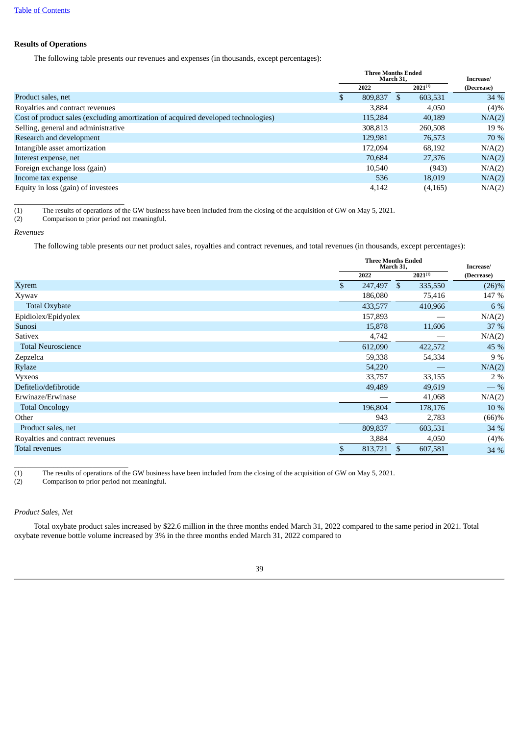## Results of Operations

The following table presents our revenues and expenses (in thousands, except percentages):

| | Three Months Ended March 31, | | Increase/ |
|---|---|---|---|
| | 2022 | 2021[(1)] | (Decrease) |
| Product sales, net | $ 809,837 | $ 603,531 | 34 % |
| Royalties and contract revenues | 3,884 | 4,050 | (4)% |
| Cost of product sales (excluding amortization of acquired developed technologies) | 115,284 | 40,189 | N/A(2) |
| Selling, general and administrative | 308,813 | 260,508 | 19 % |
| Research and development | 129,981 | 76,573 | 70 % |
| Intangible asset amortization | 172,094 | 68,192 | N/A(2) |
| Interest expense, net | 70,684 | 27,376 | N/A(2) |
| Foreign exchange loss (gain) | 10,540 | (943) | N/A(2) |
| Income tax expense | 536 | 18,019 | N/A(2) |
| Equity in loss (gain) of investees | 4,142 | (4,165) | N/A(2) |

(1) The results of operations of the GW business have been included from the closing of the acquisition of GW on May 5, 2021.
(2) Comparison to prior period not meaningful.

*Revenues*

The following table presents our net product sales, royalties and contract revenues, and total revenues (in thousands, except percentages):

| | Three Months Ended March 31, | | Increase/ |
|---|---|---|---|
| | 2022 | 2021[(1)] | (Decrease) |
| Xyrem | $ 247,497 | $ 335,550 | (26)% |
| Xywav | 186,080 | 75,416 | 147 % |
| Total Oxybate | 433,577 | 410,966 | 6 % |
| Epidiolex/Epidyolex | 157,893 | — | N/A(2) |
| Sunosi | 15,878 | 11,606 | 37 % |
| Sativex | 4,742 | — | N/A(2) |
| Total Neuroscience | 612,090 | 422,572 | 45 % |
| Zepzelca | 59,338 | 54,334 | 9 % |
| Rylaze | 54,220 | — | N/A(2) |
| Vyxeos | 33,757 | 33,155 | 2 % |
| Defitelio/defibrotide | 49,489 | 49,619 | — % |
| Erwinaze/Erwinase | — | 41,068 | N/A(2) |
| Total Oncology | 196,804 | 178,176 | 10 % |
| Other | 943 | 2,783 | (66)% |
| Product sales, net | 809,837 | 603,531 | 34 % |
| Royalties and contract revenues | 3,884 | 4,050 | (4)% |
| Total revenues | $ 813,721 | $ 607,581 | 34 % |

(1) The results of operations of the GW business have been included from the closing of the acquisition of GW on May 5, 2021.
(2) Comparison to prior period not meaningful.

*Product Sales, Net*

Total oxybate product sales increased by $22.6 million in the three months ended March 31, 2022 compared to the same period in 2021. Total oxybate revenue bottle volume increased by 3% in the three months ended March 31, 2022 compared to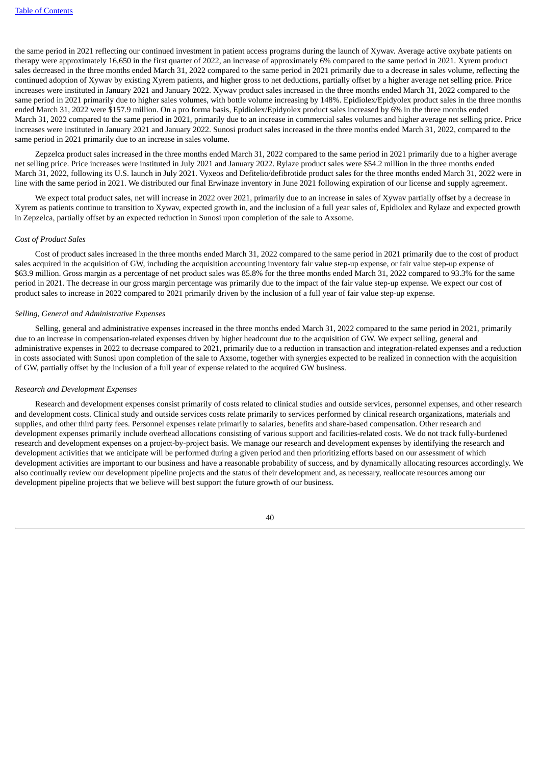the same period in 2021 reflecting our continued investment in patient access programs during the launch of Xywav. Average active oxybate patients on therapy were approximately 16,650 in the first quarter of 2022, an increase of approximately 6% compared to the same period in 2021. Xyrem product sales decreased in the three months ended March 31, 2022 compared to the same period in 2021 primarily due to a decrease in sales volume, reflecting the continued adoption of Xywav by existing Xyrem patients, and higher gross to net deductions, partially offset by a higher average net selling price. Price increases were instituted in January 2021 and January 2022. Xywav product sales increased in the three months ended March 31, 2022 compared to the same period in 2021 primarily due to higher sales volumes, with bottle volume increasing by 148%. Epidiolex/Epidyolex product sales in the three months ended March 31, 2022 were $157.9 million. On a pro forma basis, Epidiolex/Epidyolex product sales increased by 6% in the three months ended March 31, 2022 compared to the same period in 2021, primarily due to an increase in commercial sales volumes and higher average net selling price. Price increases were instituted in January 2021 and January 2022. Sunosi product sales increased in the three months ended March 31, 2022, compared to the same period in 2021 primarily due to an increase in sales volume.

Zepzelca product sales increased in the three months ended March 31, 2022 compared to the same period in 2021 primarily due to a higher average net selling price. Price increases were instituted in July 2021 and January 2022. Rylaze product sales were $54.2 million in the three months ended March 31, 2022, following its U.S. launch in July 2021. Vyxeos and Defitelio/defibrotide product sales for the three months ended March 31, 2022 were in line with the same period in 2021. We distributed our final Erwinaze inventory in June 2021 following expiration of our license and supply agreement.

We expect total product sales, net will increase in 2022 over 2021, primarily due to an increase in sales of Xywav partially offset by a decrease in Xyrem as patients continue to transition to Xywav, expected growth in, and the inclusion of a full year sales of, Epidiolex and Rylaze and expected growth in Zepzelca, partially offset by an expected reduction in Sunosi upon completion of the sale to Axsome.

*Cost of Product Sales*

Cost of product sales increased in the three months ended March 31, 2022 compared to the same period in 2021 primarily due to the cost of product sales acquired in the acquisition of GW, including the acquisition accounting inventory fair value step-up expense, or fair value step-up expense of $63.9 million. Gross margin as a percentage of net product sales was 85.8% for the three months ended March 31, 2022 compared to 93.3% for the same period in 2021. The decrease in our gross margin percentage was primarily due to the impact of the fair value step-up expense. We expect our cost of product sales to increase in 2022 compared to 2021 primarily driven by the inclusion of a full year of fair value step-up expense.

*Selling, General and Administrative Expenses*

Selling, general and administrative expenses increased in the three months ended March 31, 2022 compared to the same period in 2021, primarily due to an increase in compensation-related expenses driven by higher headcount due to the acquisition of GW. We expect selling, general and administrative expenses in 2022 to decrease compared to 2021, primarily due to a reduction in transaction and integration-related expenses and a reduction in costs associated with Sunosi upon completion of the sale to Axsome, together with synergies expected to be realized in connection with the acquisition of GW, partially offset by the inclusion of a full year of expense related to the acquired GW business.

*Research and Development Expenses*

Research and development expenses consist primarily of costs related to clinical studies and outside services, personnel expenses, and other research and development costs. Clinical study and outside services costs relate primarily to services performed by clinical research organizations, materials and supplies, and other third party fees. Personnel expenses relate primarily to salaries, benefits and share-based compensation. Other research and development expenses primarily include overhead allocations consisting of various support and facilities-related costs. We do not track fully-burdened research and development expenses on a project-by-project basis. We manage our research and development expenses by identifying the research and development activities that we anticipate will be performed during a given period and then prioritizing efforts based on our assessment of which development activities are important to our business and have a reasonable probability of success, and by dynamically allocating resources accordingly. We also continually review our development pipeline projects and the status of their development and, as necessary, reallocate resources among our development pipeline projects that we believe will best support the future growth of our business.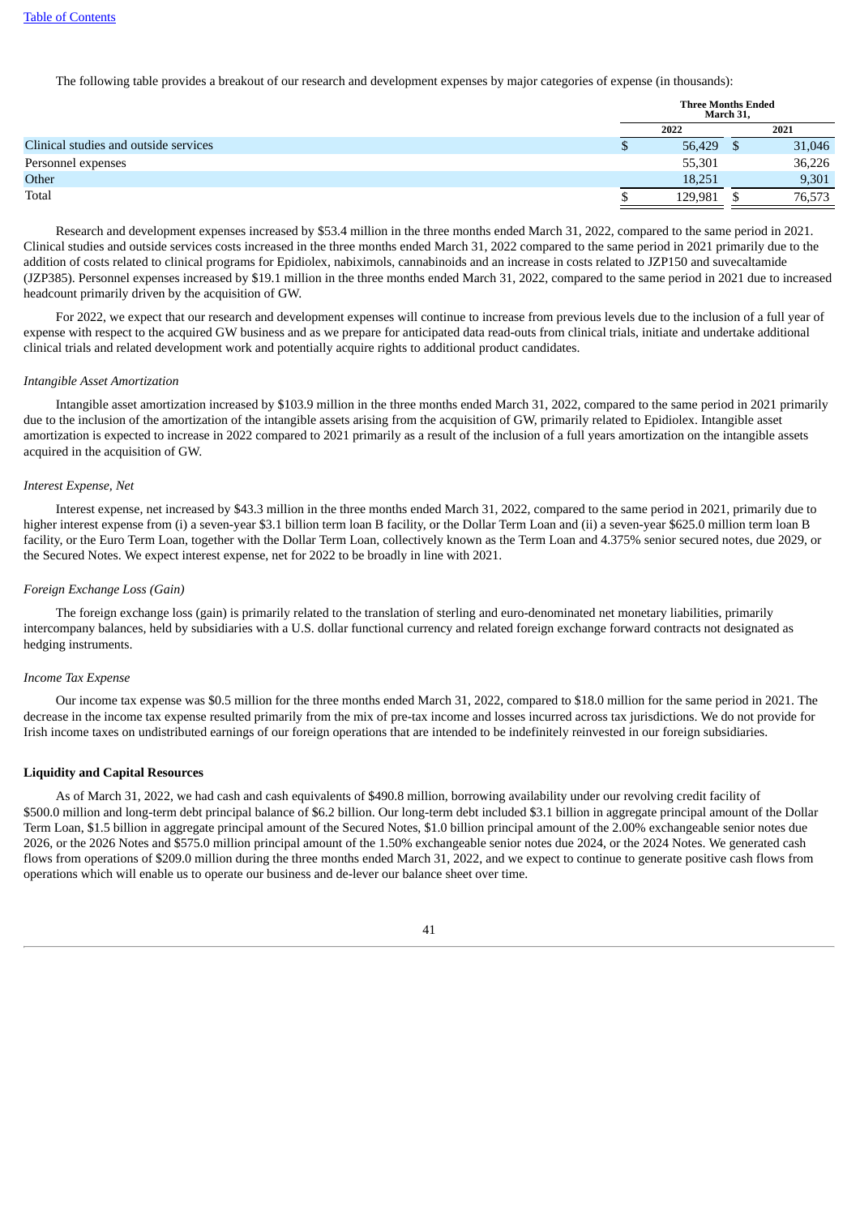The following table provides a breakout of our research and development expenses by major categories of expense (in thousands):

| | Three Months Ended March 31, | |
|---|---|---|
| | 2022 | 2021 |
| Clinical studies and outside services | $ 56,429 | $ 31,046 |
| Personnel expenses | 55,301 | 36,226 |
| Other | 18,251 | 9,301 |
| Total | $ 129,981 | $ 76,573 |

Research and development expenses increased by $53.4 million in the three months ended March 31, 2022, compared to the same period in 2021. Clinical studies and outside services costs increased in the three months ended March 31, 2022 compared to the same period in 2021 primarily due to the addition of costs related to clinical programs for Epidiolex, nabiximols, cannabinoids and an increase in costs related to JZP150 and suvecaltamide (JZP385). Personnel expenses increased by $19.1 million in the three months ended March 31, 2022, compared to the same period in 2021 due to increased headcount primarily driven by the acquisition of GW.

For 2022, we expect that our research and development expenses will continue to increase from previous levels due to the inclusion of a full year of expense with respect to the acquired GW business and as we prepare for anticipated data read-outs from clinical trials, initiate and undertake additional clinical trials and related development work and potentially acquire rights to additional product candidates.

*Intangible Asset Amortization*

Intangible asset amortization increased by $103.9 million in the three months ended March 31, 2022, compared to the same period in 2021 primarily due to the inclusion of the amortization of the intangible assets arising from the acquisition of GW, primarily related to Epidiolex. Intangible asset amortization is expected to increase in 2022 compared to 2021 primarily as a result of the inclusion of a full years amortization on the intangible assets acquired in the acquisition of GW.

*Interest Expense, Net*

Interest expense, net increased by $43.3 million in the three months ended March 31, 2022, compared to the same period in 2021, primarily due to higher interest expense from (i) a seven-year $3.1 billion term loan B facility, or the Dollar Term Loan and (ii) a seven-year $625.0 million term loan B facility, or the Euro Term Loan, together with the Dollar Term Loan, collectively known as the Term Loan and 4.375% senior secured notes, due 2029, or the Secured Notes. We expect interest expense, net for 2022 to be broadly in line with 2021.

*Foreign Exchange Loss (Gain)*

The foreign exchange loss (gain) is primarily related to the translation of sterling and euro-denominated net monetary liabilities, primarily intercompany balances, held by subsidiaries with a U.S. dollar functional currency and related foreign exchange forward contracts not designated as hedging instruments.

*Income Tax Expense*

Our income tax expense was $0.5 million for the three months ended March 31, 2022, compared to $18.0 million for the same period in 2021. The decrease in the income tax expense resulted primarily from the mix of pre-tax income and losses incurred across tax jurisdictions. We do not provide for Irish income taxes on undistributed earnings of our foreign operations that are intended to be indefinitely reinvested in our foreign subsidiaries.

**Liquidity and Capital Resources**

As of March 31, 2022, we had cash and cash equivalents of $490.8 million, borrowing availability under our revolving credit facility of $500.0 million and long-term debt principal balance of $6.2 billion. Our long-term debt included $3.1 billion in aggregate principal amount of the Dollar Term Loan, $1.5 billion in aggregate principal amount of the Secured Notes, $1.0 billion principal amount of the 2.00% exchangeable senior notes due 2026, or the 2026 Notes and $575.0 million principal amount of the 1.50% exchangeable senior notes due 2024, or the 2024 Notes. We generated cash flows from operations of $209.0 million during the three months ended March 31, 2022, and we expect to continue to generate positive cash flows from operations which will enable us to operate our business and de-lever our balance sheet over time.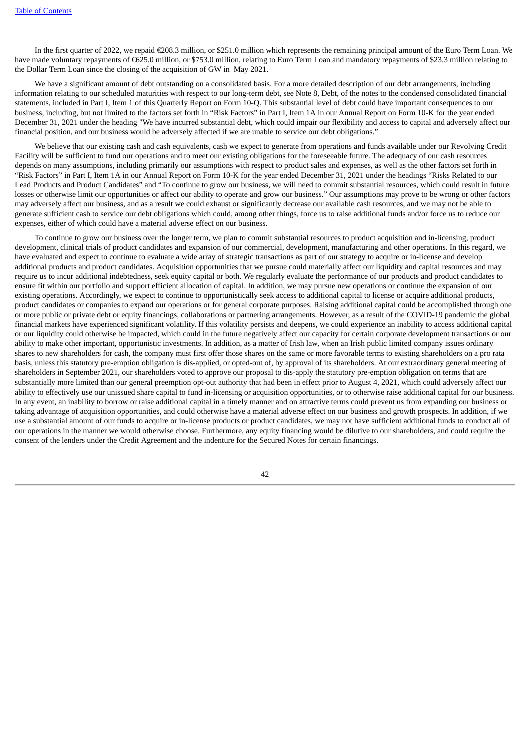In the first quarter of 2022, we repaid €208.3 million, or $251.0 million which represents the remaining principal amount of the Euro Term Loan. We have made voluntary repayments of €625.0 million, or $753.0 million, relating to Euro Term Loan and mandatory repayments of $23.3 million relating to the Dollar Term Loan since the closing of the acquisition of GW in May 2021.

We have a significant amount of debt outstanding on a consolidated basis. For a more detailed description of our debt arrangements, including information relating to our scheduled maturities with respect to our long-term debt, see Note 8, Debt, of the notes to the condensed consolidated financial statements, included in Part I, Item 1 of this Quarterly Report on Form 10-Q. This substantial level of debt could have important consequences to our business, including, but not limited to the factors set forth in "Risk Factors" in Part I, Item 1A in our Annual Report on Form 10-K for the year ended December 31, 2021 under the heading "We have incurred substantial debt, which could impair our flexibility and access to capital and adversely affect our financial position, and our business would be adversely affected if we are unable to service our debt obligations."

We believe that our existing cash and cash equivalents, cash we expect to generate from operations and funds available under our Revolving Credit Facility will be sufficient to fund our operations and to meet our existing obligations for the foreseeable future. The adequacy of our cash resources depends on many assumptions, including primarily our assumptions with respect to product sales and expenses, as well as the other factors set forth in "Risk Factors" in Part I, Item 1A in our Annual Report on Form 10-K for the year ended December 31, 2021 under the headings "Risks Related to our Lead Products and Product Candidates" and "To continue to grow our business, we will need to commit substantial resources, which could result in future losses or otherwise limit our opportunities or affect our ability to operate and grow our business." Our assumptions may prove to be wrong or other factors may adversely affect our business, and as a result we could exhaust or significantly decrease our available cash resources, and we may not be able to generate sufficient cash to service our debt obligations which could, among other things, force us to raise additional funds and/or force us to reduce our expenses, either of which could have a material adverse effect on our business.

To continue to grow our business over the longer term, we plan to commit substantial resources to product acquisition and in-licensing, product development, clinical trials of product candidates and expansion of our commercial, development, manufacturing and other operations. In this regard, we have evaluated and expect to continue to evaluate a wide array of strategic transactions as part of our strategy to acquire or in-license and develop additional products and product candidates. Acquisition opportunities that we pursue could materially affect our liquidity and capital resources and may require us to incur additional indebtedness, seek equity capital or both. We regularly evaluate the performance of our products and product candidates to ensure fit within our portfolio and support efficient allocation of capital. In addition, we may pursue new operations or continue the expansion of our existing operations. Accordingly, we expect to continue to opportunistically seek access to additional capital to license or acquire additional products, product candidates or companies to expand our operations or for general corporate purposes. Raising additional capital could be accomplished through one or more public or private debt or equity financings, collaborations or partnering arrangements. However, as a result of the COVID-19 pandemic the global financial markets have experienced significant volatility. If this volatility persists and deepens, we could experience an inability to access additional capital or our liquidity could otherwise be impacted, which could in the future negatively affect our capacity for certain corporate development transactions or our ability to make other important, opportunistic investments. In addition, as a matter of Irish law, when an Irish public limited company issues ordinary shares to new shareholders for cash, the company must first offer those shares on the same or more favorable terms to existing shareholders on a pro rata basis, unless this statutory pre-emption obligation is dis-applied, or opted-out of, by approval of its shareholders. At our extraordinary general meeting of shareholders in September 2021, our shareholders voted to approve our proposal to dis-apply the statutory pre-emption obligation on terms that are substantially more limited than our general preemption opt-out authority that had been in effect prior to August 4, 2021, which could adversely affect our ability to effectively use our unissued share capital to fund in-licensing or acquisition opportunities, or to otherwise raise additional capital for our business. In any event, an inability to borrow or raise additional capital in a timely manner and on attractive terms could prevent us from expanding our business or taking advantage of acquisition opportunities, and could otherwise have a material adverse effect on our business and growth prospects. In addition, if we use a substantial amount of our funds to acquire or in-license products or product candidates, we may not have sufficient additional funds to conduct all of our operations in the manner we would otherwise choose. Furthermore, any equity financing would be dilutive to our shareholders, and could require the consent of the lenders under the Credit Agreement and the indenture for the Secured Notes for certain financings.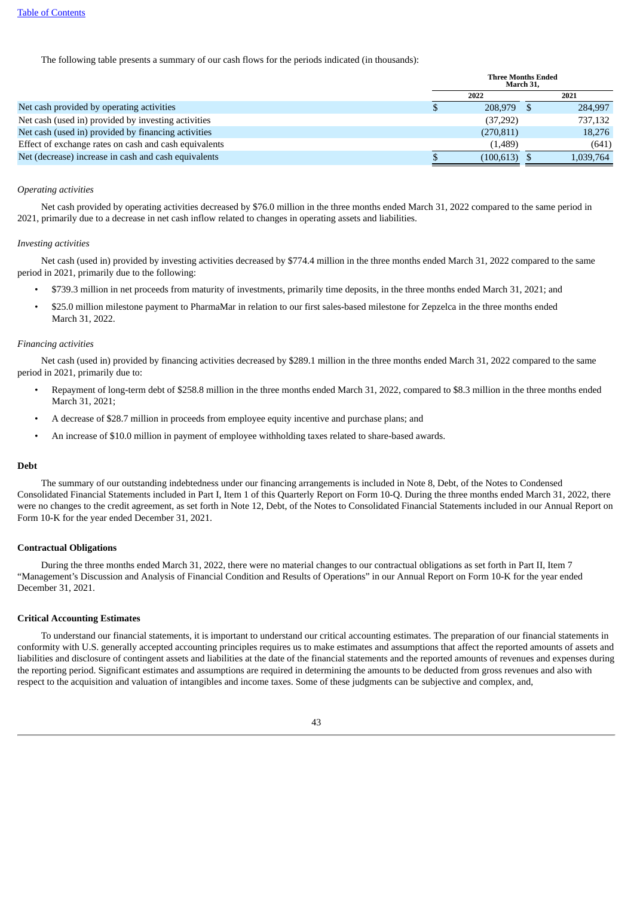[Table of Contents](#)

The following table presents a summary of our cash flows for the periods indicated (in thousands):

| | Three Months Ended March 31, | |
|---|---|---|
| | 2022 | 2021 |
| Net cash provided by operating activities | $ 208,979 | $ 284,997 |
| Net cash (used in) provided by investing activities | (37,292) | 737,132 |
| Net cash (used in) provided by financing activities | (270,811) | 18,276 |
| Effect of exchange rates on cash and cash equivalents | (1,489) | (641) |
| Net (decrease) increase in cash and cash equivalents | $ (100,613) | $ 1,039,764 |

*Operating activities*

Net cash provided by operating activities decreased by $76.0 million in the three months ended March 31, 2022 compared to the same period in 2021, primarily due to a decrease in net cash inflow related to changes in operating assets and liabilities.

*Investing activities*

Net cash (used in) provided by investing activities decreased by $774.4 million in the three months ended March 31, 2022 compared to the same period in 2021, primarily due to the following:

- $739.3 million in net proceeds from maturity of investments, primarily time deposits, in the three months ended March 31, 2021; and
- $25.0 million milestone payment to PharmaMar in relation to our first sales-based milestone for Zepzelca in the three months ended March 31, 2022.

*Financing activities*

Net cash (used in) provided by financing activities decreased by $289.1 million in the three months ended March 31, 2022 compared to the same period in 2021, primarily due to:

- Repayment of long-term debt of $258.8 million in the three months ended March 31, 2022, compared to $8.3 million in the three months ended March 31, 2021;
- A decrease of $28.7 million in proceeds from employee equity incentive and purchase plans; and
- An increase of $10.0 million in payment of employee withholding taxes related to share-based awards.

### Debt

The summary of our outstanding indebtedness under our financing arrangements is included in Note 8, Debt, of the Notes to Condensed Consolidated Financial Statements included in Part I, Item 1 of this Quarterly Report on Form 10-Q. During the three months ended March 31, 2022, there were no changes to the credit agreement, as set forth in Note 12, Debt, of the Notes to Consolidated Financial Statements included in our Annual Report on Form 10-K for the year ended December 31, 2021.

### Contractual Obligations

During the three months ended March 31, 2022, there were no material changes to our contractual obligations as set forth in Part II, Item 7 "Management's Discussion and Analysis of Financial Condition and Results of Operations" in our Annual Report on Form 10-K for the year ended December 31, 2021.

### Critical Accounting Estimates

To understand our financial statements, it is important to understand our critical accounting estimates. The preparation of our financial statements in conformity with U.S. generally accepted accounting principles requires us to make estimates and assumptions that affect the reported amounts of assets and liabilities and disclosure of contingent assets and liabilities at the date of the financial statements and the reported amounts of revenues and expenses during the reporting period. Significant estimates and assumptions are required in determining the amounts to be deducted from gross revenues and also with respect to the acquisition and valuation of intangibles and income taxes. Some of these judgments can be subjective and complex, and,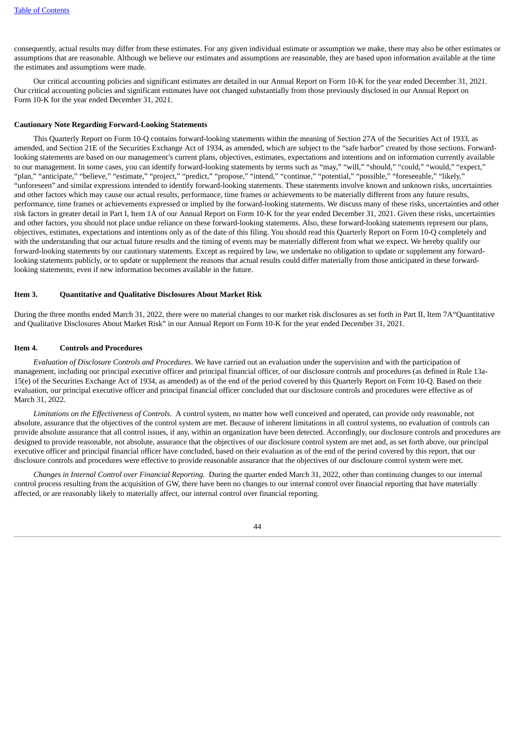consequently, actual results may differ from these estimates. For any given individual estimate or assumption we make, there may also be other estimates or assumptions that are reasonable. Although we believe our estimates and assumptions are reasonable, they are based upon information available at the time the estimates and assumptions were made.

Our critical accounting policies and significant estimates are detailed in our Annual Report on Form 10-K for the year ended December 31, 2021. Our critical accounting policies and significant estimates have not changed substantially from those previously disclosed in our Annual Report on Form 10-K for the year ended December 31, 2021.

**Cautionary Note Regarding Forward-Looking Statements**

This Quarterly Report on Form 10-Q contains forward-looking statements within the meaning of Section 27A of the Securities Act of 1933, as amended, and Section 21E of the Securities Exchange Act of 1934, as amended, which are subject to the "safe harbor" created by those sections. Forward-looking statements are based on our management's current plans, objectives, estimates, expectations and intentions and on information currently available to our management. In some cases, you can identify forward-looking statements by terms such as "may," "will," "should," "could," "would," "expect," "plan," "anticipate," "believe," "estimate," "project," "predict," "propose," "intend," "continue," "potential," "possible," "foreseeable," "likely," "unforeseen" and similar expressions intended to identify forward-looking statements. These statements involve known and unknown risks, uncertainties and other factors which may cause our actual results, performance, time frames or achievements to be materially different from any future results, performance, time frames or achievements expressed or implied by the forward-looking statements. We discuss many of these risks, uncertainties and other risk factors in greater detail in Part I, Item 1A of our Annual Report on Form 10-K for the year ended December 31, 2021. Given these risks, uncertainties and other factors, you should not place undue reliance on these forward-looking statements. Also, these forward-looking statements represent our plans, objectives, estimates, expectations and intentions only as of the date of this filing. You should read this Quarterly Report on Form 10-Q completely and with the understanding that our actual future results and the timing of events may be materially different from what we expect. We hereby qualify our forward-looking statements by our cautionary statements. Except as required by law, we undertake no obligation to update or supplement any forward-looking statements publicly, or to update or supplement the reasons that actual results could differ materially from those anticipated in these forward-looking statements, even if new information becomes available in the future.

## Item 3. Quantitative and Qualitative Disclosures About Market Risk

During the three months ended March 31, 2022, there were no material changes to our market risk disclosures as set forth in Part II, Item 7A"Quantitative and Qualitative Disclosures About Market Risk" in our Annual Report on Form 10-K for the year ended December 31, 2021.

## Item 4. Controls and Procedures

*Evaluation of Disclosure Controls and Procedures*. We have carried out an evaluation under the supervision and with the participation of management, including our principal executive officer and principal financial officer, of our disclosure controls and procedures (as defined in Rule 13a-15(e) of the Securities Exchange Act of 1934, as amended) as of the end of the period covered by this Quarterly Report on Form 10-Q. Based on their evaluation, our principal executive officer and principal financial officer concluded that our disclosure controls and procedures were effective as of March 31, 2022.

*Limitations on the Effectiveness of Controls*. A control system, no matter how well conceived and operated, can provide only reasonable, not absolute, assurance that the objectives of the control system are met. Because of inherent limitations in all control systems, no evaluation of controls can provide absolute assurance that all control issues, if any, within an organization have been detected. Accordingly, our disclosure controls and procedures are designed to provide reasonable, not absolute, assurance that the objectives of our disclosure control system are met and, as set forth above, our principal executive officer and principal financial officer have concluded, based on their evaluation as of the end of the period covered by this report, that our disclosure controls and procedures were effective to provide reasonable assurance that the objectives of our disclosure control system were met.

*Changes in Internal Control over Financial Reporting*. During the quarter ended March 31, 2022, other than continuing changes to our internal control process resulting from the acquisition of GW, there have been no changes to our internal control over financial reporting that have materially affected, or are reasonably likely to materially affect, our internal control over financial reporting.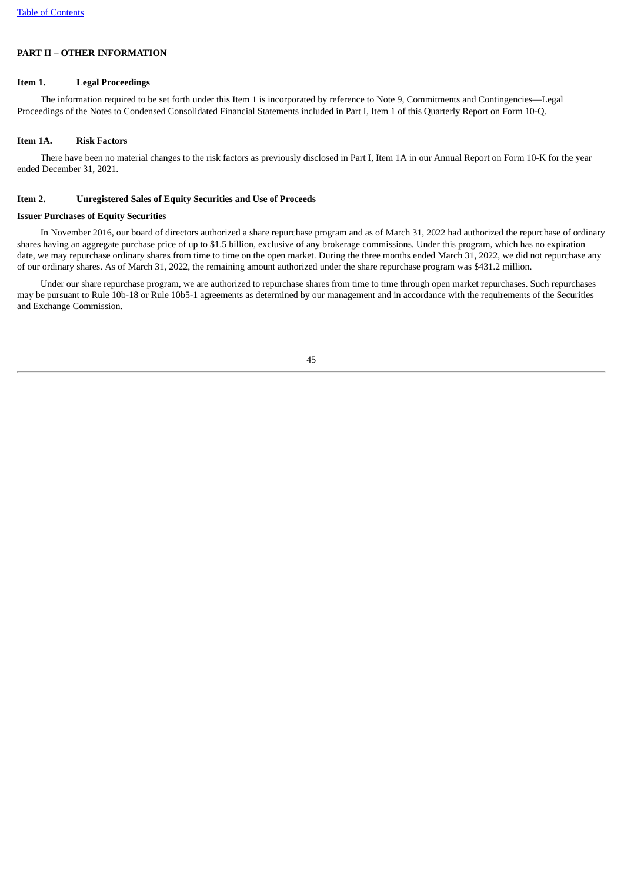## PART II – OTHER INFORMATION

### Item 1. Legal Proceedings

The information required to be set forth under this Item 1 is incorporated by reference to Note 9, Commitments and Contingencies—Legal Proceedings of the Notes to Condensed Consolidated Financial Statements included in Part I, Item 1 of this Quarterly Report on Form 10-Q.

### Item 1A. Risk Factors

There have been no material changes to the risk factors as previously disclosed in Part I, Item 1A in our Annual Report on Form 10-K for the year ended December 31, 2021.

### Item 2. Unregistered Sales of Equity Securities and Use of Proceeds

**Issuer Purchases of Equity Securities**

In November 2016, our board of directors authorized a share repurchase program and as of March 31, 2022 had authorized the repurchase of ordinary shares having an aggregate purchase price of up to $1.5 billion, exclusive of any brokerage commissions. Under this program, which has no expiration date, we may repurchase ordinary shares from time to time on the open market. During the three months ended March 31, 2022, we did not repurchase any of our ordinary shares. As of March 31, 2022, the remaining amount authorized under the share repurchase program was $431.2 million.

Under our share repurchase program, we are authorized to repurchase shares from time to time through open market repurchases. Such repurchases may be pursuant to Rule 10b-18 or Rule 10b5-1 agreements as determined by our management and in accordance with the requirements of the Securities and Exchange Commission.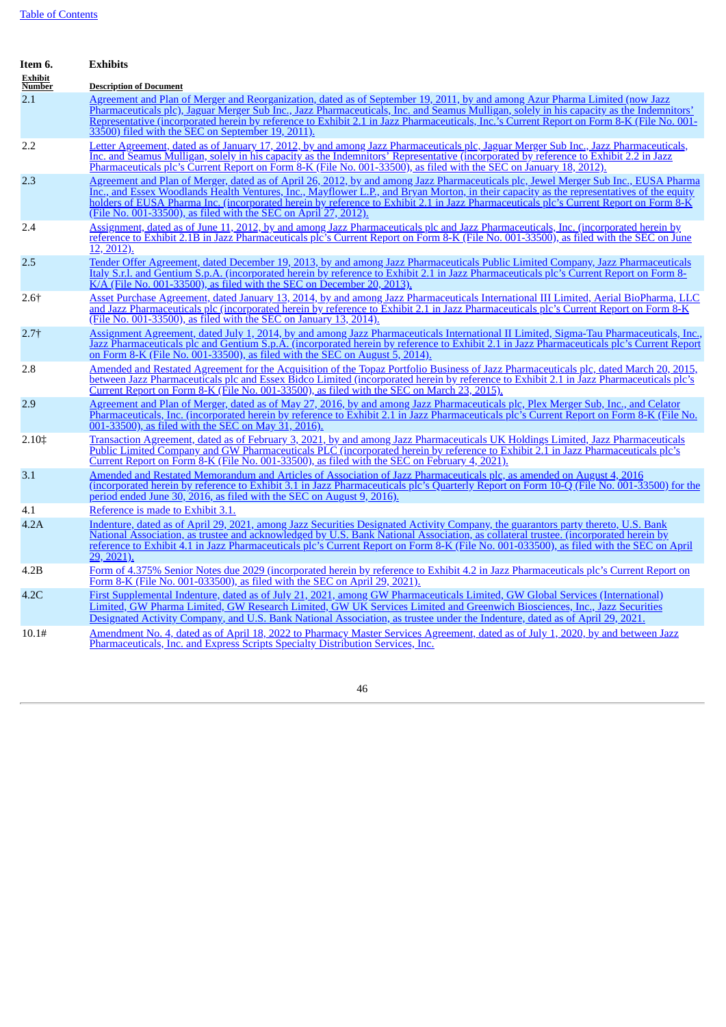## Item 6. Exhibits

| Exhibit Number | Description of Document |
|---|---|
| 2.1 | Agreement and Plan of Merger and Reorganization, dated as of September 19, 2011, by and among Azur Pharma Limited (now Jazz Pharmaceuticals plc), Jaguar Merger Sub Inc., Jazz Pharmaceuticals, Inc. and Seamus Mulligan, solely in his capacity as the Indemnitors' Representative (incorporated herein by reference to Exhibit 2.1 in Jazz Pharmaceuticals, Inc.'s Current Report on Form 8-K (File No. 001-33500) filed with the SEC on September 19, 2011). |
| 2.2 | Letter Agreement, dated as of January 17, 2012, by and among Jazz Pharmaceuticals plc, Jaguar Merger Sub Inc., Jazz Pharmaceuticals, Inc. and Seamus Mulligan, solely in his capacity as the Indemnitors' Representative (incorporated by reference to Exhibit 2.2 in Jazz Pharmaceuticals plc's Current Report on Form 8-K (File No. 001-33500), as filed with the SEC on January 18, 2012). |
| 2.3 | Agreement and Plan of Merger, dated as of April 26, 2012, by and among Jazz Pharmaceuticals plc, Jewel Merger Sub Inc., EUSA Pharma Inc., and Essex Woodlands Health Ventures, Inc., Mayflower L.P., and Bryan Morton, in their capacity as the representatives of the equity holders of EUSA Pharma Inc. (incorporated herein by reference to Exhibit 2.1 in Jazz Pharmaceuticals plc's Current Report on Form 8-K (File No. 001-33500), as filed with the SEC on April 27, 2012). |
| 2.4 | Assignment, dated as of June 11, 2012, by and among Jazz Pharmaceuticals plc and Jazz Pharmaceuticals, Inc. (incorporated herein by reference to Exhibit 2.1B in Jazz Pharmaceuticals plc's Current Report on Form 8-K (File No. 001-33500), as filed with the SEC on June 12, 2012). |
| 2.5 | Tender Offer Agreement, dated December 19, 2013, by and among Jazz Pharmaceuticals Public Limited Company, Jazz Pharmaceuticals Italy S.r.l. and Gentium S.p.A. (incorporated herein by reference to Exhibit 2.1 in Jazz Pharmaceuticals plc's Current Report on Form 8-K/A (File No. 001-33500), as filed with the SEC on December 20, 2013). |
| 2.6† | Asset Purchase Agreement, dated January 13, 2014, by and among Jazz Pharmaceuticals International III Limited, Aerial BioPharma, LLC and Jazz Pharmaceuticals plc (incorporated herein by reference to Exhibit 2.1 in Jazz Pharmaceuticals plc's Current Report on Form 8-K (File No. 001-33500), as filed with the SEC on January 13, 2014). |
| 2.7† | Assignment Agreement, dated July 1, 2014, by and among Jazz Pharmaceuticals International II Limited, Sigma-Tau Pharmaceuticals, Inc., Jazz Pharmaceuticals plc and Gentium S.p.A. (incorporated herein by reference to Exhibit 2.1 in Jazz Pharmaceuticals plc's Current Report on Form 8-K (File No. 001-33500), as filed with the SEC on August 5, 2014). |
| 2.8 | Amended and Restated Agreement for the Acquisition of the Topaz Portfolio Business of Jazz Pharmaceuticals plc, dated March 20, 2015, between Jazz Pharmaceuticals plc and Essex Bidco Limited (incorporated herein by reference to Exhibit 2.1 in Jazz Pharmaceuticals plc's Current Report on Form 8-K (File No. 001-33500), as filed with the SEC on March 23, 2015). |
| 2.9 | Agreement and Plan of Merger, dated as of May 27, 2016, by and among Jazz Pharmaceuticals plc, Plex Merger Sub, Inc., and Celator Pharmaceuticals, Inc. (incorporated herein by reference to Exhibit 2.1 in Jazz Pharmaceuticals plc's Current Report on Form 8-K (File No. 001-33500), as filed with the SEC on May 31, 2016). |
| 2.10‡ | Transaction Agreement, dated as of February 3, 2021, by and among Jazz Pharmaceuticals UK Holdings Limited, Jazz Pharmaceuticals Public Limited Company and GW Pharmaceuticals PLC (incorporated herein by reference to Exhibit 2.1 in Jazz Pharmaceuticals plc's Current Report on Form 8-K (File No. 001-33500), as filed with the SEC on February 4, 2021). |
| 3.1 | Amended and Restated Memorandum and Articles of Association of Jazz Pharmaceuticals plc, as amended on August 4, 2016 (incorporated herein by reference to Exhibit 3.1 in Jazz Pharmaceuticals plc's Quarterly Report on Form 10-Q (File No. 001-33500) for the period ended June 30, 2016, as filed with the SEC on August 9, 2016). |
| 4.1 | Reference is made to Exhibit 3.1. |
| 4.2A | Indenture, dated as of April 29, 2021, among Jazz Securities Designated Activity Company, the guarantors party thereto, U.S. Bank National Association, as trustee and acknowledged by U.S. Bank National Association, as collateral trustee. (incorporated herein by reference to Exhibit 4.1 in Jazz Pharmaceuticals plc's Current Report on Form 8-K (File No. 001-033500), as filed with the SEC on April 29, 2021). |
| 4.2B | Form of 4.375% Senior Notes due 2029 (incorporated herein by reference to Exhibit 4.2 in Jazz Pharmaceuticals plc's Current Report on Form 8-K (File No. 001-033500), as filed with the SEC on April 29, 2021). |
| 4.2C | First Supplemental Indenture, dated as of July 21, 2021, among GW Pharmaceuticals Limited, GW Global Services (International) Limited, GW Pharma Limited, GW Research Limited, GW UK Services Limited and Greenwich Biosciences, Inc., Jazz Securities Designated Activity Company, and U.S. Bank National Association, as trustee under the Indenture, dated as of April 29, 2021. |
| 10.1# | Amendment No. 4, dated as of April 18, 2022 to Pharmacy Master Services Agreement, dated as of July 1, 2020, by and between Jazz Pharmaceuticals, Inc. and Express Scripts Specialty Distribution Services, Inc. |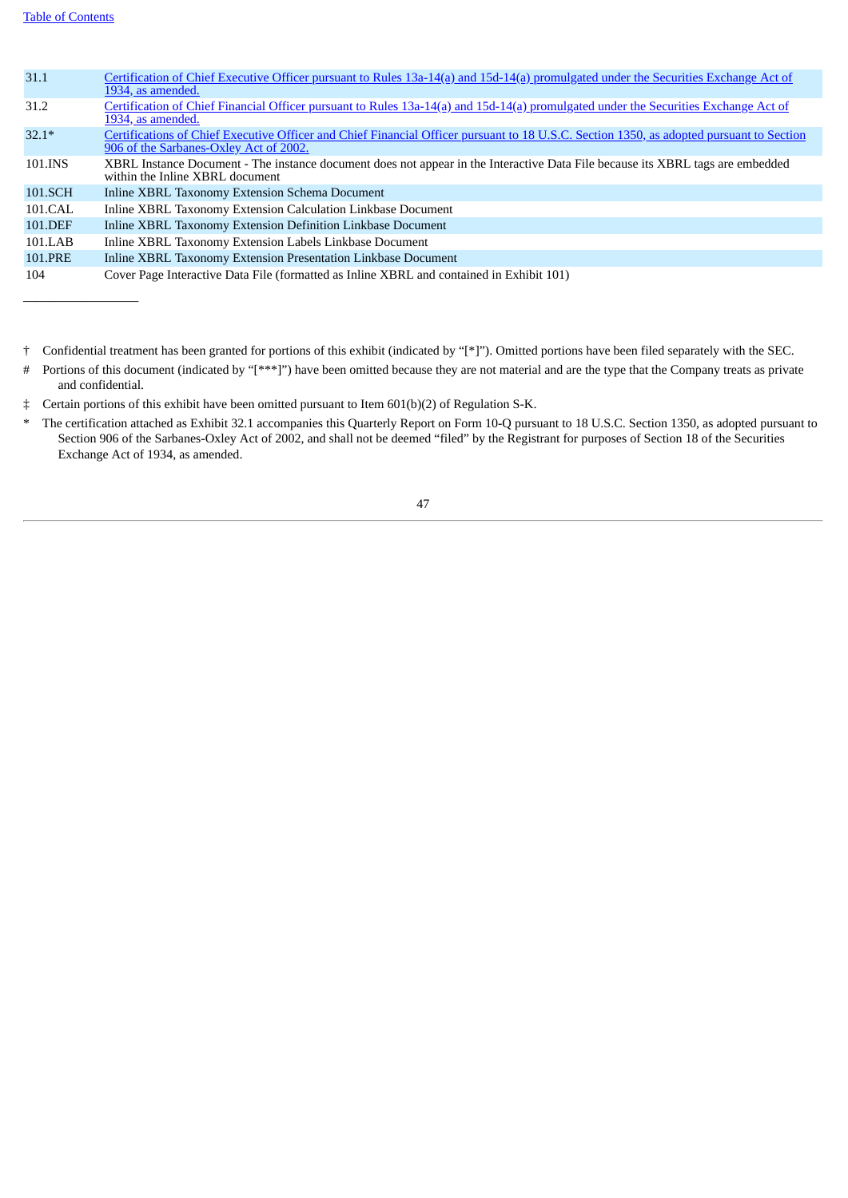| | |
|---|---|
| 31.1 | Certification of Chief Executive Officer pursuant to Rules 13a-14(a) and 15d-14(a) promulgated under the Securities Exchange Act of 1934, as amended. |
| 31.2 | Certification of Chief Financial Officer pursuant to Rules 13a-14(a) and 15d-14(a) promulgated under the Securities Exchange Act of 1934, as amended. |
| 32.1* | Certifications of Chief Executive Officer and Chief Financial Officer pursuant to 18 U.S.C. Section 1350, as adopted pursuant to Section 906 of the Sarbanes-Oxley Act of 2002. |
| 101.INS | XBRL Instance Document - The instance document does not appear in the Interactive Data File because its XBRL tags are embedded within the Inline XBRL document |
| 101.SCH | Inline XBRL Taxonomy Extension Schema Document |
| 101.CAL | Inline XBRL Taxonomy Extension Calculation Linkbase Document |
| 101.DEF | Inline XBRL Taxonomy Extension Definition Linkbase Document |
| 101.LAB | Inline XBRL Taxonomy Extension Labels Linkbase Document |
| 101.PRE | Inline XBRL Taxonomy Extension Presentation Linkbase Document |
| 104 | Cover Page Interactive Data File (formatted as Inline XBRL and contained in Exhibit 101) |

---

† Confidential treatment has been granted for portions of this exhibit (indicated by "[*]"). Omitted portions have been filed separately with the SEC.

# Portions of this document (indicated by "[***]") have been omitted because they are not material and are the type that the Company treats as private and confidential.

‡ Certain portions of this exhibit have been omitted pursuant to Item 601(b)(2) of Regulation S-K.

* The certification attached as Exhibit 32.1 accompanies this Quarterly Report on Form 10-Q pursuant to 18 U.S.C. Section 1350, as adopted pursuant to Section 906 of the Sarbanes-Oxley Act of 2002, and shall not be deemed "filed" by the Registrant for purposes of Section 18 of the Securities Exchange Act of 1934, as amended.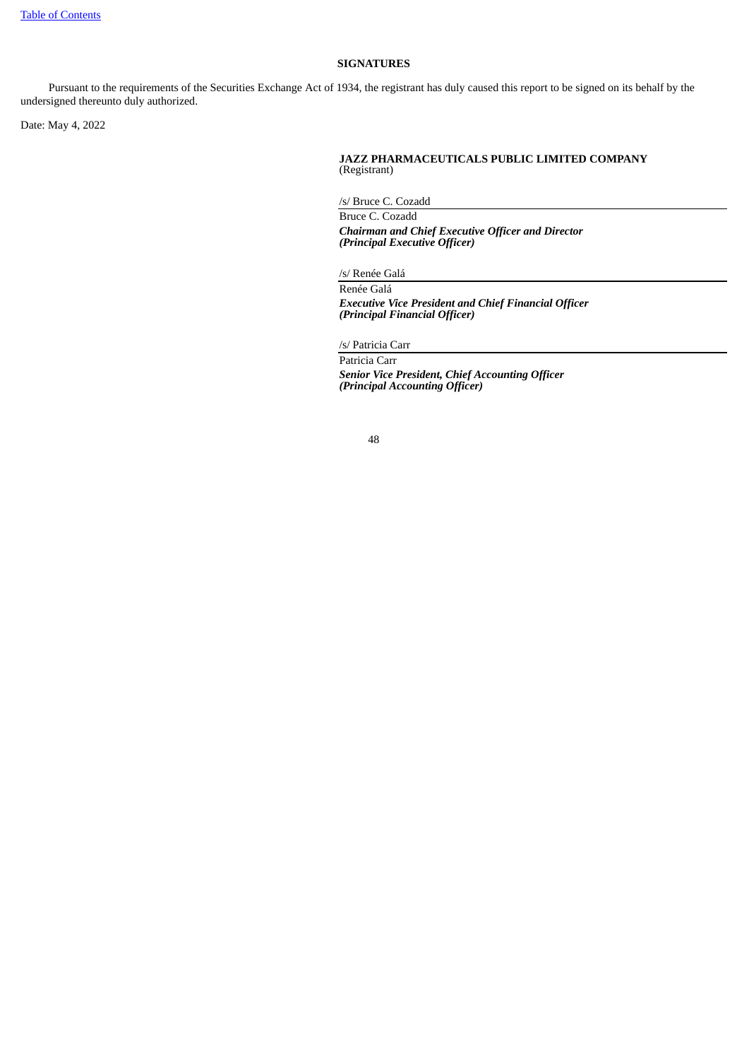## SIGNATURES

Pursuant to the requirements of the Securities Exchange Act of 1934, the registrant has duly caused this report to be signed on its behalf by the undersigned thereunto duly authorized.

Date: May 4, 2022

**JAZZ PHARMACEUTICALS PUBLIC LIMITED COMPANY**
(Registrant)

/s/ Bruce C. Cozadd

Bruce C. Cozadd
***Chairman and Chief Executive Officer and Director***
***(Principal Executive Officer)***

/s/ Renée Galá

Renée Galá
***Executive Vice President and Chief Financial Officer***
***(Principal Financial Officer)***

/s/ Patricia Carr

Patricia Carr
***Senior Vice President, Chief Accounting Officer***
***(Principal Accounting Officer)***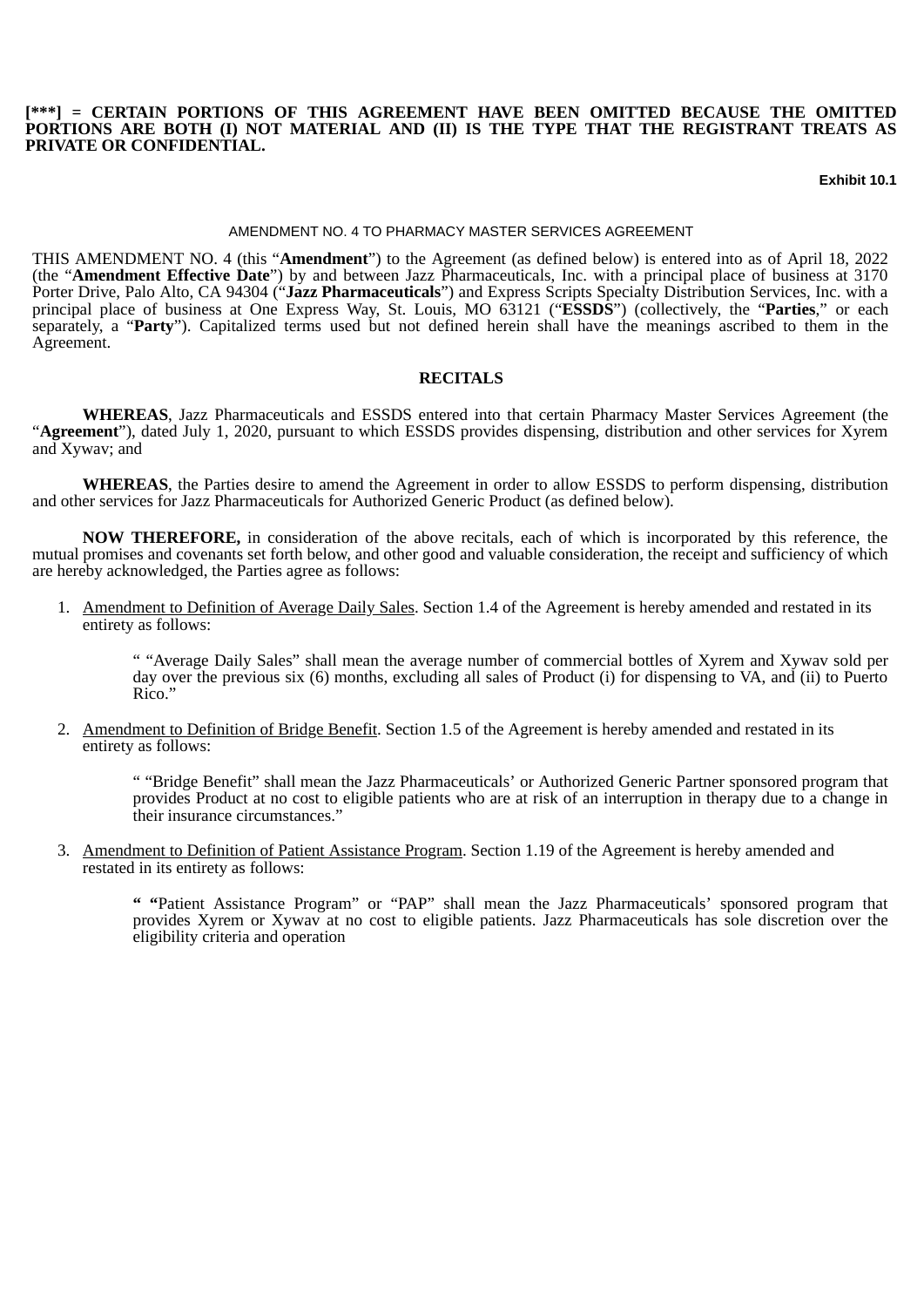**[***] = CERTAIN PORTIONS OF THIS AGREEMENT HAVE BEEN OMITTED BECAUSE THE OMITTED PORTIONS ARE BOTH (I) NOT MATERIAL AND (II) IS THE TYPE THAT THE REGISTRANT TREATS AS PRIVATE OR CONFIDENTIAL.**

**Exhibit 10.1**

AMENDMENT NO. 4 TO PHARMACY MASTER SERVICES AGREEMENT

THIS AMENDMENT NO. 4 (this "**Amendment**") to the Agreement (as defined below) is entered into as of April 18, 2022 (the "**Amendment Effective Date**") by and between Jazz Pharmaceuticals, Inc. with a principal place of business at 3170 Porter Drive, Palo Alto, CA 94304 ("**Jazz Pharmaceuticals**") and Express Scripts Specialty Distribution Services, Inc. with a principal place of business at One Express Way, St. Louis, MO 63121 ("**ESSDS**") (collectively, the "**Parties**," or each separately, a "**Party**"). Capitalized terms used but not defined herein shall have the meanings ascribed to them in the Agreement.

**RECITALS**

**WHEREAS**, Jazz Pharmaceuticals and ESSDS entered into that certain Pharmacy Master Services Agreement (the "**Agreement**"), dated July 1, 2020, pursuant to which ESSDS provides dispensing, distribution and other services for Xyrem and Xywav; and

**WHEREAS**, the Parties desire to amend the Agreement in order to allow ESSDS to perform dispensing, distribution and other services for Jazz Pharmaceuticals for Authorized Generic Product (as defined below).

**NOW THEREFORE,** in consideration of the above recitals, each of which is incorporated by this reference, the mutual promises and covenants set forth below, and other good and valuable consideration, the receipt and sufficiency of which are hereby acknowledged, the Parties agree as follows:

1. Amendment to Definition of Average Daily Sales. Section 1.4 of the Agreement is hereby amended and restated in its entirety as follows:

   " "Average Daily Sales" shall mean the average number of commercial bottles of Xyrem and Xywav sold per day over the previous six (6) months, excluding all sales of Product (i) for dispensing to VA, and (ii) to Puerto Rico."

2. Amendment to Definition of Bridge Benefit. Section 1.5 of the Agreement is hereby amended and restated in its entirety as follows:

   " "Bridge Benefit" shall mean the Jazz Pharmaceuticals' or Authorized Generic Partner sponsored program that provides Product at no cost to eligible patients who are at risk of an interruption in therapy due to a change in their insurance circumstances."

3. Amendment to Definition of Patient Assistance Program. Section 1.19 of the Agreement is hereby amended and restated in its entirety as follows:

   **" "**Patient Assistance Program" or "PAP" shall mean the Jazz Pharmaceuticals' sponsored program that provides Xyrem or Xywav at no cost to eligible patients. Jazz Pharmaceuticals has sole discretion over the eligibility criteria and operation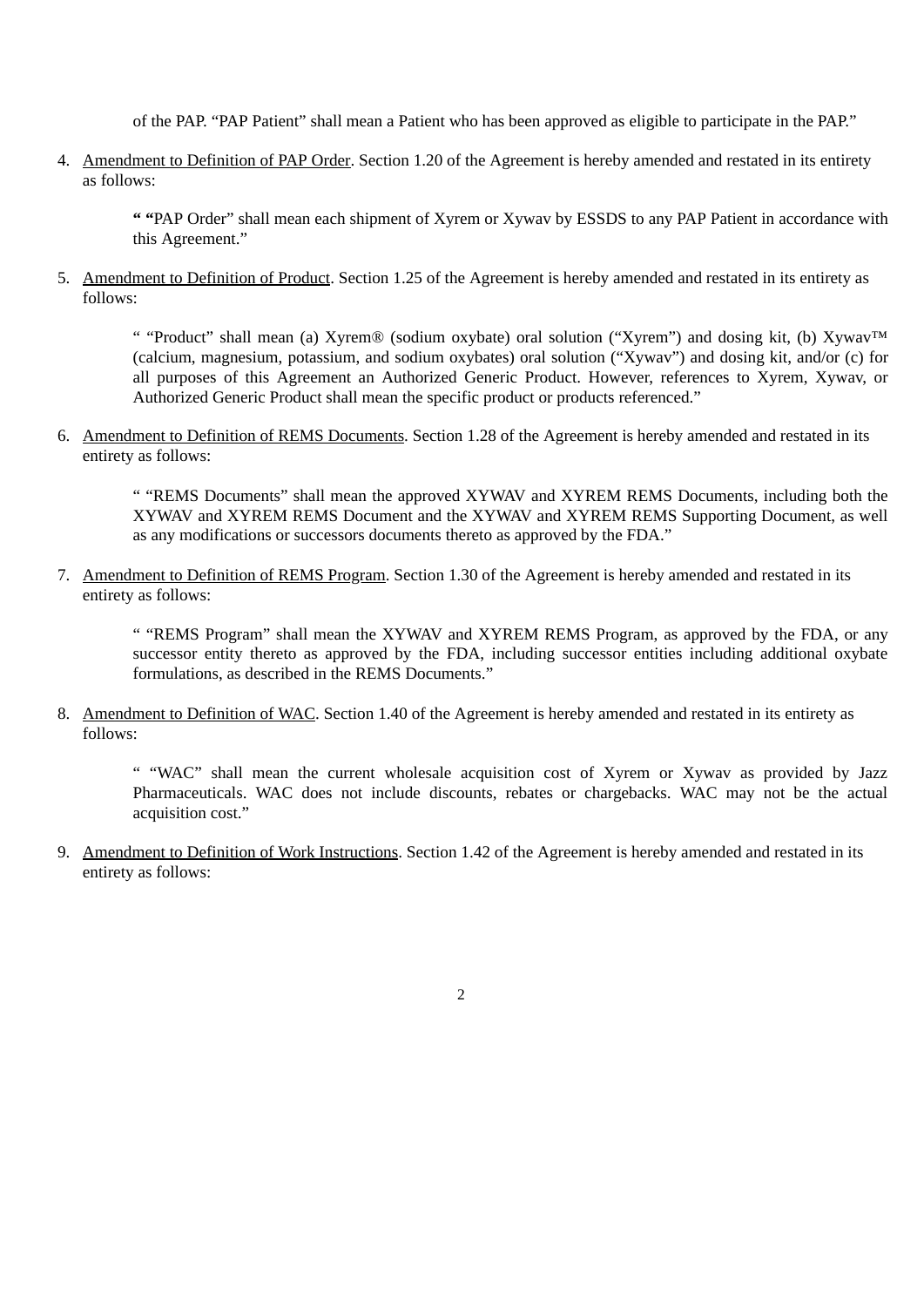of the PAP. "PAP Patient" shall mean a Patient who has been approved as eligible to participate in the PAP."

4. Amendment to Definition of PAP Order. Section 1.20 of the Agreement is hereby amended and restated in its entirety as follows:

 **" "**PAP Order" shall mean each shipment of Xyrem or Xywav by ESSDS to any PAP Patient in accordance with this Agreement."

5. Amendment to Definition of Product. Section 1.25 of the Agreement is hereby amended and restated in its entirety as follows:

 " "Product" shall mean (a) Xyrem® (sodium oxybate) oral solution ("Xyrem") and dosing kit, (b) Xywav™ (calcium, magnesium, potassium, and sodium oxybates) oral solution ("Xywav") and dosing kit, and/or (c) for all purposes of this Agreement an Authorized Generic Product. However, references to Xyrem, Xywav, or Authorized Generic Product shall mean the specific product or products referenced."

6. Amendment to Definition of REMS Documents. Section 1.28 of the Agreement is hereby amended and restated in its entirety as follows:

 " "REMS Documents" shall mean the approved XYWAV and XYREM REMS Documents, including both the XYWAV and XYREM REMS Document and the XYWAV and XYREM REMS Supporting Document, as well as any modifications or successors documents thereto as approved by the FDA."

7. Amendment to Definition of REMS Program. Section 1.30 of the Agreement is hereby amended and restated in its entirety as follows:

 " "REMS Program" shall mean the XYWAV and XYREM REMS Program, as approved by the FDA, or any successor entity thereto as approved by the FDA, including successor entities including additional oxybate formulations, as described in the REMS Documents."

8. Amendment to Definition of WAC. Section 1.40 of the Agreement is hereby amended and restated in its entirety as follows:

 " "WAC" shall mean the current wholesale acquisition cost of Xyrem or Xywav as provided by Jazz Pharmaceuticals. WAC does not include discounts, rebates or chargebacks. WAC may not be the actual acquisition cost."

9. Amendment to Definition of Work Instructions. Section 1.42 of the Agreement is hereby amended and restated in its entirety as follows: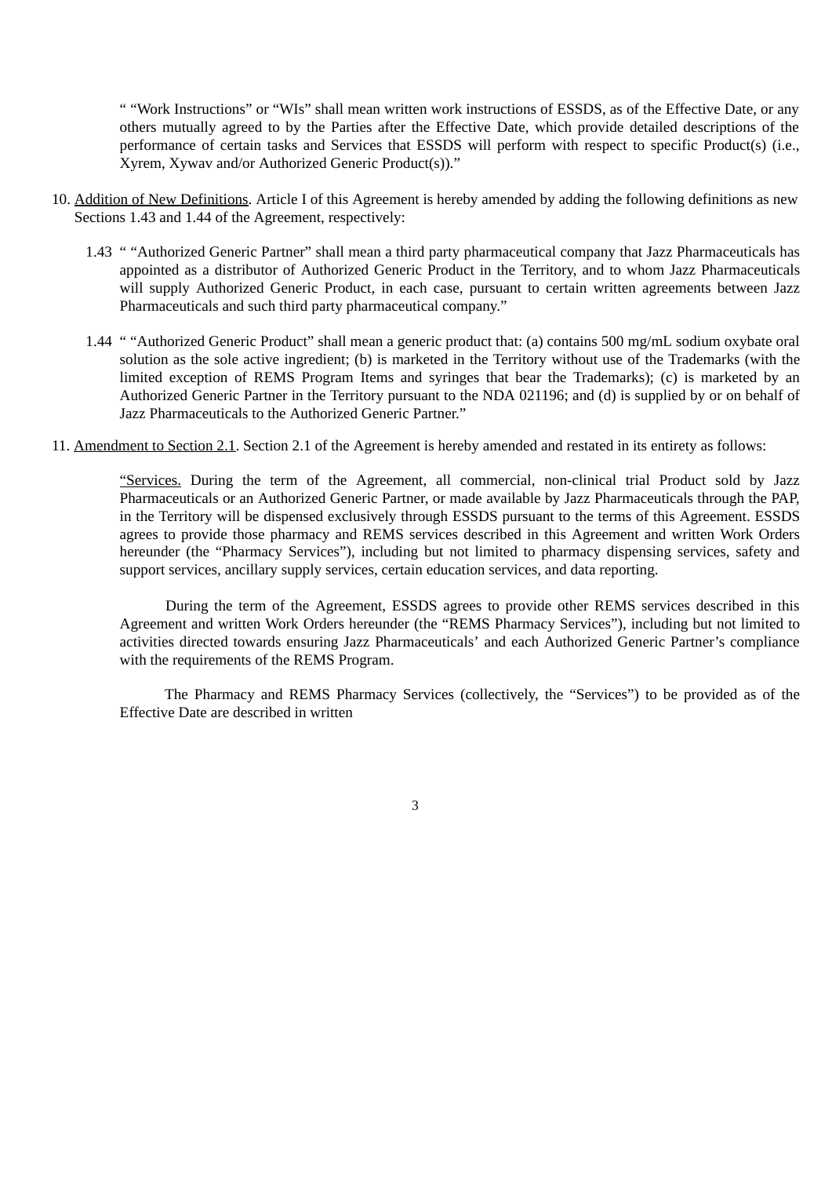" "Work Instructions" or "WIs" shall mean written work instructions of ESSDS, as of the Effective Date, or any others mutually agreed to by the Parties after the Effective Date, which provide detailed descriptions of the performance of certain tasks and Services that ESSDS will perform with respect to specific Product(s) (i.e., Xyrem, Xywav and/or Authorized Generic Product(s))."

10. Addition of New Definitions. Article I of this Agreement is hereby amended by adding the following definitions as new Sections 1.43 and 1.44 of the Agreement, respectively:

    1.43 " "Authorized Generic Partner" shall mean a third party pharmaceutical company that Jazz Pharmaceuticals has appointed as a distributor of Authorized Generic Product in the Territory, and to whom Jazz Pharmaceuticals will supply Authorized Generic Product, in each case, pursuant to certain written agreements between Jazz Pharmaceuticals and such third party pharmaceutical company."

    1.44 " "Authorized Generic Product" shall mean a generic product that: (a) contains 500 mg/mL sodium oxybate oral solution as the sole active ingredient; (b) is marketed in the Territory without use of the Trademarks (with the limited exception of REMS Program Items and syringes that bear the Trademarks); (c) is marketed by an Authorized Generic Partner in the Territory pursuant to the NDA 021196; and (d) is supplied by or on behalf of Jazz Pharmaceuticals to the Authorized Generic Partner."

11. Amendment to Section 2.1. Section 2.1 of the Agreement is hereby amended and restated in its entirety as follows:

    "Services. During the term of the Agreement, all commercial, non-clinical trial Product sold by Jazz Pharmaceuticals or an Authorized Generic Partner, or made available by Jazz Pharmaceuticals through the PAP, in the Territory will be dispensed exclusively through ESSDS pursuant to the terms of this Agreement. ESSDS agrees to provide those pharmacy and REMS services described in this Agreement and written Work Orders hereunder (the "Pharmacy Services"), including but not limited to pharmacy dispensing services, safety and support services, ancillary supply services, certain education services, and data reporting.

    During the term of the Agreement, ESSDS agrees to provide other REMS services described in this Agreement and written Work Orders hereunder (the "REMS Pharmacy Services"), including but not limited to activities directed towards ensuring Jazz Pharmaceuticals' and each Authorized Generic Partner's compliance with the requirements of the REMS Program.

    The Pharmacy and REMS Pharmacy Services (collectively, the "Services") to be provided as of the Effective Date are described in written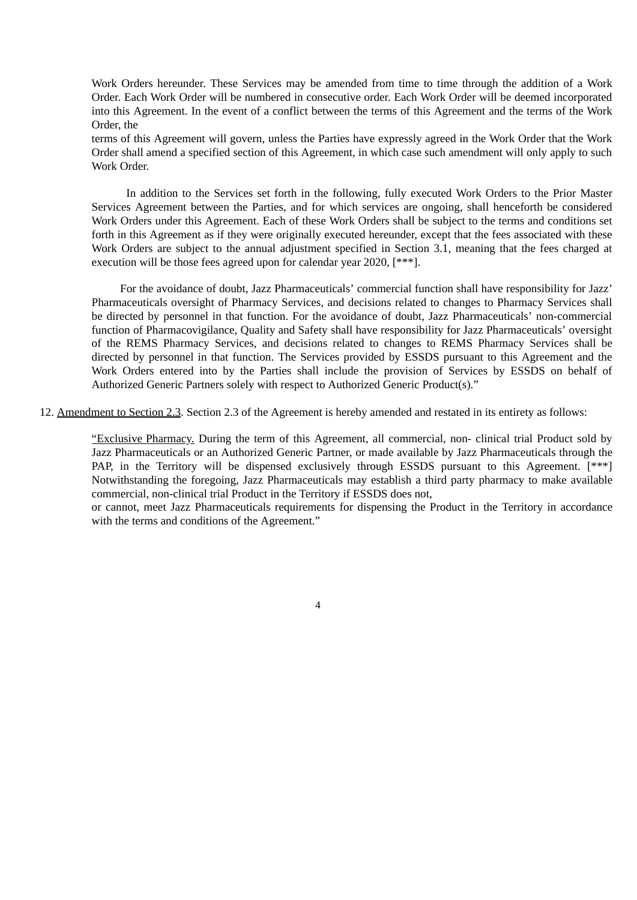Work Orders hereunder. These Services may be amended from time to time through the addition of a Work Order. Each Work Order will be numbered in consecutive order. Each Work Order will be deemed incorporated into this Agreement. In the event of a conflict between the terms of this Agreement and the terms of the Work Order, the terms of this Agreement will govern, unless the Parties have expressly agreed in the Work Order that the Work Order shall amend a specified section of this Agreement, in which case such amendment will only apply to such Work Order.

In addition to the Services set forth in the following, fully executed Work Orders to the Prior Master Services Agreement between the Parties, and for which services are ongoing, shall henceforth be considered Work Orders under this Agreement. Each of these Work Orders shall be subject to the terms and conditions set forth in this Agreement as if they were originally executed hereunder, except that the fees associated with these Work Orders are subject to the annual adjustment specified in Section 3.1, meaning that the fees charged at execution will be those fees agreed upon for calendar year 2020, [***].

For the avoidance of doubt, Jazz Pharmaceuticals' commercial function shall have responsibility for Jazz' Pharmaceuticals oversight of Pharmacy Services, and decisions related to changes to Pharmacy Services shall be directed by personnel in that function. For the avoidance of doubt, Jazz Pharmaceuticals' non-commercial function of Pharmacovigilance, Quality and Safety shall have responsibility for Jazz Pharmaceuticals' oversight of the REMS Pharmacy Services, and decisions related to changes to REMS Pharmacy Services shall be directed by personnel in that function. The Services provided by ESSDS pursuant to this Agreement and the Work Orders entered into by the Parties shall include the provision of Services by ESSDS on behalf of Authorized Generic Partners solely with respect to Authorized Generic Product(s)."

12. Amendment to Section 2.3. Section 2.3 of the Agreement is hereby amended and restated in its entirety as follows:

"Exclusive Pharmacy. During the term of this Agreement, all commercial, non- clinical trial Product sold by Jazz Pharmaceuticals or an Authorized Generic Partner, or made available by Jazz Pharmaceuticals through the PAP, in the Territory will be dispensed exclusively through ESSDS pursuant to this Agreement. [***] Notwithstanding the foregoing, Jazz Pharmaceuticals may establish a third party pharmacy to make available commercial, non-clinical trial Product in the Territory if ESSDS does not, or cannot, meet Jazz Pharmaceuticals requirements for dispensing the Product in the Territory in accordance with the terms and conditions of the Agreement."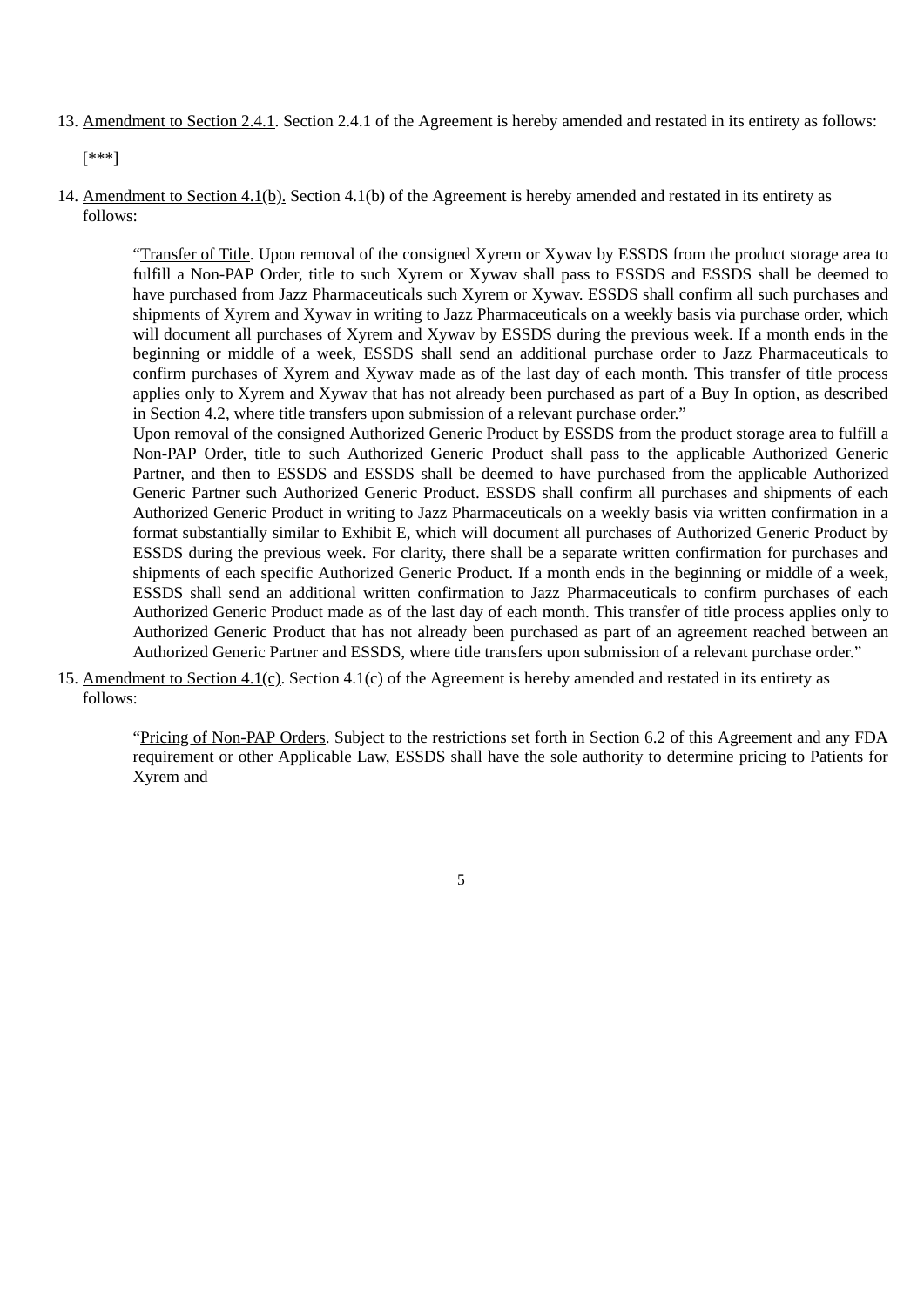13. Amendment to Section 2.4.1. Section 2.4.1 of the Agreement is hereby amended and restated in its entirety as follows:

    [***]

14. Amendment to Section 4.1(b). Section 4.1(b) of the Agreement is hereby amended and restated in its entirety as follows:

    > "Transfer of Title. Upon removal of the consigned Xyrem or Xywav by ESSDS from the product storage area to fulfill a Non-PAP Order, title to such Xyrem or Xywav shall pass to ESSDS and ESSDS shall be deemed to have purchased from Jazz Pharmaceuticals such Xyrem or Xywav. ESSDS shall confirm all such purchases and shipments of Xyrem and Xywav in writing to Jazz Pharmaceuticals on a weekly basis via purchase order, which will document all purchases of Xyrem and Xywav by ESSDS during the previous week. If a month ends in the beginning or middle of a week, ESSDS shall send an additional purchase order to Jazz Pharmaceuticals to confirm purchases of Xyrem and Xywav made as of the last day of each month. This transfer of title process applies only to Xyrem and Xywav that has not already been purchased as part of a Buy In option, as described in Section 4.2, where title transfers upon submission of a relevant purchase order."
    >
    > Upon removal of the consigned Authorized Generic Product by ESSDS from the product storage area to fulfill a Non-PAP Order, title to such Authorized Generic Product shall pass to the applicable Authorized Generic Partner, and then to ESSDS and ESSDS shall be deemed to have purchased from the applicable Authorized Generic Partner such Authorized Generic Product. ESSDS shall confirm all purchases and shipments of each Authorized Generic Product in writing to Jazz Pharmaceuticals on a weekly basis via written confirmation in a format substantially similar to Exhibit E, which will document all purchases of Authorized Generic Product by ESSDS during the previous week. For clarity, there shall be a separate written confirmation for purchases and shipments of each specific Authorized Generic Product. If a month ends in the beginning or middle of a week, ESSDS shall send an additional written confirmation to Jazz Pharmaceuticals to confirm purchases of each Authorized Generic Product made as of the last day of each month. This transfer of title process applies only to Authorized Generic Product that has not already been purchased as part of an agreement reached between an Authorized Generic Partner and ESSDS, where title transfers upon submission of a relevant purchase order."

15. Amendment to Section 4.1(c). Section 4.1(c) of the Agreement is hereby amended and restated in its entirety as follows:

    > "Pricing of Non-PAP Orders. Subject to the restrictions set forth in Section 6.2 of this Agreement and any FDA requirement or other Applicable Law, ESSDS shall have the sole authority to determine pricing to Patients for Xyrem and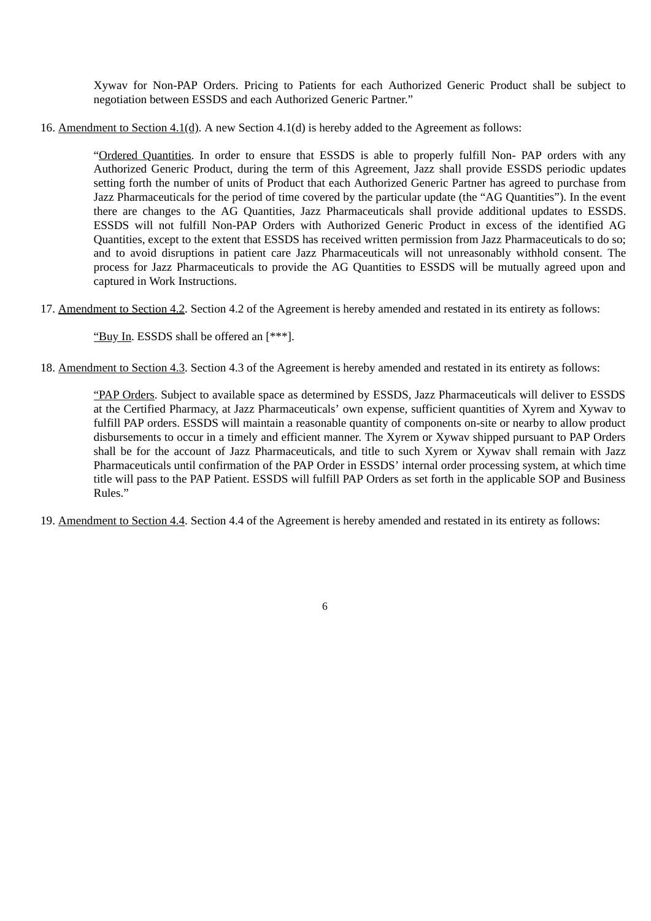Xywav for Non-PAP Orders. Pricing to Patients for each Authorized Generic Product shall be subject to negotiation between ESSDS and each Authorized Generic Partner."

16. Amendment to Section 4.1(d). A new Section 4.1(d) is hereby added to the Agreement as follows:

> "Ordered Quantities. In order to ensure that ESSDS is able to properly fulfill Non- PAP orders with any Authorized Generic Product, during the term of this Agreement, Jazz shall provide ESSDS periodic updates setting forth the number of units of Product that each Authorized Generic Partner has agreed to purchase from Jazz Pharmaceuticals for the period of time covered by the particular update (the "AG Quantities"). In the event there are changes to the AG Quantities, Jazz Pharmaceuticals shall provide additional updates to ESSDS. ESSDS will not fulfill Non-PAP Orders with Authorized Generic Product in excess of the identified AG Quantities, except to the extent that ESSDS has received written permission from Jazz Pharmaceuticals to do so; and to avoid disruptions in patient care Jazz Pharmaceuticals will not unreasonably withhold consent. The process for Jazz Pharmaceuticals to provide the AG Quantities to ESSDS will be mutually agreed upon and captured in Work Instructions.

17. Amendment to Section 4.2. Section 4.2 of the Agreement is hereby amended and restated in its entirety as follows:

> "Buy In. ESSDS shall be offered an [***].

18. Amendment to Section 4.3. Section 4.3 of the Agreement is hereby amended and restated in its entirety as follows:

> "PAP Orders. Subject to available space as determined by ESSDS, Jazz Pharmaceuticals will deliver to ESSDS at the Certified Pharmacy, at Jazz Pharmaceuticals' own expense, sufficient quantities of Xyrem and Xywav to fulfill PAP orders. ESSDS will maintain a reasonable quantity of components on-site or nearby to allow product disbursements to occur in a timely and efficient manner. The Xyrem or Xywav shipped pursuant to PAP Orders shall be for the account of Jazz Pharmaceuticals, and title to such Xyrem or Xywav shall remain with Jazz Pharmaceuticals until confirmation of the PAP Order in ESSDS' internal order processing system, at which time title will pass to the PAP Patient. ESSDS will fulfill PAP Orders as set forth in the applicable SOP and Business Rules."

19. Amendment to Section 4.4. Section 4.4 of the Agreement is hereby amended and restated in its entirety as follows: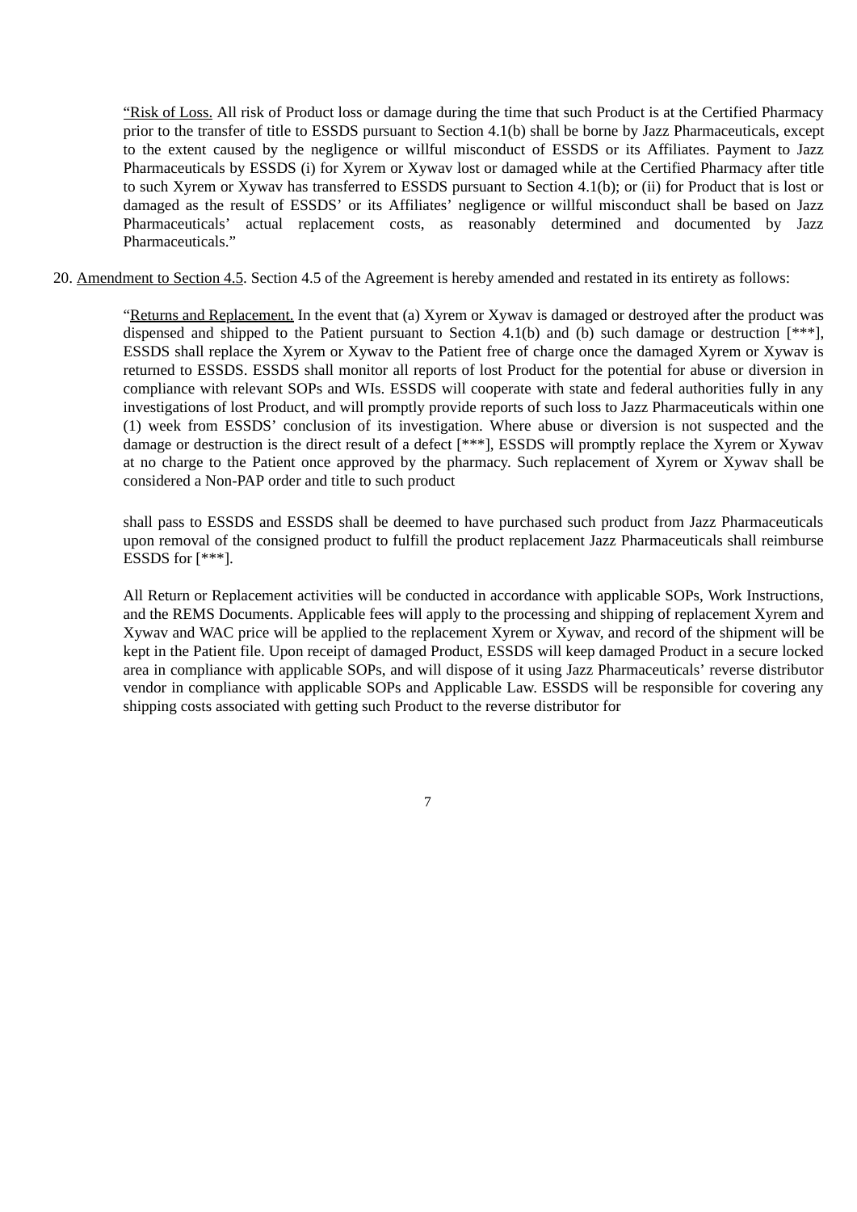"Risk of Loss. All risk of Product loss or damage during the time that such Product is at the Certified Pharmacy prior to the transfer of title to ESSDS pursuant to Section 4.1(b) shall be borne by Jazz Pharmaceuticals, except to the extent caused by the negligence or willful misconduct of ESSDS or its Affiliates. Payment to Jazz Pharmaceuticals by ESSDS (i) for Xyrem or Xywav lost or damaged while at the Certified Pharmacy after title to such Xyrem or Xywav has transferred to ESSDS pursuant to Section 4.1(b); or (ii) for Product that is lost or damaged as the result of ESSDS' or its Affiliates' negligence or willful misconduct shall be based on Jazz Pharmaceuticals' actual replacement costs, as reasonably determined and documented by Jazz Pharmaceuticals."

20. Amendment to Section 4.5. Section 4.5 of the Agreement is hereby amended and restated in its entirety as follows:

"Returns and Replacement. In the event that (a) Xyrem or Xywav is damaged or destroyed after the product was dispensed and shipped to the Patient pursuant to Section 4.1(b) and (b) such damage or destruction [***], ESSDS shall replace the Xyrem or Xywav to the Patient free of charge once the damaged Xyrem or Xywav is returned to ESSDS. ESSDS shall monitor all reports of lost Product for the potential for abuse or diversion in compliance with relevant SOPs and WIs. ESSDS will cooperate with state and federal authorities fully in any investigations of lost Product, and will promptly provide reports of such loss to Jazz Pharmaceuticals within one (1) week from ESSDS' conclusion of its investigation. Where abuse or diversion is not suspected and the damage or destruction is the direct result of a defect [***], ESSDS will promptly replace the Xyrem or Xywav at no charge to the Patient once approved by the pharmacy. Such replacement of Xyrem or Xywav shall be considered a Non-PAP order and title to such product

shall pass to ESSDS and ESSDS shall be deemed to have purchased such product from Jazz Pharmaceuticals upon removal of the consigned product to fulfill the product replacement Jazz Pharmaceuticals shall reimburse ESSDS for [***].

All Return or Replacement activities will be conducted in accordance with applicable SOPs, Work Instructions, and the REMS Documents. Applicable fees will apply to the processing and shipping of replacement Xyrem and Xywav and WAC price will be applied to the replacement Xyrem or Xywav, and record of the shipment will be kept in the Patient file. Upon receipt of damaged Product, ESSDS will keep damaged Product in a secure locked area in compliance with applicable SOPs, and will dispose of it using Jazz Pharmaceuticals' reverse distributor vendor in compliance with applicable SOPs and Applicable Law. ESSDS will be responsible for covering any shipping costs associated with getting such Product to the reverse distributor for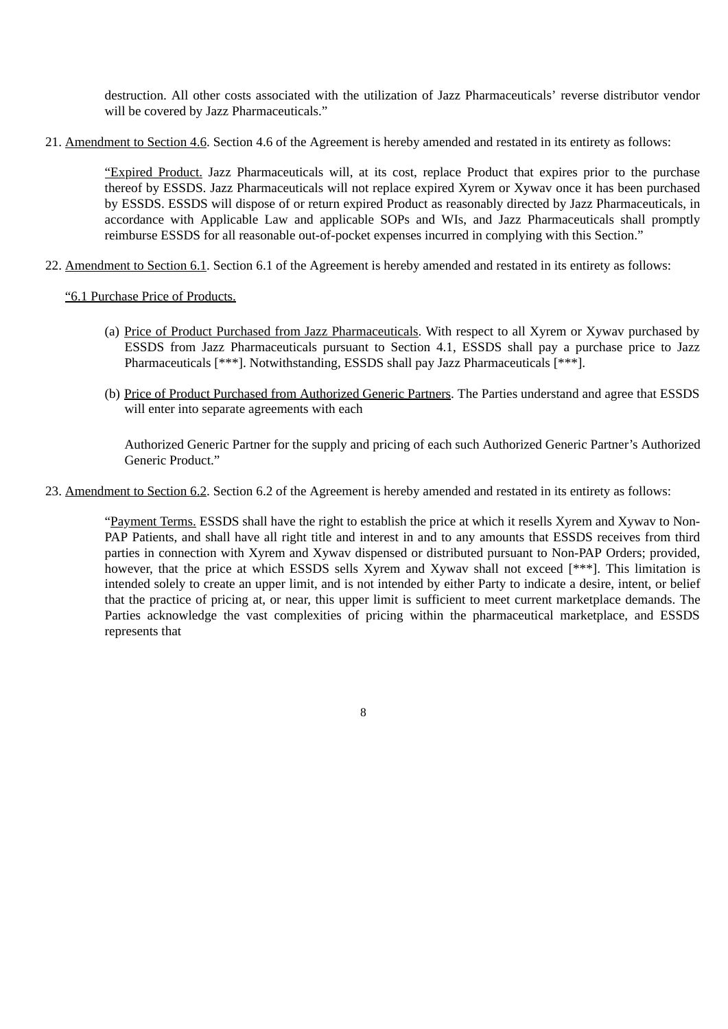destruction. All other costs associated with the utilization of Jazz Pharmaceuticals' reverse distributor vendor will be covered by Jazz Pharmaceuticals."

21. Amendment to Section 4.6. Section 4.6 of the Agreement is hereby amended and restated in its entirety as follows:

"Expired Product. Jazz Pharmaceuticals will, at its cost, replace Product that expires prior to the purchase thereof by ESSDS. Jazz Pharmaceuticals will not replace expired Xyrem or Xywav once it has been purchased by ESSDS. ESSDS will dispose of or return expired Product as reasonably directed by Jazz Pharmaceuticals, in accordance with Applicable Law and applicable SOPs and WIs, and Jazz Pharmaceuticals shall promptly reimburse ESSDS for all reasonable out-of-pocket expenses incurred in complying with this Section."

22. Amendment to Section 6.1. Section 6.1 of the Agreement is hereby amended and restated in its entirety as follows:

"6.1 Purchase Price of Products.

(a) Price of Product Purchased from Jazz Pharmaceuticals. With respect to all Xyrem or Xywav purchased by ESSDS from Jazz Pharmaceuticals pursuant to Section 4.1, ESSDS shall pay a purchase price to Jazz Pharmaceuticals [***]. Notwithstanding, ESSDS shall pay Jazz Pharmaceuticals [***].

(b) Price of Product Purchased from Authorized Generic Partners. The Parties understand and agree that ESSDS will enter into separate agreements with each

Authorized Generic Partner for the supply and pricing of each such Authorized Generic Partner's Authorized Generic Product."

23. Amendment to Section 6.2. Section 6.2 of the Agreement is hereby amended and restated in its entirety as follows:

"Payment Terms. ESSDS shall have the right to establish the price at which it resells Xyrem and Xywav to Non-PAP Patients, and shall have all right title and interest in and to any amounts that ESSDS receives from third parties in connection with Xyrem and Xywav dispensed or distributed pursuant to Non-PAP Orders; provided, however, that the price at which ESSDS sells Xyrem and Xywav shall not exceed [***]. This limitation is intended solely to create an upper limit, and is not intended by either Party to indicate a desire, intent, or belief that the practice of pricing at, or near, this upper limit is sufficient to meet current marketplace demands. The Parties acknowledge the vast complexities of pricing within the pharmaceutical marketplace, and ESSDS represents that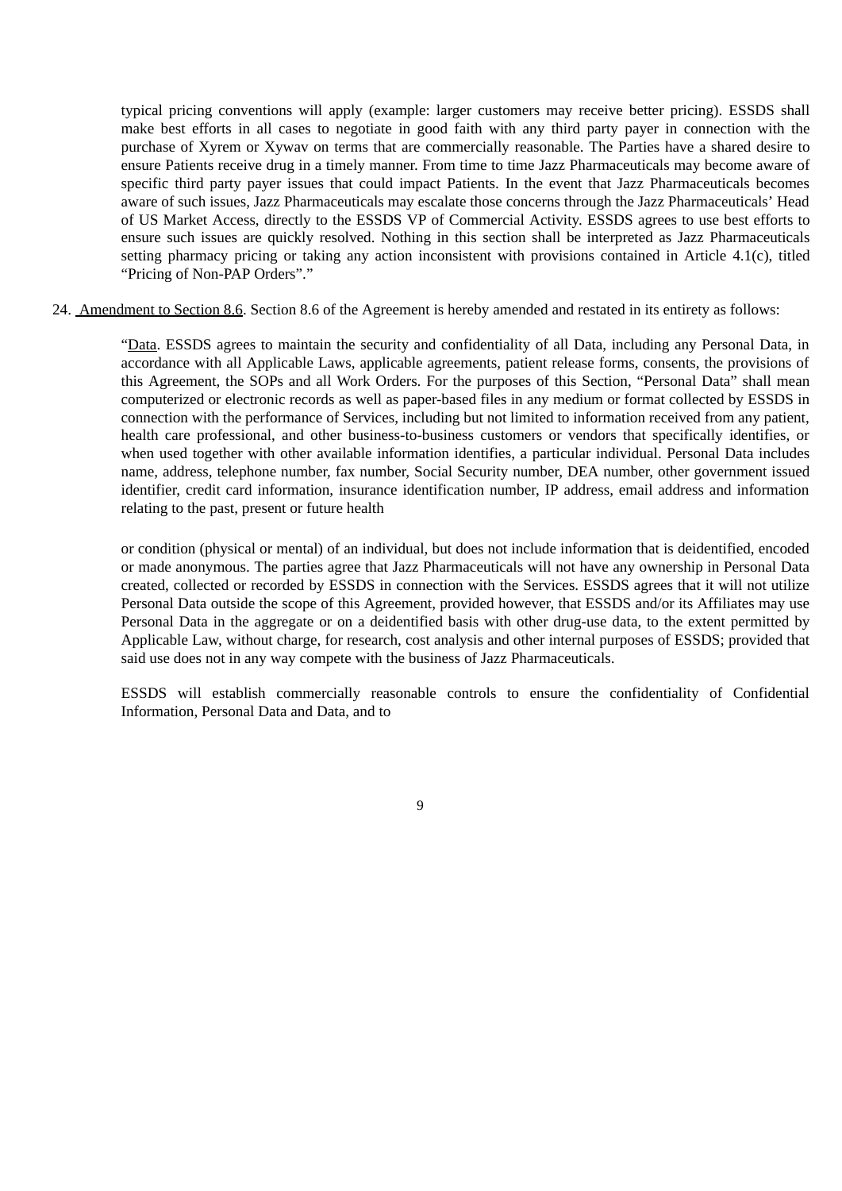typical pricing conventions will apply (example: larger customers may receive better pricing). ESSDS shall make best efforts in all cases to negotiate in good faith with any third party payer in connection with the purchase of Xyrem or Xywav on terms that are commercially reasonable. The Parties have a shared desire to ensure Patients receive drug in a timely manner. From time to time Jazz Pharmaceuticals may become aware of specific third party payer issues that could impact Patients. In the event that Jazz Pharmaceuticals becomes aware of such issues, Jazz Pharmaceuticals may escalate those concerns through the Jazz Pharmaceuticals' Head of US Market Access, directly to the ESSDS VP of Commercial Activity. ESSDS agrees to use best efforts to ensure such issues are quickly resolved. Nothing in this section shall be interpreted as Jazz Pharmaceuticals setting pharmacy pricing or taking any action inconsistent with provisions contained in Article 4.1(c), titled "Pricing of Non-PAP Orders"."

24. Amendment to Section 8.6. Section 8.6 of the Agreement is hereby amended and restated in its entirety as follows:

"Data. ESSDS agrees to maintain the security and confidentiality of all Data, including any Personal Data, in accordance with all Applicable Laws, applicable agreements, patient release forms, consents, the provisions of this Agreement, the SOPs and all Work Orders. For the purposes of this Section, "Personal Data" shall mean computerized or electronic records as well as paper-based files in any medium or format collected by ESSDS in connection with the performance of Services, including but not limited to information received from any patient, health care professional, and other business-to-business customers or vendors that specifically identifies, or when used together with other available information identifies, a particular individual. Personal Data includes name, address, telephone number, fax number, Social Security number, DEA number, other government issued identifier, credit card information, insurance identification number, IP address, email address and information relating to the past, present or future health

or condition (physical or mental) of an individual, but does not include information that is deidentified, encoded or made anonymous. The parties agree that Jazz Pharmaceuticals will not have any ownership in Personal Data created, collected or recorded by ESSDS in connection with the Services. ESSDS agrees that it will not utilize Personal Data outside the scope of this Agreement, provided however, that ESSDS and/or its Affiliates may use Personal Data in the aggregate or on a deidentified basis with other drug-use data, to the extent permitted by Applicable Law, without charge, for research, cost analysis and other internal purposes of ESSDS; provided that said use does not in any way compete with the business of Jazz Pharmaceuticals.

ESSDS will establish commercially reasonable controls to ensure the confidentiality of Confidential Information, Personal Data and Data, and to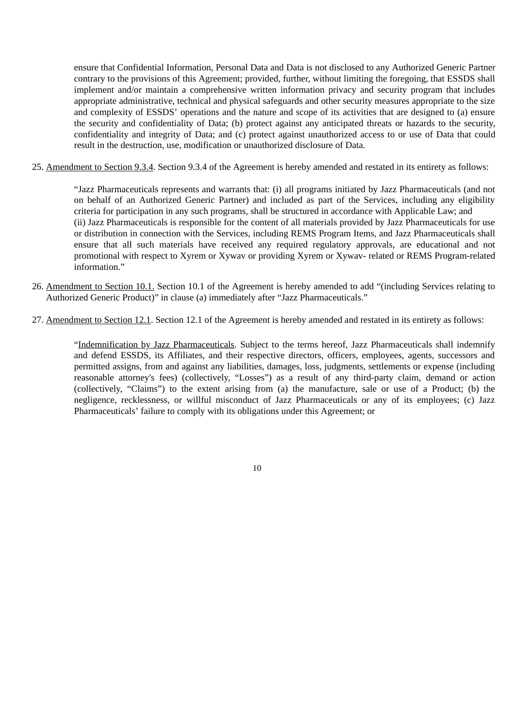ensure that Confidential Information, Personal Data and Data is not disclosed to any Authorized Generic Partner contrary to the provisions of this Agreement; provided, further, without limiting the foregoing, that ESSDS shall implement and/or maintain a comprehensive written information privacy and security program that includes appropriate administrative, technical and physical safeguards and other security measures appropriate to the size and complexity of ESSDS' operations and the nature and scope of its activities that are designed to (a) ensure the security and confidentiality of Data; (b) protect against any anticipated threats or hazards to the security, confidentiality and integrity of Data; and (c) protect against unauthorized access to or use of Data that could result in the destruction, use, modification or unauthorized disclosure of Data.

25. Amendment to Section 9.3.4. Section 9.3.4 of the Agreement is hereby amended and restated in its entirety as follows:

> "Jazz Pharmaceuticals represents and warrants that: (i) all programs initiated by Jazz Pharmaceuticals (and not on behalf of an Authorized Generic Partner) and included as part of the Services, including any eligibility criteria for participation in any such programs, shall be structured in accordance with Applicable Law; and
> (ii) Jazz Pharmaceuticals is responsible for the content of all materials provided by Jazz Pharmaceuticals for use or distribution in connection with the Services, including REMS Program Items, and Jazz Pharmaceuticals shall ensure that all such materials have received any required regulatory approvals, are educational and not promotional with respect to Xyrem or Xywav or providing Xyrem or Xywav- related or REMS Program-related information."

26. Amendment to Section 10.1. Section 10.1 of the Agreement is hereby amended to add "(including Services relating to Authorized Generic Product)" in clause (a) immediately after "Jazz Pharmaceuticals."

27. Amendment to Section 12.1. Section 12.1 of the Agreement is hereby amended and restated in its entirety as follows:

> "Indemnification by Jazz Pharmaceuticals. Subject to the terms hereof, Jazz Pharmaceuticals shall indemnify and defend ESSDS, its Affiliates, and their respective directors, officers, employees, agents, successors and permitted assigns, from and against any liabilities, damages, loss, judgments, settlements or expense (including reasonable attorney's fees) (collectively, "Losses") as a result of any third-party claim, demand or action (collectively, "Claims") to the extent arising from (a) the manufacture, sale or use of a Product; (b) the negligence, recklessness, or willful misconduct of Jazz Pharmaceuticals or any of its employees; (c) Jazz Pharmaceuticals' failure to comply with its obligations under this Agreement; or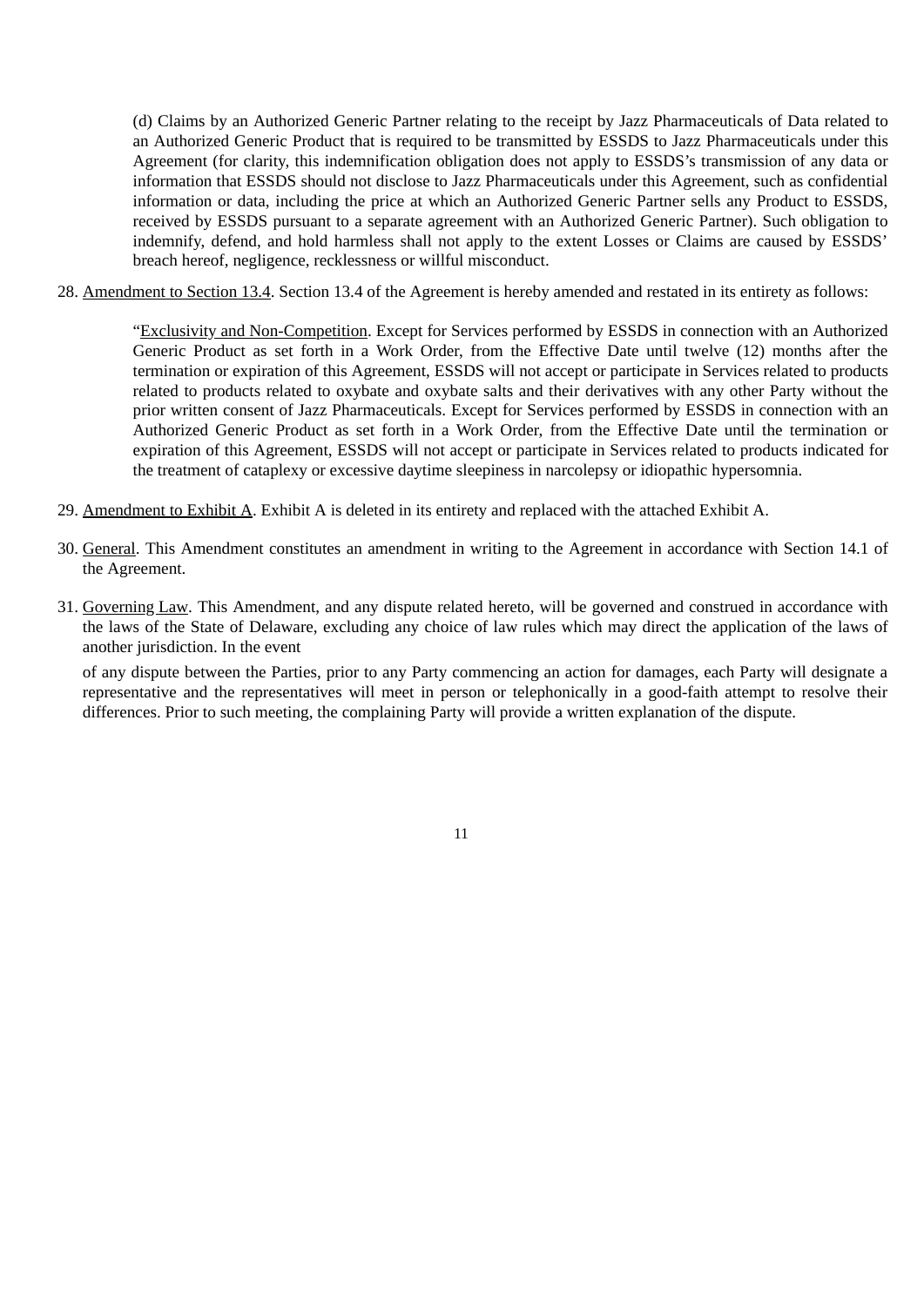(d) Claims by an Authorized Generic Partner relating to the receipt by Jazz Pharmaceuticals of Data related to an Authorized Generic Product that is required to be transmitted by ESSDS to Jazz Pharmaceuticals under this Agreement (for clarity, this indemnification obligation does not apply to ESSDS's transmission of any data or information that ESSDS should not disclose to Jazz Pharmaceuticals under this Agreement, such as confidential information or data, including the price at which an Authorized Generic Partner sells any Product to ESSDS, received by ESSDS pursuant to a separate agreement with an Authorized Generic Partner). Such obligation to indemnify, defend, and hold harmless shall not apply to the extent Losses or Claims are caused by ESSDS' breach hereof, negligence, recklessness or willful misconduct.

28. Amendment to Section 13.4. Section 13.4 of the Agreement is hereby amended and restated in its entirety as follows:

> "Exclusivity and Non-Competition. Except for Services performed by ESSDS in connection with an Authorized Generic Product as set forth in a Work Order, from the Effective Date until twelve (12) months after the termination or expiration of this Agreement, ESSDS will not accept or participate in Services related to products related to products related to oxybate and oxybate salts and their derivatives with any other Party without the prior written consent of Jazz Pharmaceuticals. Except for Services performed by ESSDS in connection with an Authorized Generic Product as set forth in a Work Order, from the Effective Date until the termination or expiration of this Agreement, ESSDS will not accept or participate in Services related to products indicated for the treatment of cataplexy or excessive daytime sleepiness in narcolepsy or idiopathic hypersomnia.

29. Amendment to Exhibit A. Exhibit A is deleted in its entirety and replaced with the attached Exhibit A.

30. General. This Amendment constitutes an amendment in writing to the Agreement in accordance with Section 14.1 of the Agreement.

31. Governing Law. This Amendment, and any dispute related hereto, will be governed and construed in accordance with the laws of the State of Delaware, excluding any choice of law rules which may direct the application of the laws of another jurisdiction. In the event

of any dispute between the Parties, prior to any Party commencing an action for damages, each Party will designate a representative and the representatives will meet in person or telephonically in a good-faith attempt to resolve their differences. Prior to such meeting, the complaining Party will provide a written explanation of the dispute.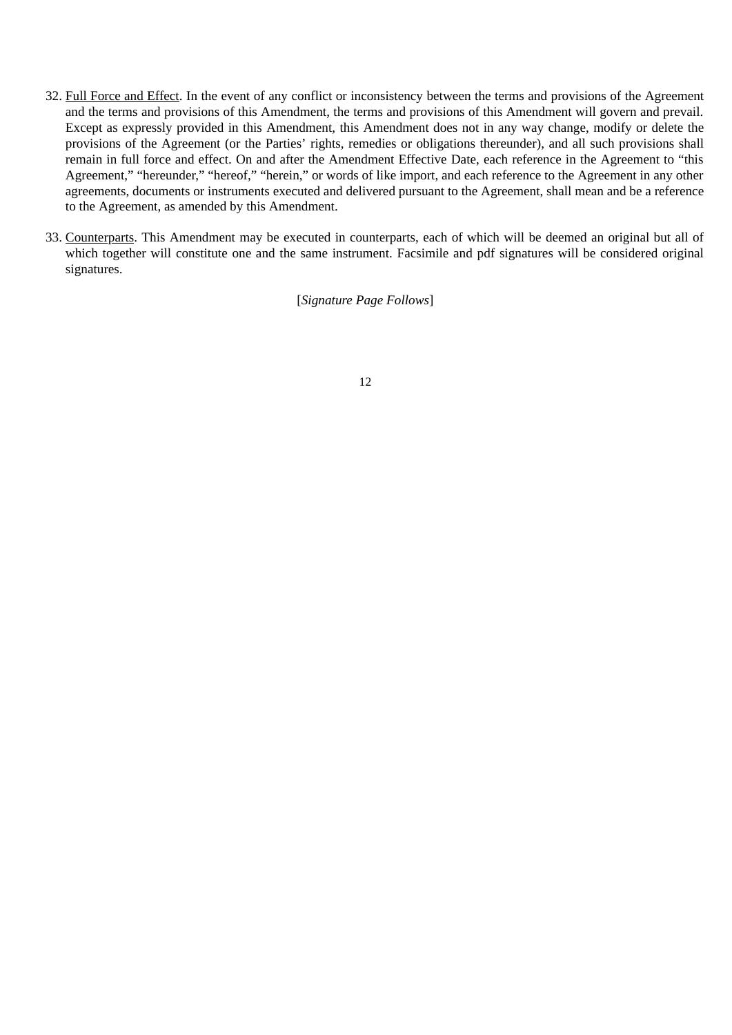32. Full Force and Effect. In the event of any conflict or inconsistency between the terms and provisions of the Agreement and the terms and provisions of this Amendment, the terms and provisions of this Amendment will govern and prevail. Except as expressly provided in this Amendment, this Amendment does not in any way change, modify or delete the provisions of the Agreement (or the Parties' rights, remedies or obligations thereunder), and all such provisions shall remain in full force and effect. On and after the Amendment Effective Date, each reference in the Agreement to "this Agreement," "hereunder," "hereof," "herein," or words of like import, and each reference to the Agreement in any other agreements, documents or instruments executed and delivered pursuant to the Agreement, shall mean and be a reference to the Agreement, as amended by this Amendment.

33. Counterparts. This Amendment may be executed in counterparts, each of which will be deemed an original but all of which together will constitute one and the same instrument. Facsimile and pdf signatures will be considered original signatures.

[*Signature Page Follows*]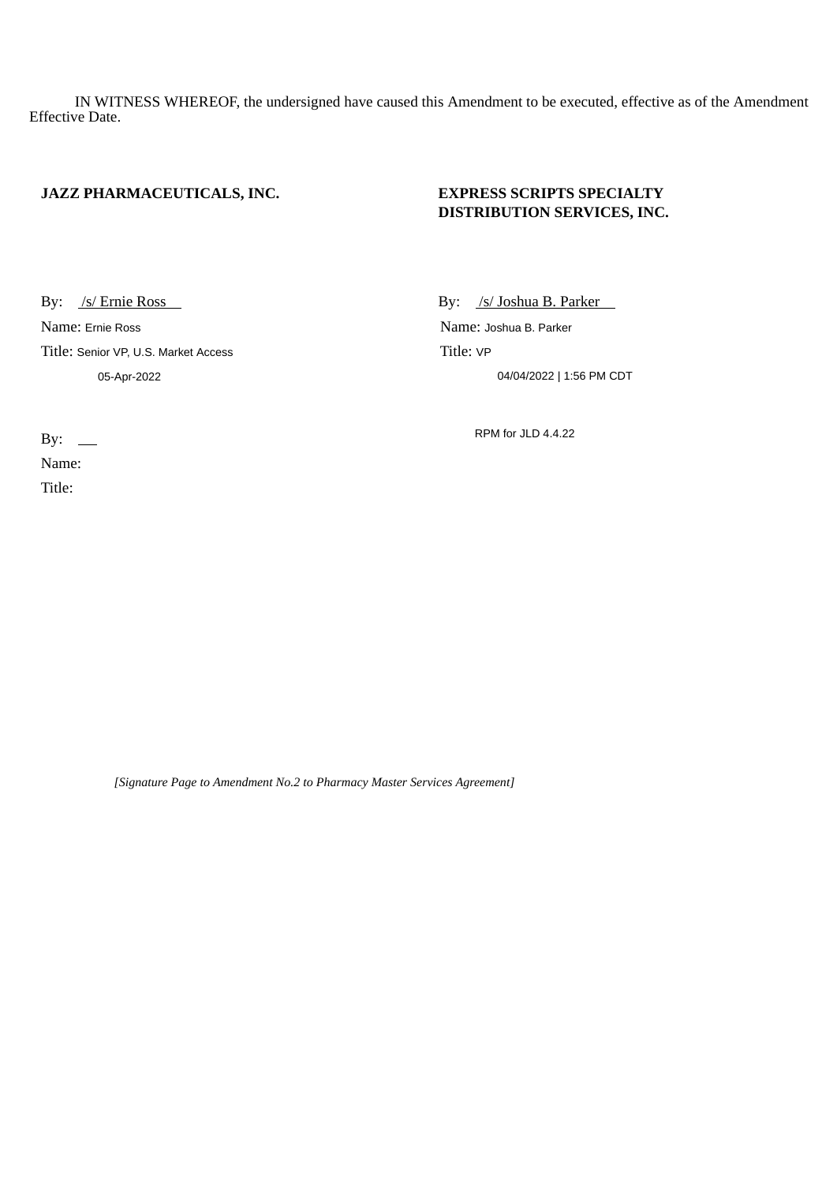IN WITNESS WHEREOF, the undersigned have caused this Amendment to be executed, effective as of the Amendment Effective Date.

| **JAZZ PHARMACEUTICALS, INC.** | **EXPRESS SCRIPTS SPECIALTY DISTRIBUTION SERVICES, INC.** |
| --- | --- |
| By: /s/ Ernie Ross | By: /s/ Joshua B. Parker |
| Name: Ernie Ross | Name: Joshua B. Parker |
| Title: Senior VP, U.S. Market Access | Title: VP |
| 05-Apr-2022 | 04/04/2022 \| 1:56 PM CDT |
| | RPM for JLD 4.4.22 |
| By: | |
| Name: | |
| Title: | |

*[Signature Page to Amendment No.2 to Pharmacy Master Services Agreement]*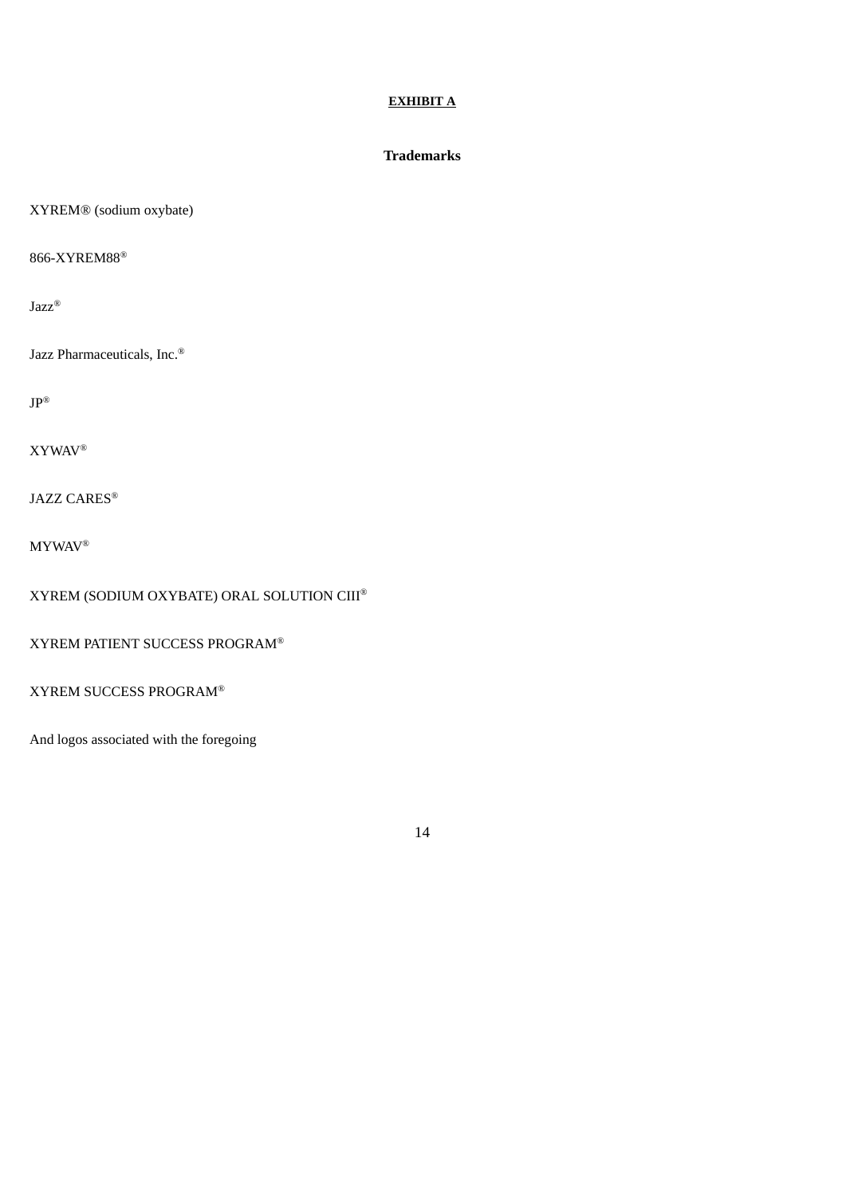**EXHIBIT A**

**Trademarks**

XYREM® (sodium oxybate)

866-XYREM88®

Jazz®

Jazz Pharmaceuticals, Inc.®

JP®

XYWAV®

JAZZ CARES®

MYWAV®

XYREM (SODIUM OXYBATE) ORAL SOLUTION CIII®

XYREM PATIENT SUCCESS PROGRAM®

XYREM SUCCESS PROGRAM®

And logos associated with the foregoing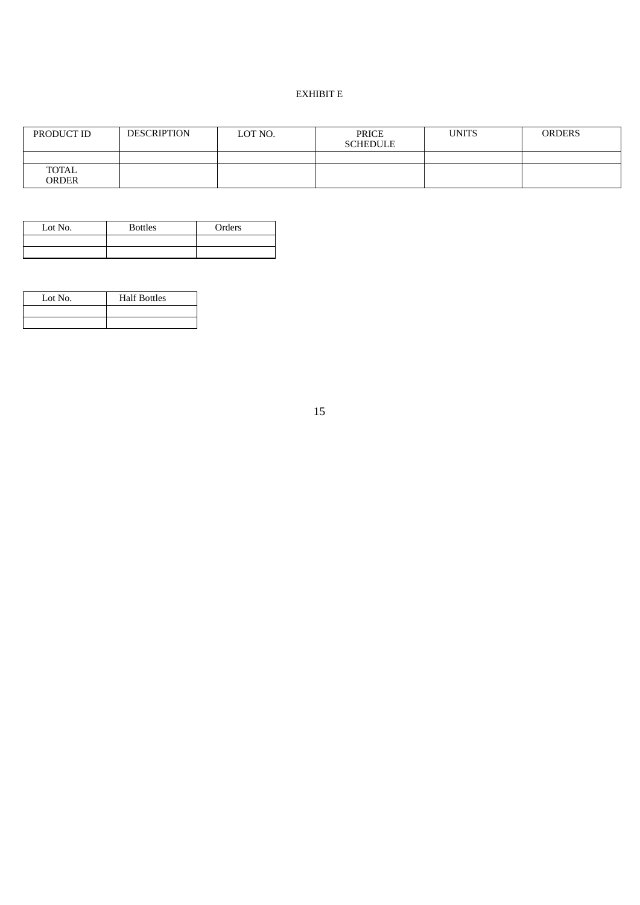EXHIBIT E

| PRODUCT ID | DESCRIPTION | LOT NO. | PRICE SCHEDULE | UNITS | ORDERS |
| --- | --- | --- | --- | --- | --- |
| | | | | | |
| TOTAL ORDER | | | | | |

| Lot No. | Bottles | Orders |
| --- | --- | --- |
| | | |
| | | |

| Lot No. | Half Bottles |
| --- | --- |
| | |
| | |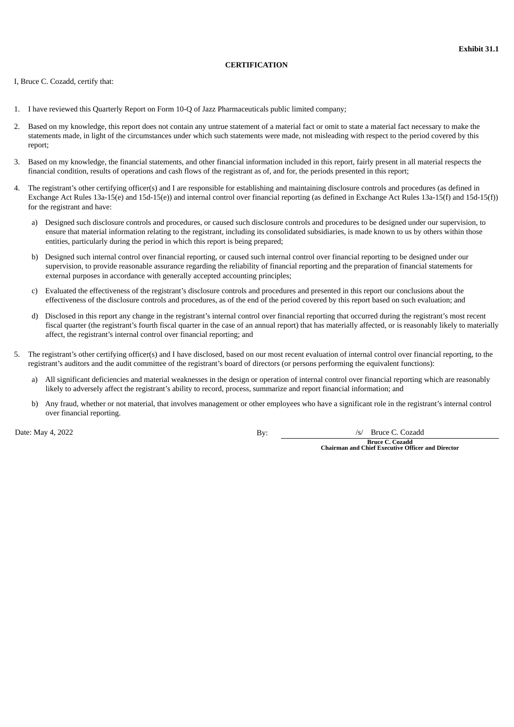**Exhibit 31.1**

**CERTIFICATION**

I, Bruce C. Cozadd, certify that:

1. I have reviewed this Quarterly Report on Form 10-Q of Jazz Pharmaceuticals public limited company;
2. Based on my knowledge, this report does not contain any untrue statement of a material fact or omit to state a material fact necessary to make the statements made, in light of the circumstances under which such statements were made, not misleading with respect to the period covered by this report;
3. Based on my knowledge, the financial statements, and other financial information included in this report, fairly present in all material respects the financial condition, results of operations and cash flows of the registrant as of, and for, the periods presented in this report;
4. The registrant's other certifying officer(s) and I are responsible for establishing and maintaining disclosure controls and procedures (as defined in Exchange Act Rules 13a-15(e) and 15d-15(e)) and internal control over financial reporting (as defined in Exchange Act Rules 13a-15(f) and 15d-15(f)) for the registrant and have:
   a) Designed such disclosure controls and procedures, or caused such disclosure controls and procedures to be designed under our supervision, to ensure that material information relating to the registrant, including its consolidated subsidiaries, is made known to us by others within those entities, particularly during the period in which this report is being prepared;
   b) Designed such internal control over financial reporting, or caused such internal control over financial reporting to be designed under our supervision, to provide reasonable assurance regarding the reliability of financial reporting and the preparation of financial statements for external purposes in accordance with generally accepted accounting principles;
   c) Evaluated the effectiveness of the registrant's disclosure controls and procedures and presented in this report our conclusions about the effectiveness of the disclosure controls and procedures, as of the end of the period covered by this report based on such evaluation; and
   d) Disclosed in this report any change in the registrant's internal control over financial reporting that occurred during the registrant's most recent fiscal quarter (the registrant's fourth fiscal quarter in the case of an annual report) that has materially affected, or is reasonably likely to materially affect, the registrant's internal control over financial reporting; and
5. The registrant's other certifying officer(s) and I have disclosed, based on our most recent evaluation of internal control over financial reporting, to the registrant's auditors and the audit committee of the registrant's board of directors (or persons performing the equivalent functions):
   a) All significant deficiencies and material weaknesses in the design or operation of internal control over financial reporting which are reasonably likely to adversely affect the registrant's ability to record, process, summarize and report financial information; and
   b) Any fraud, whether or not material, that involves management or other employees who have a significant role in the registrant's internal control over financial reporting.

Date: May 4, 2022

By: /s/ Bruce C. Cozadd

**Bruce C. Cozadd**
**Chairman and Chief Executive Officer and Director**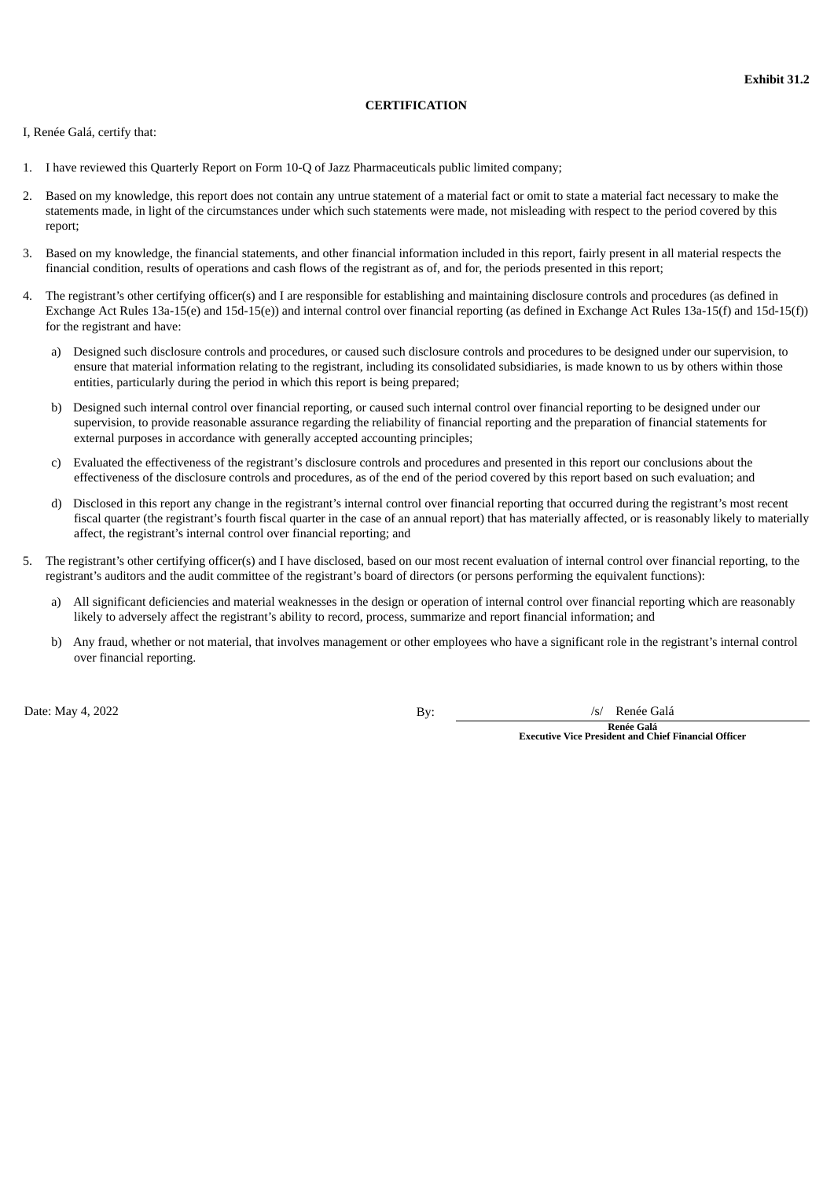**Exhibit 31.2**

**CERTIFICATION**

I, Renée Galá, certify that:

1. I have reviewed this Quarterly Report on Form 10-Q of Jazz Pharmaceuticals public limited company;

2. Based on my knowledge, this report does not contain any untrue statement of a material fact or omit to state a material fact necessary to make the statements made, in light of the circumstances under which such statements were made, not misleading with respect to the period covered by this report;

3. Based on my knowledge, the financial statements, and other financial information included in this report, fairly present in all material respects the financial condition, results of operations and cash flows of the registrant as of, and for, the periods presented in this report;

4. The registrant's other certifying officer(s) and I are responsible for establishing and maintaining disclosure controls and procedures (as defined in Exchange Act Rules 13a-15(e) and 15d-15(e)) and internal control over financial reporting (as defined in Exchange Act Rules 13a-15(f) and 15d-15(f)) for the registrant and have:

   a) Designed such disclosure controls and procedures, or caused such disclosure controls and procedures to be designed under our supervision, to ensure that material information relating to the registrant, including its consolidated subsidiaries, is made known to us by others within those entities, particularly during the period in which this report is being prepared;

   b) Designed such internal control over financial reporting, or caused such internal control over financial reporting to be designed under our supervision, to provide reasonable assurance regarding the reliability of financial reporting and the preparation of financial statements for external purposes in accordance with generally accepted accounting principles;

   c) Evaluated the effectiveness of the registrant's disclosure controls and procedures and presented in this report our conclusions about the effectiveness of the disclosure controls and procedures, as of the end of the period covered by this report based on such evaluation; and

   d) Disclosed in this report any change in the registrant's internal control over financial reporting that occurred during the registrant's most recent fiscal quarter (the registrant's fourth fiscal quarter in the case of an annual report) that has materially affected, or is reasonably likely to materially affect, the registrant's internal control over financial reporting; and

5. The registrant's other certifying officer(s) and I have disclosed, based on our most recent evaluation of internal control over financial reporting, to the registrant's auditors and the audit committee of the registrant's board of directors (or persons performing the equivalent functions):

   a) All significant deficiencies and material weaknesses in the design or operation of internal control over financial reporting which are reasonably likely to adversely affect the registrant's ability to record, process, summarize and report financial information; and

   b) Any fraud, whether or not material, that involves management or other employees who have a significant role in the registrant's internal control over financial reporting.

Date: May 4, 2022

By: /s/ Renée Galá

**Renée Galá**
**Executive Vice President and Chief Financial Officer**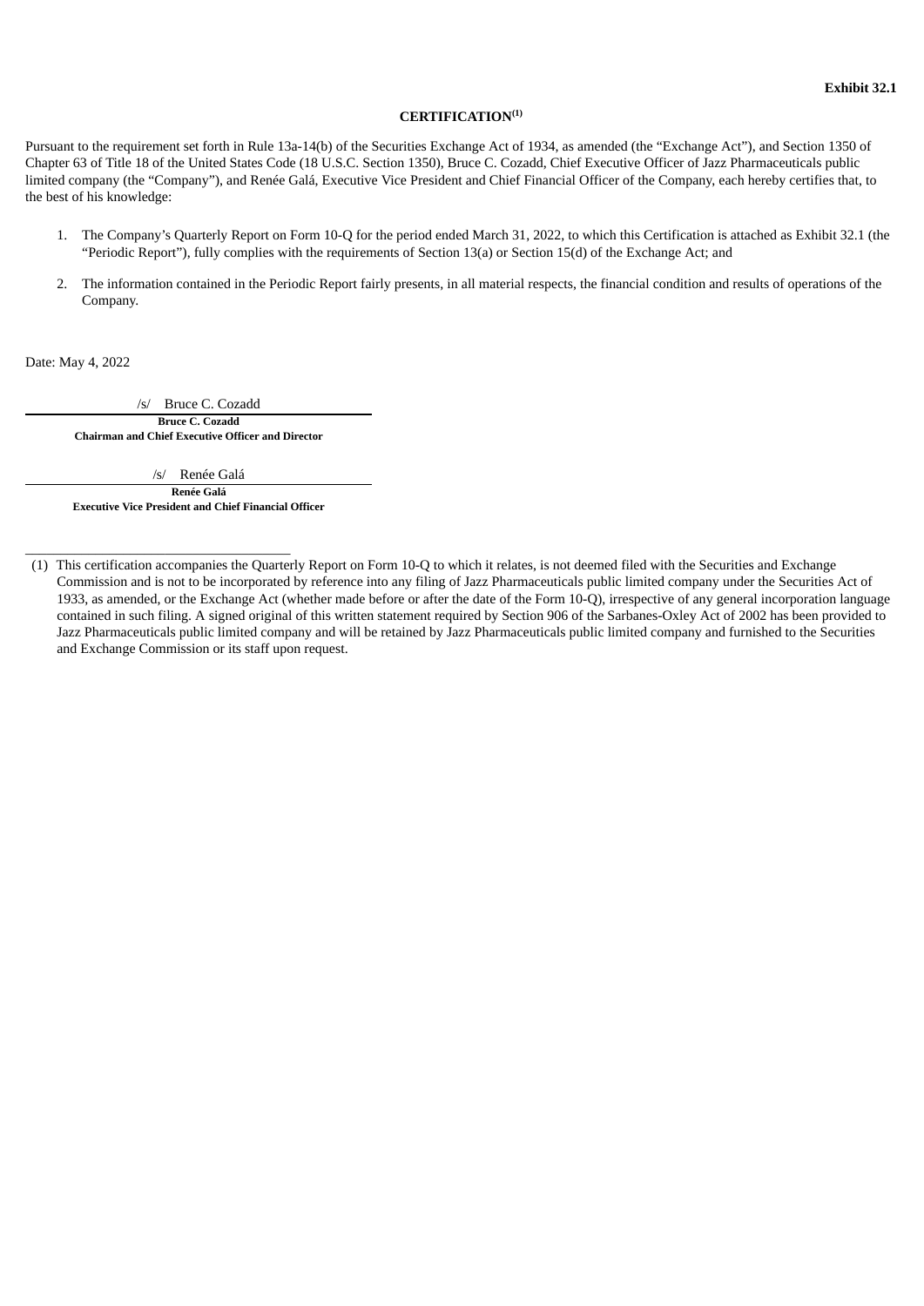**Exhibit 32.1**

**CERTIFICATION[(1)]**

Pursuant to the requirement set forth in Rule 13a-14(b) of the Securities Exchange Act of 1934, as amended (the "Exchange Act"), and Section 1350 of Chapter 63 of Title 18 of the United States Code (18 U.S.C. Section 1350), Bruce C. Cozadd, Chief Executive Officer of Jazz Pharmaceuticals public limited company (the "Company"), and Renée Galá, Executive Vice President and Chief Financial Officer of the Company, each hereby certifies that, to the best of his knowledge:

1. The Company's Quarterly Report on Form 10-Q for the period ended March 31, 2022, to which this Certification is attached as Exhibit 32.1 (the "Periodic Report"), fully complies with the requirements of Section 13(a) or Section 15(d) of the Exchange Act; and

2. The information contained in the Periodic Report fairly presents, in all material respects, the financial condition and results of operations of the Company.

Date: May 4, 2022

/s/ Bruce C. Cozadd

**Bruce C. Cozadd**
**Chairman and Chief Executive Officer and Director**

/s/ Renée Galá

**Renée Galá**
**Executive Vice President and Chief Financial Officer**

---

(1) This certification accompanies the Quarterly Report on Form 10-Q to which it relates, is not deemed filed with the Securities and Exchange Commission and is not to be incorporated by reference into any filing of Jazz Pharmaceuticals public limited company under the Securities Act of 1933, as amended, or the Exchange Act (whether made before or after the date of the Form 10-Q), irrespective of any general incorporation language contained in such filing. A signed original of this written statement required by Section 906 of the Sarbanes-Oxley Act of 2002 has been provided to Jazz Pharmaceuticals public limited company and will be retained by Jazz Pharmaceuticals public limited company and furnished to the Securities and Exchange Commission or its staff upon request.